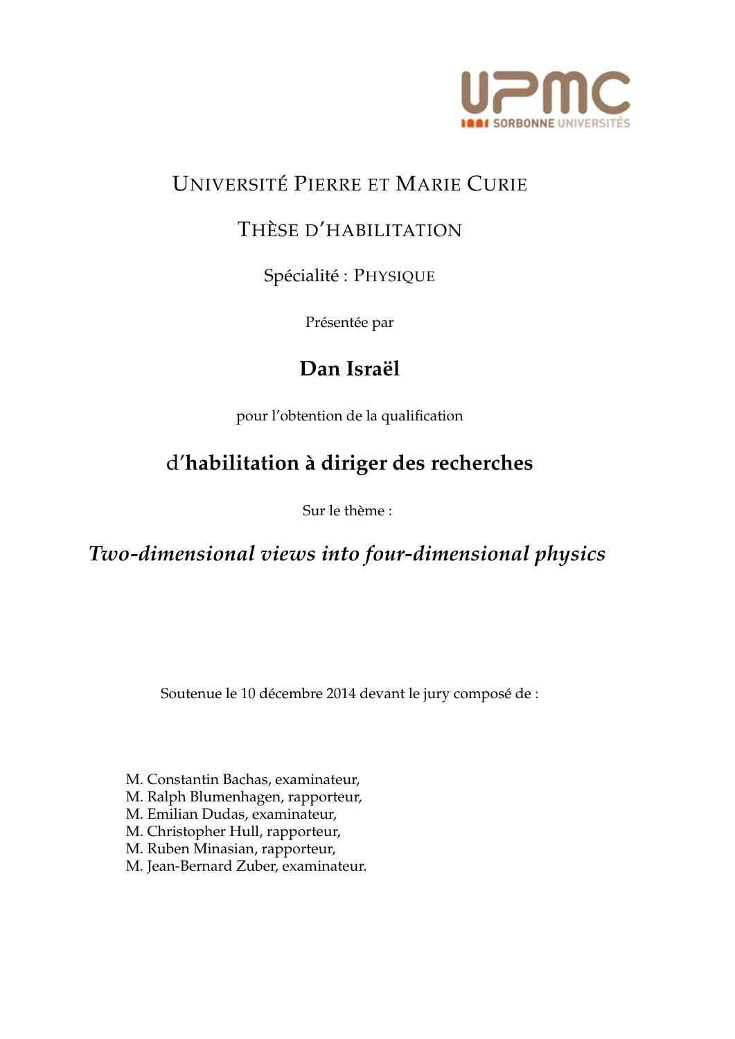UPMC
SORBONNE UNIVERSITÉS

# UNIVERSITÉ PIERRE ET MARIE CURIE

## THÈSE D'HABILITATION

Spécialité : PHYSIQUE

Présentée par

## Dan Israël

pour l'obtention de la qualification

## d'habilitation à diriger des recherches

Sur le thème :

## *Two-dimensional views into four-dimensional physics*

Soutenue le 10 décembre 2014 devant le jury composé de :

M. Constantin Bachas, examinateur,
M. Ralph Blumenhagen, rapporteur,
M. Emilian Dudas, examinateur,
M. Christopher Hull, rapporteur,
M. Ruben Minasian, rapporteur,
M. Jean-Bernard Zuber, examinateur.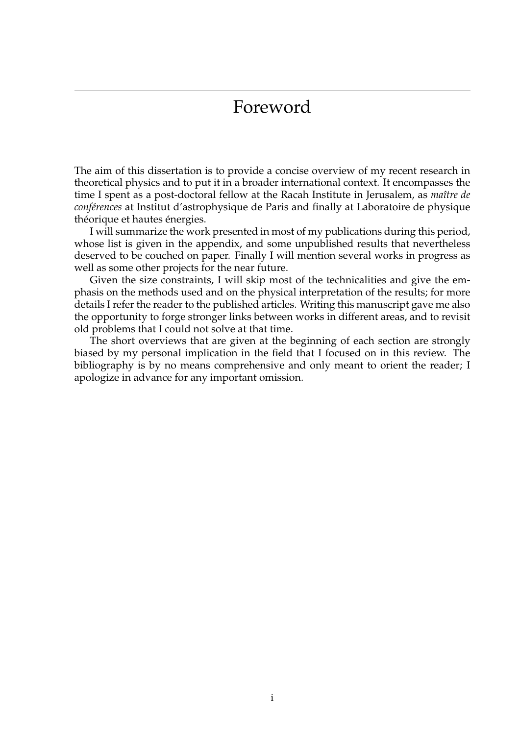# Foreword

The aim of this dissertation is to provide a concise overview of my recent research in theoretical physics and to put it in a broader international context. It encompasses the time I spent as a post-doctoral fellow at the Racah Institute in Jerusalem, as *maître de conférences* at Institut d'astrophysique de Paris and finally at Laboratoire de physique théorique et hautes énergies.

I will summarize the work presented in most of my publications during this period, whose list is given in the appendix, and some unpublished results that nevertheless deserved to be couched on paper. Finally I will mention several works in progress as well as some other projects for the near future.

Given the size constraints, I will skip most of the technicalities and give the emphasis on the methods used and on the physical interpretation of the results; for more details I refer the reader to the published articles. Writing this manuscript gave me also the opportunity to forge stronger links between works in different areas, and to revisit old problems that I could not solve at that time.

The short overviews that are given at the beginning of each section are strongly biased by my personal implication in the field that I focused on in this review. The bibliography is by no means comprehensive and only meant to orient the reader; I apologize in advance for any important omission.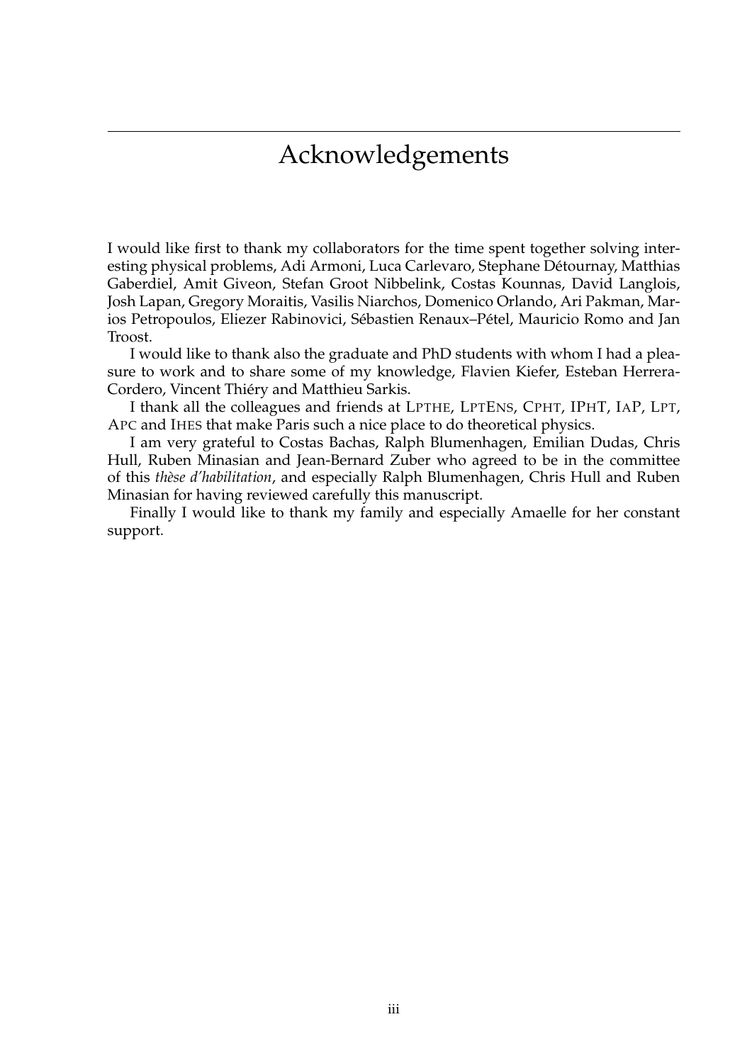# Acknowledgements

I would like first to thank my collaborators for the time spent together solving interesting physical problems, Adi Armoni, Luca Carlevaro, Stephane Détournay, Matthias Gaberdiel, Amit Giveon, Stefan Groot Nibbelink, Costas Kounnas, David Langlois, Josh Lapan, Gregory Moraitis, Vasilis Niarchos, Domenico Orlando, Ari Pakman, Marios Petropoulos, Eliezer Rabinovici, Sébastien Renaux–Pétel, Mauricio Romo and Jan Troost.

I would like to thank also the graduate and PhD students with whom I had a pleasure to work and to share some of my knowledge, Flavien Kiefer, Esteban Herrera-Cordero, Vincent Thiéry and Matthieu Sarkis.

I thank all the colleagues and friends at LPTHE, LPTENS, CPHT, IPHT, IAP, LPT, APC and IHES that make Paris such a nice place to do theoretical physics.

I am very grateful to Costas Bachas, Ralph Blumenhagen, Emilian Dudas, Chris Hull, Ruben Minasian and Jean-Bernard Zuber who agreed to be in the committee of this *thèse d'habilitation*, and especially Ralph Blumenhagen, Chris Hull and Ruben Minasian for having reviewed carefully this manuscript.

Finally I would like to thank my family and especially Amaelle for her constant support.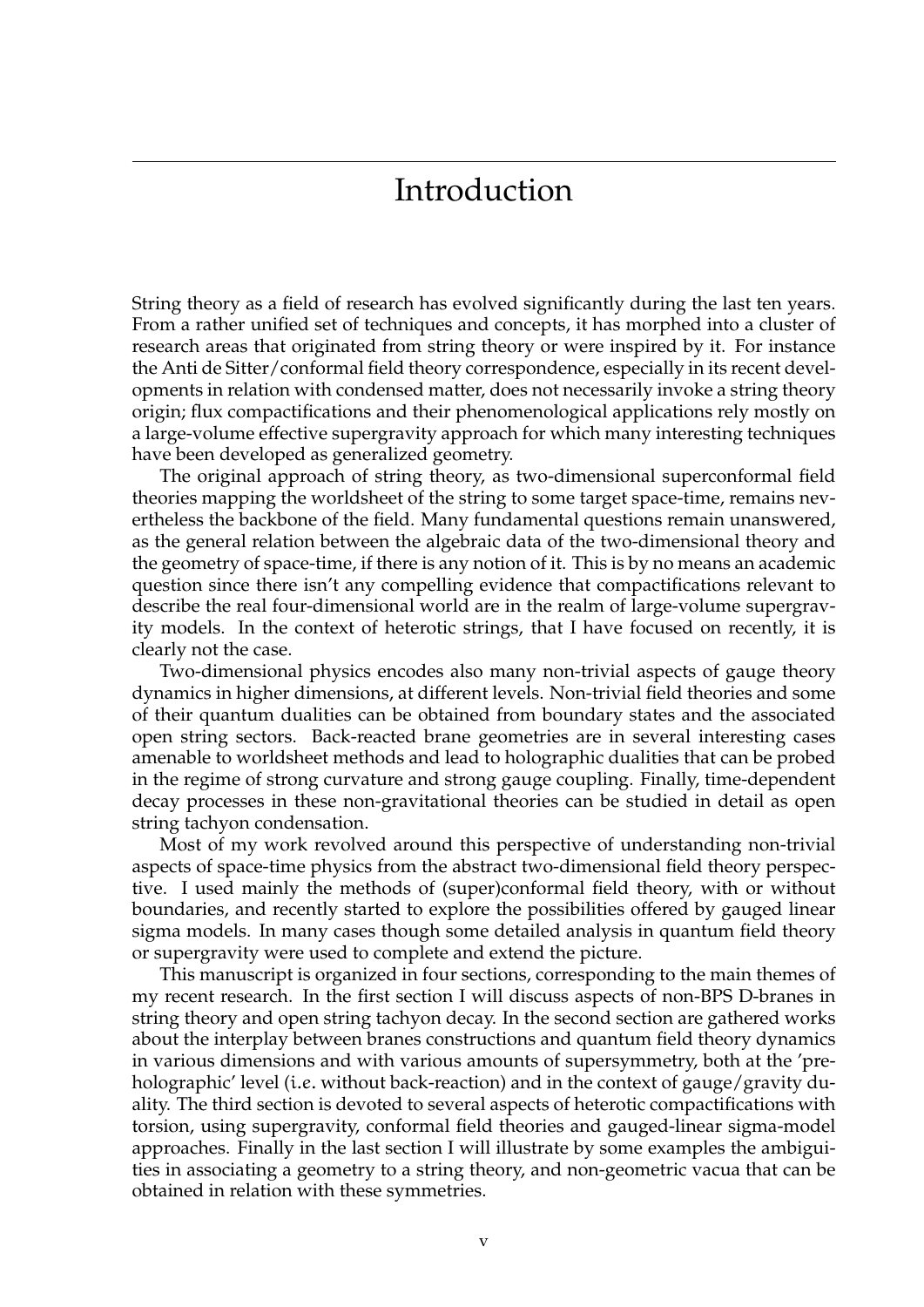# Introduction

String theory as a field of research has evolved significantly during the last ten years. From a rather unified set of techniques and concepts, it has morphed into a cluster of research areas that originated from string theory or were inspired by it. For instance the Anti de Sitter/conformal field theory correspondence, especially in its recent developments in relation with condensed matter, does not necessarily invoke a string theory origin; flux compactifications and their phenomenological applications rely mostly on a large-volume effective supergravity approach for which many interesting techniques have been developed as generalized geometry.

The original approach of string theory, as two-dimensional superconformal field theories mapping the worldsheet of the string to some target space-time, remains nevertheless the backbone of the field. Many fundamental questions remain unanswered, as the general relation between the algebraic data of the two-dimensional theory and the geometry of space-time, if there is any notion of it. This is by no means an academic question since there isn't any compelling evidence that compactifications relevant to describe the real four-dimensional world are in the realm of large-volume supergravity models. In the context of heterotic strings, that I have focused on recently, it is clearly not the case.

Two-dimensional physics encodes also many non-trivial aspects of gauge theory dynamics in higher dimensions, at different levels. Non-trivial field theories and some of their quantum dualities can be obtained from boundary states and the associated open string sectors. Back-reacted brane geometries are in several interesting cases amenable to worldsheet methods and lead to holographic dualities that can be probed in the regime of strong curvature and strong gauge coupling. Finally, time-dependent decay processes in these non-gravitational theories can be studied in detail as open string tachyon condensation.

Most of my work revolved around this perspective of understanding non-trivial aspects of space-time physics from the abstract two-dimensional field theory perspective. I used mainly the methods of (super)conformal field theory, with or without boundaries, and recently started to explore the possibilities offered by gauged linear sigma models. In many cases though some detailed analysis in quantum field theory or supergravity were used to complete and extend the picture.

This manuscript is organized in four sections, corresponding to the main themes of my recent research. In the first section I will discuss aspects of non-BPS D-branes in string theory and open string tachyon decay. In the second section are gathered works about the interplay between branes constructions and quantum field theory dynamics in various dimensions and with various amounts of supersymmetry, both at the 'pre-holographic' level (*i.e.* without back-reaction) and in the context of gauge/gravity duality. The third section is devoted to several aspects of heterotic compactifications with torsion, using supergravity, conformal field theories and gauged-linear sigma-model approaches. Finally in the last section I will illustrate by some examples the ambiguities in associating a geometry to a string theory, and non-geometric vacua that can be obtained in relation with these symmetries.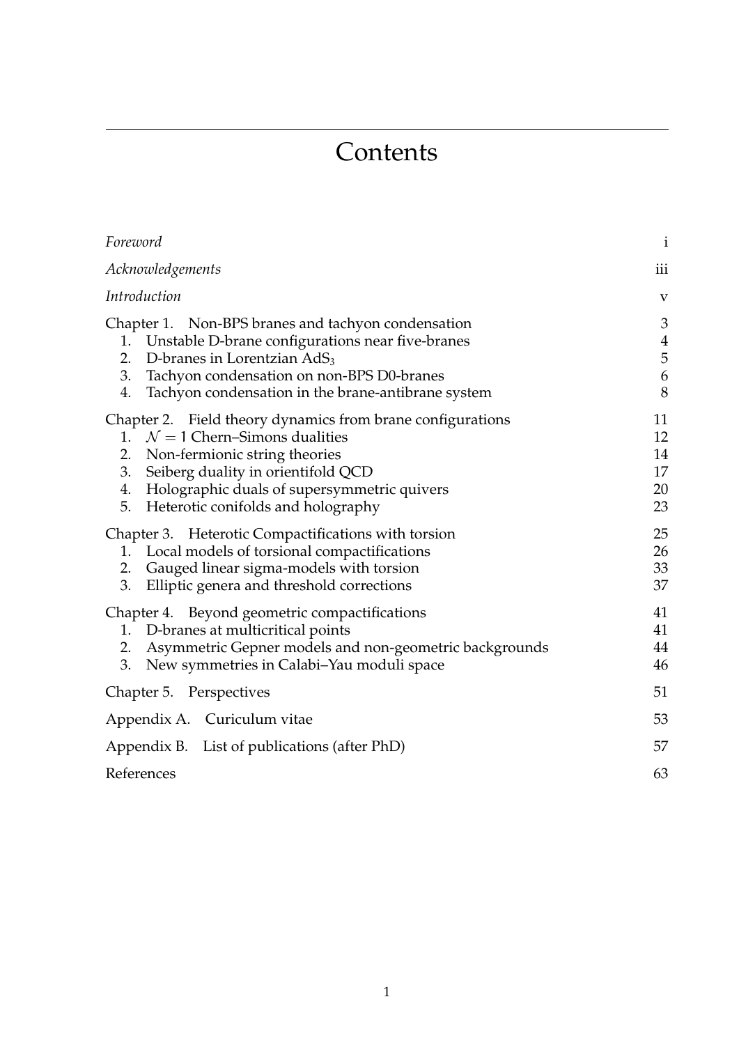# Contents

| | |
|---|---|
| *Foreword* | i |
| *Acknowledgements* | iii |
| *Introduction* | v |
| Chapter 1. Non-BPS branes and tachyon condensation | 3 |
| 1. Unstable D-brane configurations near five-branes | 4 |
| 2. D-branes in Lorentzian $AdS_3$ | 5 |
| 3. Tachyon condensation on non-BPS D0-branes | 6 |
| 4. Tachyon condensation in the brane-antibrane system | 8 |
| Chapter 2. Field theory dynamics from brane configurations | 11 |
| 1. $\mathcal{N} = 1$ Chern–Simons dualities | 12 |
| 2. Non-fermionic string theories | 14 |
| 3. Seiberg duality in orientifold QCD | 17 |
| 4. Holographic duals of supersymmetric quivers | 20 |
| 5. Heterotic conifolds and holography | 23 |
| Chapter 3. Heterotic Compactifications with torsion | 25 |
| 1. Local models of torsional compactifications | 26 |
| 2. Gauged linear sigma-models with torsion | 33 |
| 3. Elliptic genera and threshold corrections | 37 |
| Chapter 4. Beyond geometric compactifications | 41 |
| 1. D-branes at multicritical points | 41 |
| 2. Asymmetric Gepner models and non-geometric backgrounds | 44 |
| 3. New symmetries in Calabi–Yau moduli space | 46 |
| Chapter 5. Perspectives | 51 |
| Appendix A. Curiculum vitae | 53 |
| Appendix B. List of publications (after PhD) | 57 |
| References | 63 |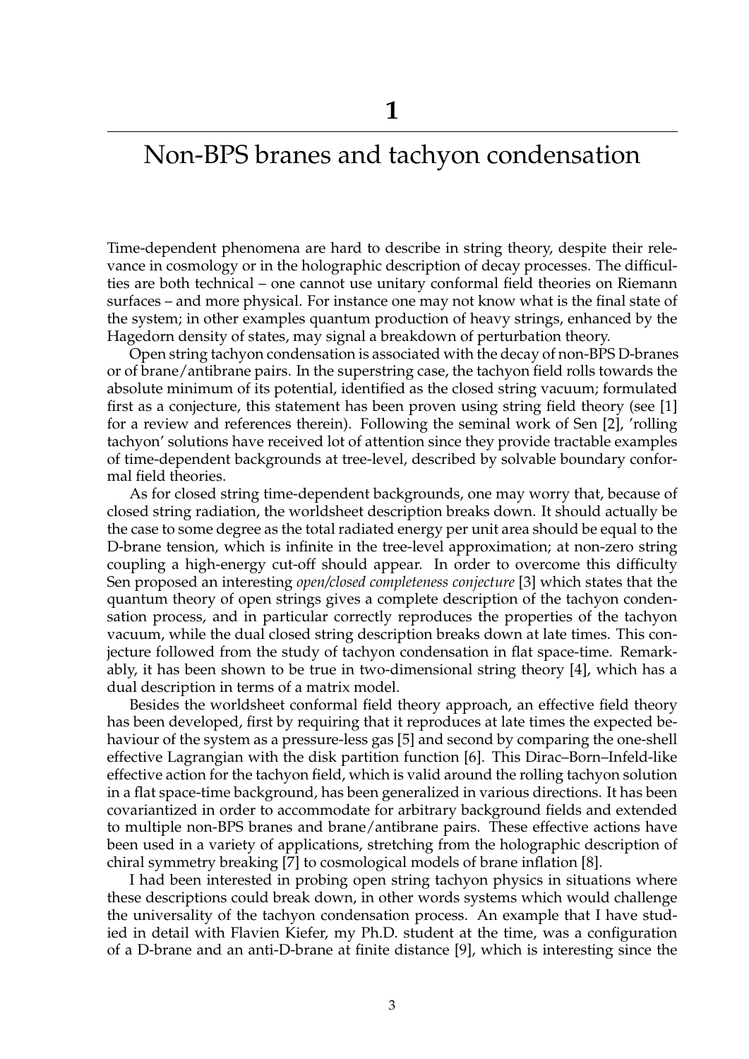# 1

# Non-BPS branes and tachyon condensation

Time-dependent phenomena are hard to describe in string theory, despite their relevance in cosmology or in the holographic description of decay processes. The difficulties are both technical – one cannot use unitary conformal field theories on Riemann surfaces – and more physical. For instance one may not know what is the final state of the system; in other examples quantum production of heavy strings, enhanced by the Hagedorn density of states, may signal a breakdown of perturbation theory.

Open string tachyon condensation is associated with the decay of non-BPS D-branes or of brane/antibrane pairs. In the superstring case, the tachyon field rolls towards the absolute minimum of its potential, identified as the closed string vacuum; formulated first as a conjecture, this statement has been proven using string field theory (see [1] for a review and references therein). Following the seminal work of Sen [2], 'rolling tachyon' solutions have received lot of attention since they provide tractable examples of time-dependent backgrounds at tree-level, described by solvable boundary conformal field theories.

As for closed string time-dependent backgrounds, one may worry that, because of closed string radiation, the worldsheet description breaks down. It should actually be the case to some degree as the total radiated energy per unit area should be equal to the D-brane tension, which is infinite in the tree-level approximation; at non-zero string coupling a high-energy cut-off should appear. In order to overcome this difficulty Sen proposed an interesting *open/closed completeness conjecture* [3] which states that the quantum theory of open strings gives a complete description of the tachyon condensation process, and in particular correctly reproduces the properties of the tachyon vacuum, while the dual closed string description breaks down at late times. This conjecture followed from the study of tachyon condensation in flat space-time. Remarkably, it has been shown to be true in two-dimensional string theory [4], which has a dual description in terms of a matrix model.

Besides the worldsheet conformal field theory approach, an effective field theory has been developed, first by requiring that it reproduces at late times the expected behaviour of the system as a pressure-less gas [5] and second by comparing the one-shell effective Lagrangian with the disk partition function [6]. This Dirac–Born–Infeld-like effective action for the tachyon field, which is valid around the rolling tachyon solution in a flat space-time background, has been generalized in various directions. It has been covariantized in order to accommodate for arbitrary background fields and extended to multiple non-BPS branes and brane/antibrane pairs. These effective actions have been used in a variety of applications, stretching from the holographic description of chiral symmetry breaking [7] to cosmological models of brane inflation [8].

I had been interested in probing open string tachyon physics in situations where these descriptions could break down, in other words systems which would challenge the universality of the tachyon condensation process. An example that I have studied in detail with Flavien Kiefer, my Ph.D. student at the time, was a configuration of a D-brane and an anti-D-brane at finite distance [9], which is interesting since the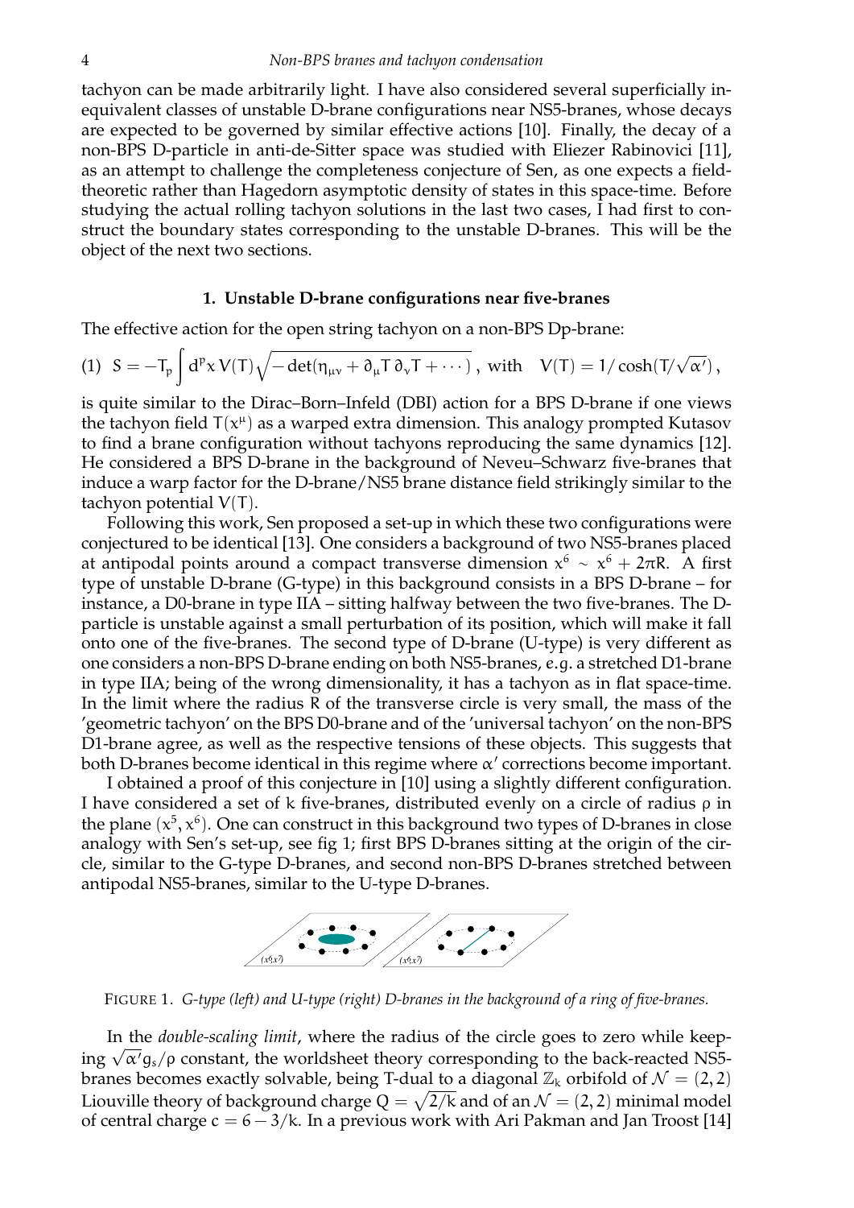tachyon can be made arbitrarily light. I have also considered several superficially inequivalent classes of unstable D-brane configurations near NS5-branes, whose decays are expected to be governed by similar effective actions [10]. Finally, the decay of a non-BPS D-particle in anti-de-Sitter space was studied with Eliezer Rabinovici [11], as an attempt to challenge the completeness conjecture of Sen, as one expects a field-theoretic rather than Hagedorn asymptotic density of states in this space-time. Before studying the actual rolling tachyon solutions in the last two cases, I had first to construct the boundary states corresponding to the unstable D-branes. This will be the object of the next two sections.

### 1. Unstable D-brane configurations near five-branes

The effective action for the open string tachyon on a non-BPS Dp-brane:

$$(1)\quad S = -T_p \int d^p x\, V(T) \sqrt{-\det(\eta_{\mu\nu} + \partial_\mu T\, \partial_\nu T + \cdots)}\,, \text{ with } \quad V(T) = 1/\cosh(T/\sqrt{\alpha'})\,,$$

is quite similar to the Dirac–Born–Infeld (DBI) action for a BPS D-brane if one views the tachyon field $T(x^\mu)$ as a warped extra dimension. This analogy prompted Kutasov to find a brane configuration without tachyons reproducing the same dynamics [12]. He considered a BPS D-brane in the background of Neveu–Schwarz five-branes that induce a warp factor for the D-brane/NS5 brane distance field strikingly similar to the tachyon potential $V(T)$.

Following this work, Sen proposed a set-up in which these two configurations were conjectured to be identical [13]. One considers a background of two NS5-branes placed at antipodal points around a compact transverse dimension $x^6 \sim x^6 + 2\pi R$. A first type of unstable D-brane (G-type) in this background consists in a BPS D-brane – for instance, a D0-brane in type IIA – sitting halfway between the two five-branes. The D-particle is unstable against a small perturbation of its position, which will make it fall onto one of the five-branes. The second type of D-brane (U-type) is very different as one considers a non-BPS D-brane ending on both NS5-branes, *e.g.* a stretched D1-brane in type IIA; being of the wrong dimensionality, it has a tachyon as in flat space-time. In the limit where the radius $R$ of the transverse circle is very small, the mass of the 'geometric tachyon' on the BPS D0-brane and of the 'universal tachyon' on the non-BPS D1-brane agree, as well as the respective tensions of these objects. This suggests that both D-branes become identical in this regime where $\alpha'$ corrections become important.

I obtained a proof of this conjecture in [10] using a slightly different configuration. I have considered a set of $k$ five-branes, distributed evenly on a circle of radius $\rho$ in the plane $(x^5, x^6)$. One can construct in this background two types of D-branes in close analogy with Sen's set-up, see fig 1; first BPS D-branes sitting at the origin of the circle, similar to the G-type D-branes, and second non-BPS D-branes stretched between antipodal NS5-branes, similar to the U-type D-branes.

FIGURE 1. *G-type (left) and U-type (right) D-branes in the background of a ring of five-branes.*

In the *double-scaling limit*, where the radius of the circle goes to zero while keeping $\sqrt{\alpha'} g_s/\rho$ constant, the worldsheet theory corresponding to the back-reacted NS5-branes becomes exactly solvable, being T-dual to a diagonal $\mathbb{Z}_k$ orbifold of $\mathcal{N} = (2,2)$ Liouville theory of background charge $Q = \sqrt{2/k}$ and of an $\mathcal{N} = (2,2)$ minimal model of central charge $c = 6 - 3/k$. In a previous work with Ari Pakman and Jan Troost [14]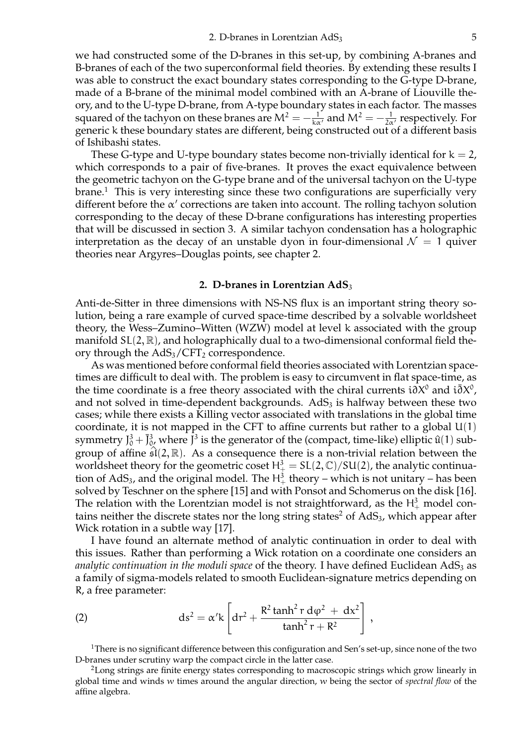we had constructed some of the D-branes in this set-up, by combining A-branes and B-branes of each of the two superconformal field theories. By extending these results I was able to construct the exact boundary states corresponding to the G-type D-brane, made of a B-brane of the minimal model combined with an A-brane of Liouville theory, and to the U-type D-brane, from A-type boundary states in each factor. The masses squared of the tachyon on these branes are $M^2 = -\frac{1}{k\alpha'}$ and $M^2 = -\frac{1}{2\alpha'}$ respectively. For generic $k$ these boundary states are different, being constructed out of a different basis of Ishibashi states.

These G-type and U-type boundary states become non-trivially identical for $k = 2$, which corresponds to a pair of five-branes. It proves the exact equivalence between the geometric tachyon on the G-type brane and of the universal tachyon on the U-type brane.[1] This is very interesting since these two configurations are superficially very different before the $\alpha'$ corrections are taken into account. The rolling tachyon solution corresponding to the decay of these D-brane configurations has interesting properties that will be discussed in section 3. A similar tachyon condensation has a holographic interpretation as the decay of an unstable dyon in four-dimensional $\mathcal{N} = 1$ quiver theories near Argyres–Douglas points, see chapter 2.

## 2. D-branes in Lorentzian AdS$_3$

Anti-de-Sitter in three dimensions with NS-NS flux is an important string theory solution, being a rare example of curved space-time described by a solvable worldsheet theory, the Wess–Zumino–Witten (WZW) model at level $k$ associated with the group manifold $SL(2,\mathbb{R})$, and holographically dual to a two-dimensional conformal field theory through the AdS$_3$/CFT$_2$ correspondence.

As was mentioned before conformal field theories associated with Lorentzian space-times are difficult to deal with. The problem is easy to circumvent in flat space-time, as the time coordinate is a free theory associated with the chiral currents $i\partial X^0$ and $i\bar{\partial} X^0$, and not solved in time-dependent backgrounds. AdS$_3$ is halfway between these two cases; while there exists a Killing vector associated with translations in the global time coordinate, it is not mapped in the CFT to affine currents but rather to a global $U(1)$ symmetry $J^3_0 + \bar{J}^3_0$, where $J^3$ is the generator of the (compact, time-like) elliptic $\hat{u}(1)$ subgroup of affine $\widehat{\mathfrak{sl}}(2,\mathbb{R})$. As a consequence there is a non-trivial relation between the worldsheet theory for the geometric coset $H^3_+ = SL(2,\mathbb{C})/SU(2)$, the analytic continuation of AdS$_3$, and the original model. The $H^3_+$ theory – which is not unitary – has been solved by Teschner on the sphere [15] and with Ponsot and Schomerus on the disk [16]. The relation with the Lorentzian model is not straightforward, as the $H^3_+$ model contains neither the discrete states nor the long string states[2] of AdS$_3$, which appear after Wick rotation in a subtle way [17].

I have found an alternate method of analytic continuation in order to deal with this issues. Rather than performing a Wick rotation on a coordinate one considers an *analytic continuation in the moduli space* of the theory. I have defined Euclidean AdS$_3$ as a family of sigma-models related to smooth Euclidean-signature metrics depending on $R$, a free parameter:

$$ds^2 = \alpha' k \left[ dr^2 + \frac{R^2 \tanh^2 r \, d\varphi^2 \; + \; dx^2}{\tanh^2 r + R^2} \right] , \tag{2}$$

[1] There is no significant difference between this configuration and Sen's set-up, since none of the two D-branes under scrutiny warp the compact circle in the latter case.

[2] Long strings are finite energy states corresponding to macroscopic strings which grow linearly in global time and winds $w$ times around the angular direction, $w$ being the sector of *spectral flow* of the affine algebra.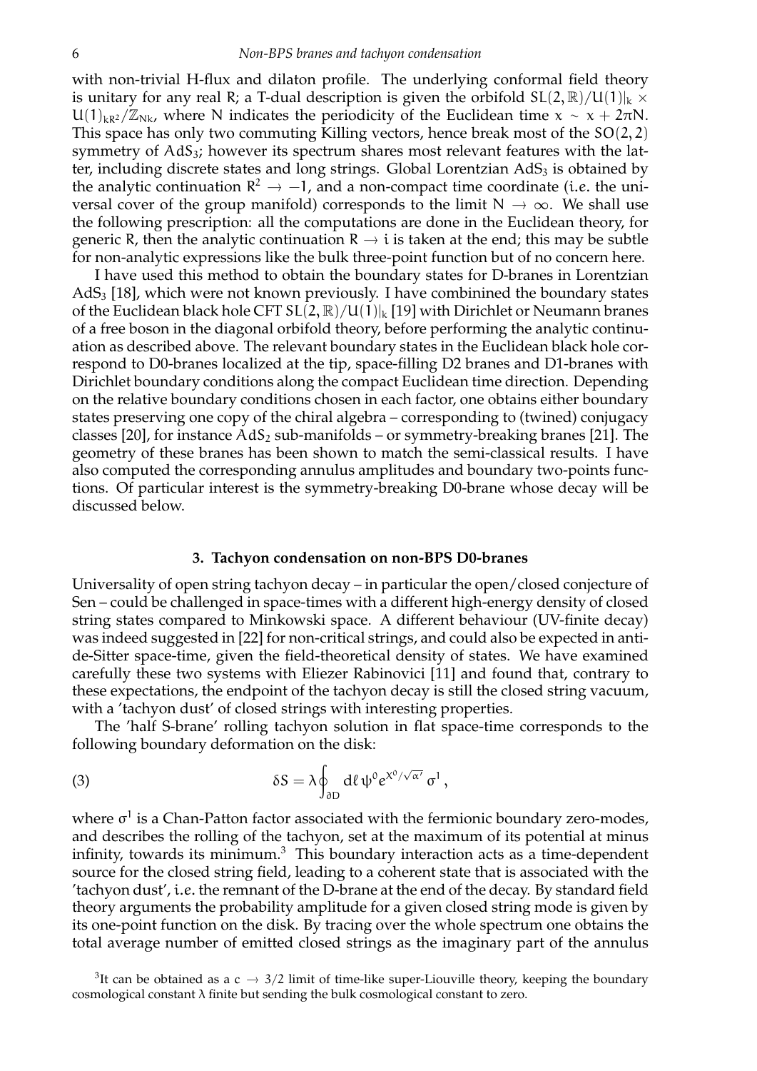with non-trivial H-flux and dilaton profile. The underlying conformal field theory is unitary for any real $R$; a T-dual description is given the orbifold $SL(2,\mathbb{R})/U(1)|_k \times U(1)_{kR^2}/\mathbb{Z}_{Nk}$, where $N$ indicates the periodicity of the Euclidean time $x \sim x + 2\pi N$. This space has only two commuting Killing vectors, hence break most of the $SO(2,2)$ symmetry of $AdS_3$; however its spectrum shares most relevant features with the latter, including discrete states and long strings. Global Lorentzian $AdS_3$ is obtained by the analytic continuation $R^2 \to -1$, and a non-compact time coordinate (*i.e.* the universal cover of the group manifold) corresponds to the limit $N \to \infty$. We shall use the following prescription: all the computations are done in the Euclidean theory, for generic $R$, then the analytic continuation $R \to i$ is taken at the end; this may be subtle for non-analytic expressions like the bulk three-point function but of no concern here.

I have used this method to obtain the boundary states for D-branes in Lorentzian $AdS_3$ [18], which were not known previously. I have combinined the boundary states of the Euclidean black hole CFT $SL(2,\mathbb{R})/U(1)|_k$ [19] with Dirichlet or Neumann branes of a free boson in the diagonal orbifold theory, before performing the analytic continuation as described above. The relevant boundary states in the Euclidean black hole correspond to D0-branes localized at the tip, space-filling D2 branes and D1-branes with Dirichlet boundary conditions along the compact Euclidean time direction. Depending on the relative boundary conditions chosen in each factor, one obtains either boundary states preserving one copy of the chiral algebra – corresponding to (twined) conjugacy classes [20], for instance $AdS_2$ sub-manifolds – or symmetry-breaking branes [21]. The geometry of these branes has been shown to match the semi-classical results. I have also computed the corresponding annulus amplitudes and boundary two-points functions. Of particular interest is the symmetry-breaking D0-brane whose decay will be discussed below.

## 3. Tachyon condensation on non-BPS D0-branes

Universality of open string tachyon decay – in particular the open/closed conjecture of Sen – could be challenged in space-times with a different high-energy density of closed string states compared to Minkowski space. A different behaviour (UV-finite decay) was indeed suggested in [22] for non-critical strings, and could also be expected in anti-de-Sitter space-time, given the field-theoretical density of states. We have examined carefully these two systems with Eliezer Rabinovici [11] and found that, contrary to these expectations, the endpoint of the tachyon decay is still the closed string vacuum, with a 'tachyon dust' of closed strings with interesting properties.

The 'half S-brane' rolling tachyon solution in flat space-time corresponds to the following boundary deformation on the disk:

$$\delta S = \lambda \oint_{\partial D} d\ell \, \psi^0 e^{X^0/\sqrt{\alpha'}} \, \sigma^1 \,, \tag{3}$$

where $\sigma^1$ is a Chan-Patton factor associated with the fermionic boundary zero-modes, and describes the rolling of the tachyon, set at the maximum of its potential at minus infinity, towards its minimum.[3] This boundary interaction acts as a time-dependent source for the closed string field, leading to a coherent state that is associated with the 'tachyon dust', *i.e.* the remnant of the D-brane at the end of the decay. By standard field theory arguments the probability amplitude for a given closed string mode is given by its one-point function on the disk. By tracing over the whole spectrum one obtains the total average number of emitted closed strings as the imaginary part of the annulus

[3]It can be obtained as a $c \to 3/2$ limit of time-like super-Liouville theory, keeping the boundary cosmological constant $\lambda$ finite but sending the bulk cosmological constant to zero.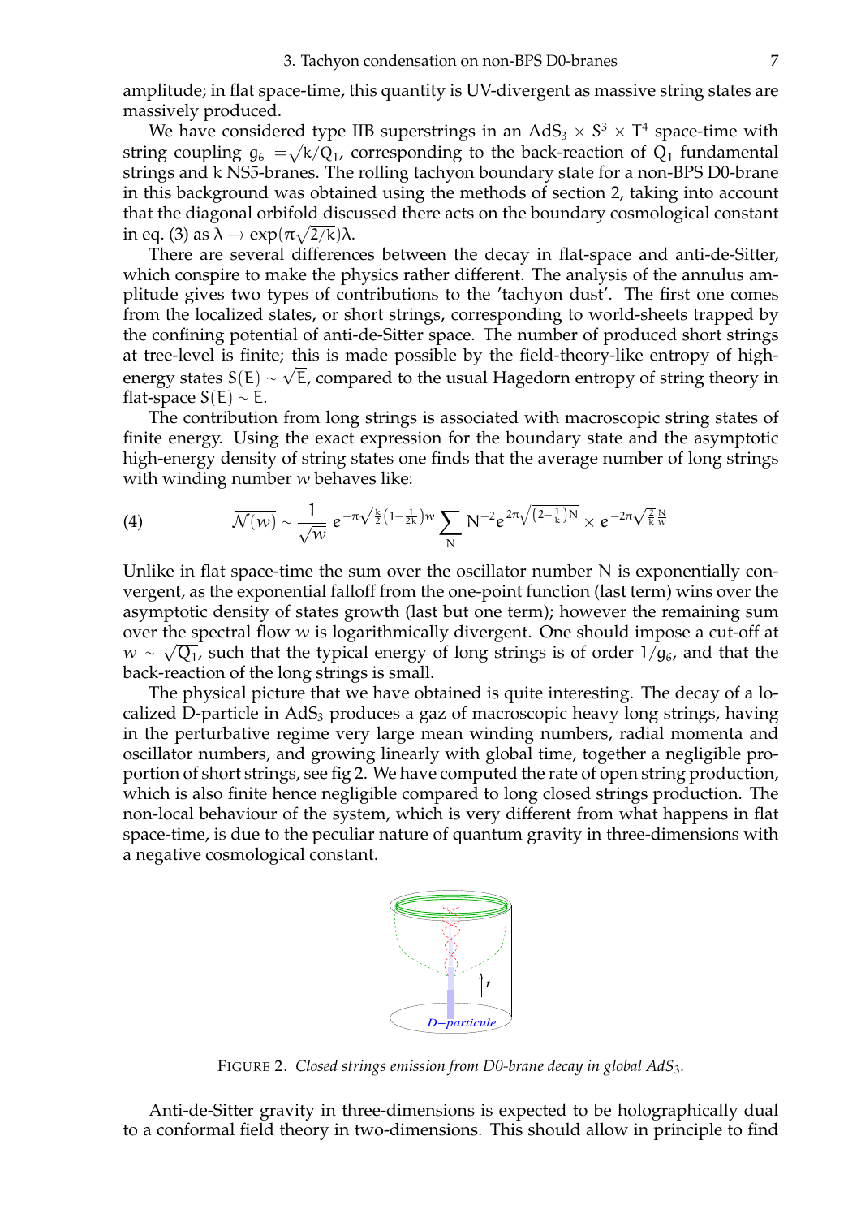amplitude; in flat space-time, this quantity is UV-divergent as massive string states are massively produced.

We have considered type IIB superstrings in an $AdS_3 \times S^3 \times T^4$ space-time with string coupling $g_6 = \sqrt{k/Q_1}$, corresponding to the back-reaction of $Q_1$ fundamental strings and k NS5-branes. The rolling tachyon boundary state for a non-BPS D0-brane in this background was obtained using the methods of section 2, taking into account that the diagonal orbifold discussed there acts on the boundary cosmological constant in eq. (3) as $\lambda \to \exp(\pi\sqrt{2/k})\lambda$.

There are several differences between the decay in flat-space and anti-de-Sitter, which conspire to make the physics rather different. The analysis of the annulus amplitude gives two types of contributions to the 'tachyon dust'. The first one comes from the localized states, or short strings, corresponding to world-sheets trapped by the confining potential of anti-de-Sitter space. The number of produced short strings at tree-level is finite; this is made possible by the field-theory-like entropy of high-energy states $S(E) \sim \sqrt{E}$, compared to the usual Hagedorn entropy of string theory in flat-space $S(E) \sim E$.

The contribution from long strings is associated with macroscopic string states of finite energy. Using the exact expression for the boundary state and the asymptotic high-energy density of string states one finds that the average number of long strings with winding number $w$ behaves like:

$$\overline{\mathcal{N}(w)} \sim \frac{1}{\sqrt{w}}\, e^{-\pi\sqrt{\frac{k}{2}}\left(1-\frac{1}{2k}\right)w} \sum_{N} N^{-2} e^{2\pi\sqrt{\left(2-\frac{1}{k}\right)N}} \times e^{-2\pi\sqrt{\frac{2}{k}}\frac{N}{w}} \tag{4}$$

Unlike in flat space-time the sum over the oscillator number N is exponentially convergent, as the exponential falloff from the one-point function (last term) wins over the asymptotic density of states growth (last but one term); however the remaining sum over the spectral flow $w$ is logarithmically divergent. One should impose a cut-off at $w \sim \sqrt{Q_1}$, such that the typical energy of long strings is of order $1/g_6$, and that the back-reaction of the long strings is small.

The physical picture that we have obtained is quite interesting. The decay of a localized D-particle in $AdS_3$ produces a gaz of macroscopic heavy long strings, having in the perturbative regime very large mean winding numbers, radial momenta and oscillator numbers, and growing linearly with global time, together a negligible proportion of short strings, see fig 2. We have computed the rate of open string production, which is also finite hence negligible compared to long closed strings production. The non-local behaviour of the system, which is very different from what happens in flat space-time, is due to the peculiar nature of quantum gravity in three-dimensions with a negative cosmological constant.

FIGURE 2. *Closed strings emission from D0-brane decay in global $AdS_3$.*

Anti-de-Sitter gravity in three-dimensions is expected to be holographically dual to a conformal field theory in two-dimensions. This should allow in principle to find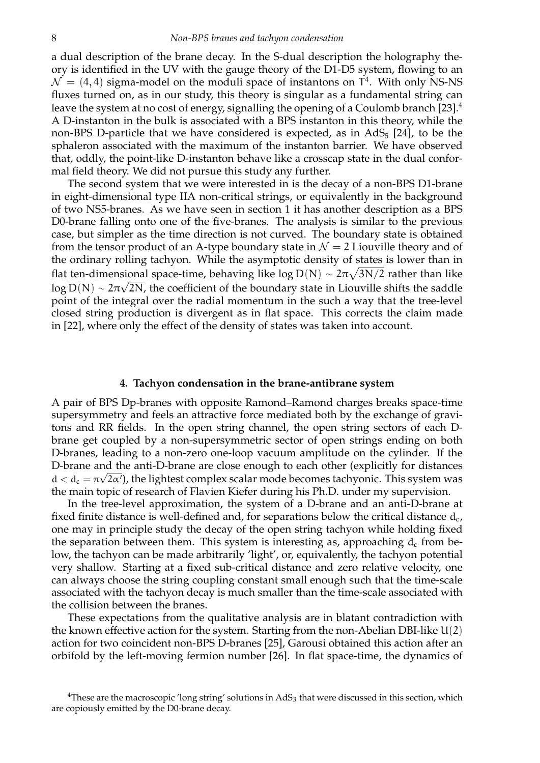a dual description of the brane decay. In the S-dual description the holography theory is identified in the UV with the gauge theory of the D1-D5 system, flowing to an $\mathcal{N} = (4,4)$ sigma-model on the moduli space of instantons on $T^4$. With only NS-NS fluxes turned on, as in our study, this theory is singular as a fundamental string can leave the system at no cost of energy, signalling the opening of a Coulomb branch [23].[4] A D-instanton in the bulk is associated with a BPS instanton in this theory, while the non-BPS D-particle that we have considered is expected, as in $AdS_5$ [24], to be the sphaleron associated with the maximum of the instanton barrier. We have observed that, oddly, the point-like D-instanton behave like a crosscap state in the dual conformal field theory. We did not pursue this study any further.

The second system that we were interested in is the decay of a non-BPS D1-brane in eight-dimensional type IIA non-critical strings, or equivalently in the background of two NS5-branes. As we have seen in section 1 it has another description as a BPS D0-brane falling onto one of the five-branes. The analysis is similar to the previous case, but simpler as the time direction is not curved. The boundary state is obtained from the tensor product of an A-type boundary state in $\mathcal{N} = 2$ Liouville theory and of the ordinary rolling tachyon. While the asymptotic density of states is lower than in flat ten-dimensional space-time, behaving like $\log D(N) \sim 2\pi\sqrt{3N/2}$ rather than like $\log D(N) \sim 2\pi\sqrt{2N}$, the coefficient of the boundary state in Liouville shifts the saddle point of the integral over the radial momentum in the such a way that the tree-level closed string production is divergent as in flat space. This corrects the claim made in [22], where only the effect of the density of states was taken into account.

## 4. Tachyon condensation in the brane-antibrane system

A pair of BPS Dp-branes with opposite Ramond–Ramond charges breaks space-time supersymmetry and feels an attractive force mediated both by the exchange of gravitons and RR fields. In the open string channel, the open string sectors of each D-brane get coupled by a non-supersymmetric sector of open strings ending on both D-branes, leading to a non-zero one-loop vacuum amplitude on the cylinder. If the D-brane and the anti-D-brane are close enough to each other (explicitly for distances $d < d_c = \pi\sqrt{2\alpha'}$), the lightest complex scalar mode becomes tachyonic. This system was the main topic of research of Flavien Kiefer during his Ph.D. under my supervision.

In the tree-level approximation, the system of a D-brane and an anti-D-brane at fixed finite distance is well-defined and, for separations below the critical distance $d_c$, one may in principle study the decay of the open string tachyon while holding fixed the separation between them. This system is interesting as, approaching $d_c$ from below, the tachyon can be made arbitrarily 'light', or, equivalently, the tachyon potential very shallow. Starting at a fixed sub-critical distance and zero relative velocity, one can always choose the string coupling constant small enough such that the time-scale associated with the tachyon decay is much smaller than the time-scale associated with the collision between the branes.

These expectations from the qualitative analysis are in blatant contradiction with the known effective action for the system. Starting from the non-Abelian DBI-like $U(2)$ action for two coincident non-BPS D-branes [25], Garousi obtained this action after an orbifold by the left-moving fermion number [26]. In flat space-time, the dynamics of

[4] These are the macroscopic 'long string' solutions in $AdS_3$ that were discussed in this section, which are copiously emitted by the D0-brane decay.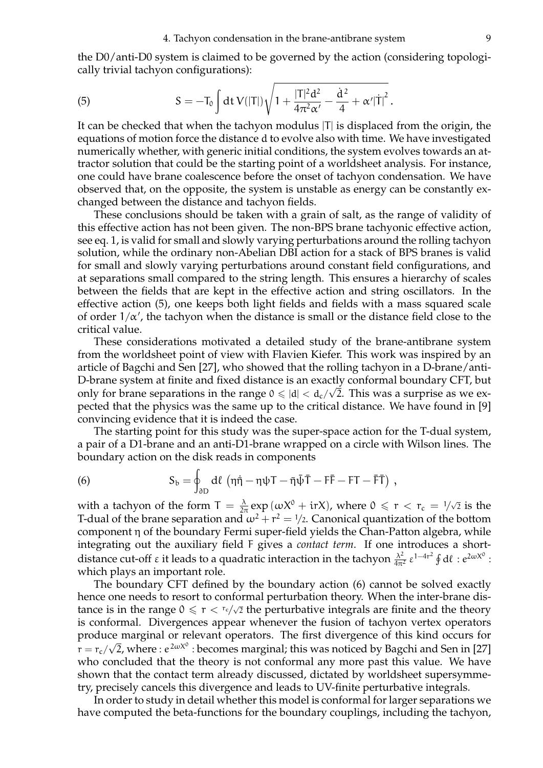the D0/anti-D0 system is claimed to be governed by the action (considering topologically trivial tachyon configurations):

$$S = -T_0 \int dt\, V(|T|) \sqrt{1 + \frac{|T|^2 d^2}{4\pi^2 \alpha'} - \frac{\dot{d}^2}{4} + \alpha' |\dot{T}|^2}\,. \tag{5}$$

It can be checked that when the tachyon modulus $|T|$ is displaced from the origin, the equations of motion force the distance $d$ to evolve also with time. We have investigated numerically whether, with generic initial conditions, the system evolves towards an attractor solution that could be the starting point of a worldsheet analysis. For instance, one could have brane coalescence before the onset of tachyon condensation. We have observed that, on the opposite, the system is unstable as energy can be constantly exchanged between the distance and tachyon fields.

These conclusions should be taken with a grain of salt, as the range of validity of this effective action has not been given. The non-BPS brane tachyonic effective action, see eq. 1, is valid for small and slowly varying perturbations around the rolling tachyon solution, while the ordinary non-Abelian DBI action for a stack of BPS branes is valid for small and slowly varying perturbations around constant field configurations, and at separations small compared to the string length. This ensures a hierarchy of scales between the fields that are kept in the effective action and string oscillators. In the effective action (5), one keeps both light fields and fields with a mass squared scale of order $1/\alpha'$, the tachyon when the distance is small or the distance field close to the critical value.

These considerations motivated a detailed study of the brane-antibrane system from the worldsheet point of view with Flavien Kiefer. This work was inspired by an article of Bagchi and Sen [27], who showed that the rolling tachyon in a D-brane/anti-D-brane system at finite and fixed distance is an exactly conformal boundary CFT, but only for brane separations in the range $0 \leqslant |d| < d_c/\sqrt{2}$. This was a surprise as we expected that the physics was the same up to the critical distance. We have found in [9] convincing evidence that it is indeed the case.

The starting point for this study was the super-space action for the T-dual system, a pair of a D1-brane and an anti-D1-brane wrapped on a circle with Wilson lines. The boundary action on the disk reads in components

$$S_b = \oint_{\partial D} d\ell\, \left( \eta \dot{\bar{\eta}} - \eta \psi T - \bar{\eta} \bar{\psi} \bar{T} - F\bar{F} - FT - \bar{F}\bar{T} \right)\,, \tag{6}$$

with a tachyon of the form $T = \frac{\lambda}{2\pi} \exp\left(\omega X^0 + irX\right)$, where $0 \leqslant r < r_c = 1/\sqrt{2}$ is the T-dual of the brane separation and $\omega^2 + r^2 = 1/2$. Canonical quantization of the bottom component $\eta$ of the boundary Fermi super-field yields the Chan-Patton algebra, while integrating out the auxiliary field $F$ gives a *contact term*. If one introduces a short-distance cut-off $\varepsilon$ it leads to a quadratic interaction in the tachyon $\frac{\lambda^2}{4\pi^2} \varepsilon^{1-4r^2} \oint d\ell\, : e^{2\omega X^0} :$ which plays an important role.

The boundary CFT defined by the boundary action (6) cannot be solved exactly hence one needs to resort to conformal perturbation theory. When the inter-brane distance is in the range $0 \leqslant r < r_c/\sqrt{2}$ the perturbative integrals are finite and the theory is conformal. Divergences appear whenever the fusion of tachyon vertex operators produce marginal or relevant operators. The first divergence of this kind occurs for $r = r_c/\sqrt{2}$, where $: e^{2\omega X^0} :$ becomes marginal; this was noticed by Bagchi and Sen in [27] who concluded that the theory is not conformal any more past this value. We have shown that the contact term already discussed, dictated by worldsheet supersymmetry, precisely cancels this divergence and leads to UV-finite perturbative integrals.

In order to study in detail whether this model is conformal for larger separations we have computed the beta-functions for the boundary couplings, including the tachyon,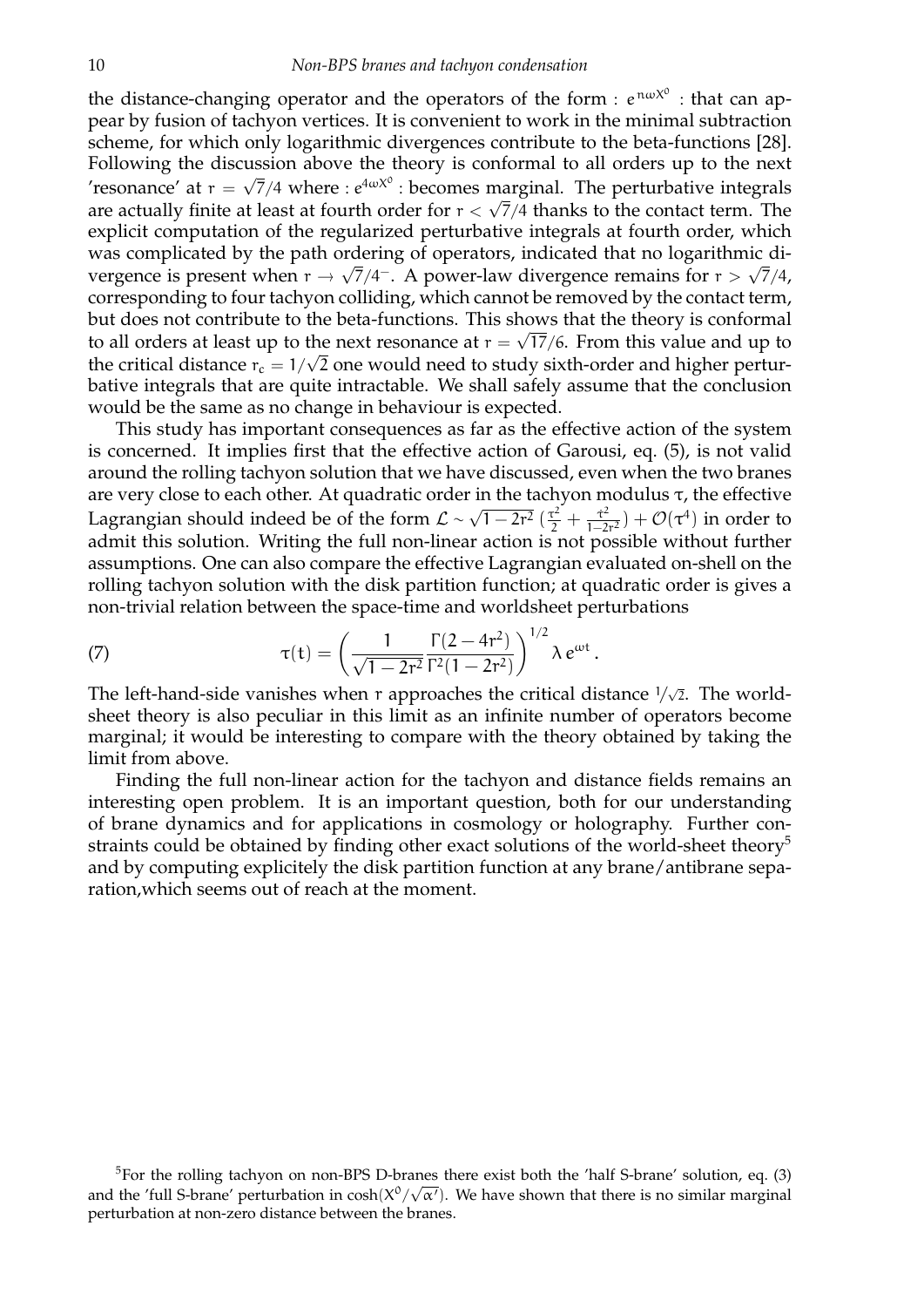the distance-changing operator and the operators of the form $: e^{n\omega X^0} :$ that can appear by fusion of tachyon vertices. It is convenient to work in the minimal subtraction scheme, for which only logarithmic divergences contribute to the beta-functions [28]. Following the discussion above the theory is conformal to all orders up to the next 'resonance' at $r = \sqrt{7}/4$ where $: e^{4\omega X^0} :$ becomes marginal. The perturbative integrals are actually finite at least at fourth order for $r < \sqrt{7}/4$ thanks to the contact term. The explicit computation of the regularized perturbative integrals at fourth order, which was complicated by the path ordering of operators, indicated that no logarithmic divergence is present when $r \to \sqrt{7}/4^-$. A power-law divergence remains for $r > \sqrt{7}/4$, corresponding to four tachyon colliding, which cannot be removed by the contact term, but does not contribute to the beta-functions. This shows that the theory is conformal to all orders at least up to the next resonance at $r = \sqrt{17}/6$. From this value and up to the critical distance $r_c = 1/\sqrt{2}$ one would need to study sixth-order and higher perturbative integrals that are quite intractable. We shall safely assume that the conclusion would be the same as no change in behaviour is expected.

This study has important consequences as far as the effective action of the system is concerned. It implies first that the effective action of Garousi, eq. (5), is not valid around the rolling tachyon solution that we have discussed, even when the two branes are very close to each other. At quadratic order in the tachyon modulus $\tau$, the effective Lagrangian should indeed be of the form $\mathcal{L} \sim \sqrt{1-2r^2}\,(\frac{\tau^2}{2} + \frac{\dot{\tau}^2}{1-2r^2}) + \mathcal{O}(\tau^4)$ in order to admit this solution. Writing the full non-linear action is not possible without further assumptions. One can also compare the effective Lagrangian evaluated on-shell on the rolling tachyon solution with the disk partition function; at quadratic order is gives a non-trivial relation between the space-time and worldsheet perturbations

$$\tau(t) = \left( \frac{1}{\sqrt{1-2r^2}} \frac{\Gamma(2-4r^2)}{\Gamma^2(1-2r^2)} \right)^{1/2} \lambda\, e^{\omega t} \,. \tag{7}$$

The left-hand-side vanishes when $r$ approaches the critical distance $1/\sqrt{2}$. The worldsheet theory is also peculiar in this limit as an infinite number of operators become marginal; it would be interesting to compare with the theory obtained by taking the limit from above.

Finding the full non-linear action for the tachyon and distance fields remains an interesting open problem. It is an important question, both for our understanding of brane dynamics and for applications in cosmology or holography. Further constraints could be obtained by finding other exact solutions of the world-sheet theory[5] and by computing explicitely the disk partition function at any brane/antibrane separation,which seems out of reach at the moment.

[5]For the rolling tachyon on non-BPS D-branes there exist both the 'half S-brane' solution, eq. (3) and the 'full S-brane' perturbation in $\cosh(X^0/\sqrt{\alpha'})$. We have shown that there is no similar marginal perturbation at non-zero distance between the branes.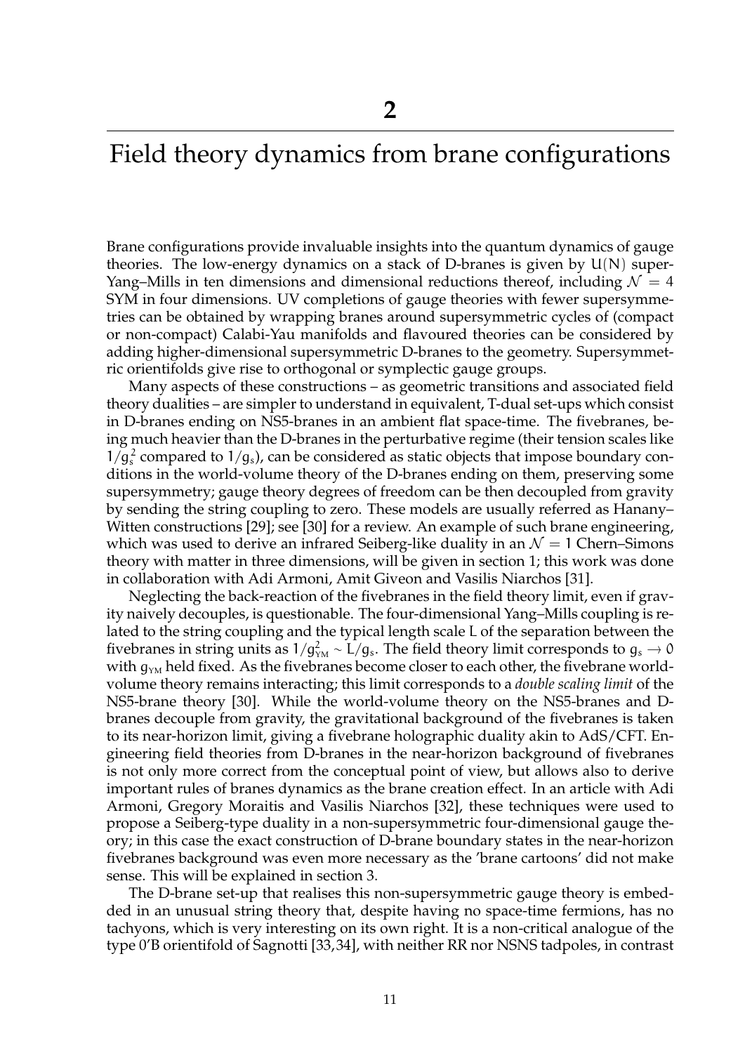# 2

# Field theory dynamics from brane configurations

Brane configurations provide invaluable insights into the quantum dynamics of gauge theories. The low-energy dynamics on a stack of D-branes is given by $U(N)$ super-Yang–Mills in ten dimensions and dimensional reductions thereof, including $\mathcal{N} = 4$ SYM in four dimensions. UV completions of gauge theories with fewer supersymmetries can be obtained by wrapping branes around supersymmetric cycles of (compact or non-compact) Calabi-Yau manifolds and flavoured theories can be considered by adding higher-dimensional supersymmetric D-branes to the geometry. Supersymmetric orientifolds give rise to orthogonal or symplectic gauge groups.

Many aspects of these constructions – as geometric transitions and associated field theory dualities – are simpler to understand in equivalent, T-dual set-ups which consist in D-branes ending on NS5-branes in an ambient flat space-time. The fivebranes, being much heavier than the D-branes in the perturbative regime (their tension scales like $1/g_s^2$ compared to $1/g_s$), can be considered as static objects that impose boundary conditions in the world-volume theory of the D-branes ending on them, preserving some supersymmetry; gauge theory degrees of freedom can be then decoupled from gravity by sending the string coupling to zero. These models are usually referred as Hanany–Witten constructions [29]; see [30] for a review. An example of such brane engineering, which was used to derive an infrared Seiberg-like duality in an $\mathcal{N} = 1$ Chern–Simons theory with matter in three dimensions, will be given in section 1; this work was done in collaboration with Adi Armoni, Amit Giveon and Vasilis Niarchos [31].

Neglecting the back-reaction of the fivebranes in the field theory limit, even if gravity naively decouples, is questionable. The four-dimensional Yang–Mills coupling is related to the string coupling and the typical length scale $L$ of the separation between the fivebranes in string units as $1/g^2_{\text{YM}} \sim L/g_s$. The field theory limit corresponds to $g_s \to 0$ with $g_{\text{YM}}$ held fixed. As the fivebranes become closer to each other, the fivebrane world-volume theory remains interacting; this limit corresponds to a *double scaling limit* of the NS5-brane theory [30]. While the world-volume theory on the NS5-branes and D-branes decouple from gravity, the gravitational background of the fivebranes is taken to its near-horizon limit, giving a fivebrane holographic duality akin to AdS/CFT. Engineering field theories from D-branes in the near-horizon background of fivebranes is not only more correct from the conceptual point of view, but allows also to derive important rules of branes dynamics as the brane creation effect. In an article with Adi Armoni, Gregory Moraitis and Vasilis Niarchos [32], these techniques were used to propose a Seiberg-type duality in a non-supersymmetric four-dimensional gauge theory; in this case the exact construction of D-brane boundary states in the near-horizon fivebranes background was even more necessary as the 'brane cartoons' did not make sense. This will be explained in section 3.

The D-brane set-up that realises this non-supersymmetric gauge theory is embedded in an unusual string theory that, despite having no space-time fermions, has no tachyons, which is very interesting on its own right. It is a non-critical analogue of the type 0'B orientifold of Sagnotti [33,34], with neither RR nor NSNS tadpoles, in contrast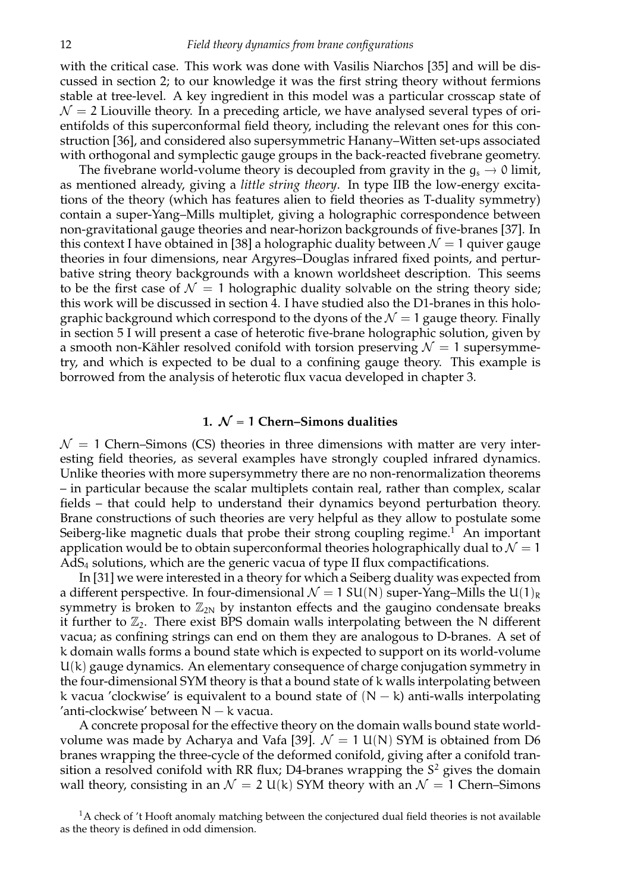with the critical case. This work was done with Vasilis Niarchos [35] and will be discussed in section 2; to our knowledge it was the first string theory without fermions stable at tree-level. A key ingredient in this model was a particular crosscap state of $\mathcal{N} = 2$ Liouville theory. In a preceding article, we have analysed several types of orientifolds of this superconformal field theory, including the relevant ones for this construction [36], and considered also supersymmetric Hanany–Witten set-ups associated with orthogonal and symplectic gauge groups in the back-reacted fivebrane geometry.

The fivebrane world-volume theory is decoupled from gravity in the $g_s \to 0$ limit, as mentioned already, giving a *little string theory*. In type IIB the low-energy excitations of the theory (which has features alien to field theories as T-duality symmetry) contain a super-Yang–Mills multiplet, giving a holographic correspondence between non-gravitational gauge theories and near-horizon backgrounds of five-branes [37]. In this context I have obtained in [38] a holographic duality between $\mathcal{N} = 1$ quiver gauge theories in four dimensions, near Argyres–Douglas infrared fixed points, and perturbative string theory backgrounds with a known worldsheet description. This seems to be the first case of $\mathcal{N} = 1$ holographic duality solvable on the string theory side; this work will be discussed in section 4. I have studied also the D1-branes in this holographic background which correspond to the dyons of the $\mathcal{N} = 1$ gauge theory. Finally in section 5 I will present a case of heterotic five-brane holographic solution, given by a smooth non-Kähler resolved conifold with torsion preserving $\mathcal{N} = 1$ supersymmetry, and which is expected to be dual to a confining gauge theory. This example is borrowed from the analysis of heterotic flux vacua developed in chapter 3.

## 1. $\mathcal{N} = 1$ Chern–Simons dualities

$\mathcal{N} = 1$ Chern–Simons (CS) theories in three dimensions with matter are very interesting field theories, as several examples have strongly coupled infrared dynamics. Unlike theories with more supersymmetry there are no non-renormalization theorems – in particular because the scalar multiplets contain real, rather than complex, scalar fields – that could help to understand their dynamics beyond perturbation theory. Brane constructions of such theories are very helpful as they allow to postulate some Seiberg-like magnetic duals that probe their strong coupling regime.[1] An important application would be to obtain superconformal theories holographically dual to $\mathcal{N} = 1$ $AdS_4$ solutions, which are the generic vacua of type II flux compactifications.

In [31] we were interested in a theory for which a Seiberg duality was expected from a different perspective. In four-dimensional $\mathcal{N} = 1$ $SU(N)$ super-Yang–Mills the $U(1)_R$ symmetry is broken to $\mathbb{Z}_{2N}$ by instanton effects and the gaugino condensate breaks it further to $\mathbb{Z}_2$. There exist BPS domain walls interpolating between the $N$ different vacua; as confining strings can end on them they are analogous to D-branes. A set of $k$ domain walls forms a bound state which is expected to support on its world-volume $U(k)$ gauge dynamics. An elementary consequence of charge conjugation symmetry in the four-dimensional SYM theory is that a bound state of $k$ walls interpolating between $k$ vacua 'clockwise' is equivalent to a bound state of $(N - k)$ anti-walls interpolating 'anti-clockwise' between $N - k$ vacua.

A concrete proposal for the effective theory on the domain walls bound state world-volume was made by Acharya and Vafa [39]. $\mathcal{N} = 1$ $U(N)$ SYM is obtained from D6 branes wrapping the three-cycle of the deformed conifold, giving after a conifold transition a resolved conifold with RR flux; D4-branes wrapping the $S^2$ gives the domain wall theory, consisting in an $\mathcal{N} = 2$ $U(k)$ SYM theory with an $\mathcal{N} = 1$ Chern–Simons

[1] A check of 't Hooft anomaly matching between the conjectured dual field theories is not available as the theory is defined in odd dimension.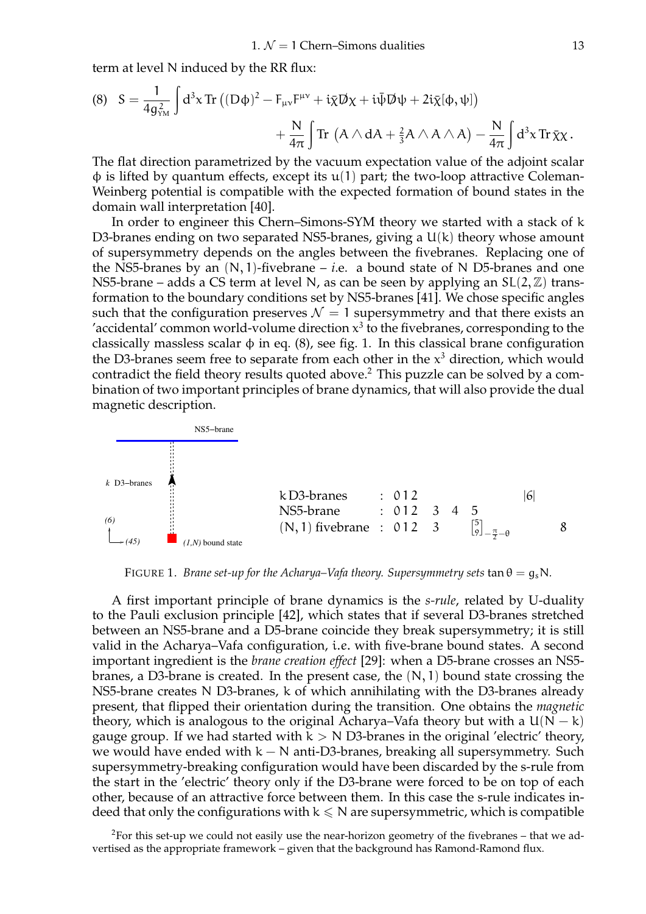term at level N induced by the RR flux:

$$
\text{(8)}\quad S = \frac{1}{4g_{\text{YM}}^2}\int d^3x\, \text{Tr}\left((D\phi)^2 - F_{\mu\nu}F^{\mu\nu} + i\bar{\chi}\not{D}\chi + i\bar{\psi}\not{D}\psi + 2i\bar{\chi}[\phi,\psi]\right) + \frac{N}{4\pi}\int \text{Tr}\,\left(A\wedge dA + \tfrac{2}{3}A\wedge A\wedge A\right) - \frac{N}{4\pi}\int d^3x\, \text{Tr}\,\bar{\chi}\chi\,.
$$

The flat direction parametrized by the vacuum expectation value of the adjoint scalar $\phi$ is lifted by quantum effects, except its $\mathfrak{u}(1)$ part; the two-loop attractive Coleman-Weinberg potential is compatible with the expected formation of bound states in the domain wall interpretation [40].

In order to engineer this Chern–Simons-SYM theory we started with a stack of $k$ D3-branes ending on two separated NS5-branes, giving a $U(k)$ theory whose amount of supersymmetry depends on the angles between the fivebranes. Replacing one of the NS5-branes by an $(N,1)$-fivebrane – *i.e.* a bound state of $N$ D5-branes and one NS5-brane – adds a CS term at level $N$, as can be seen by applying an $SL(2,\mathbb{Z})$ transformation to the boundary conditions set by NS5-branes [41]. We chose specific angles such that the configuration preserves $\mathcal{N}=1$ supersymmetry and that there exists an 'accidental' common world-volume direction $x^3$ to the fivebranes, corresponding to the classically massless scalar $\phi$ in eq. (8), see fig. 1. In this classical brane configuration the D3-branes seem free to separate from each other in the $x^3$ direction, which would contradict the field theory results quoted above.[2] This puzzle can be solved by a combination of two important principles of brane dynamics, that will also provide the dual magnetic description.

| | | |
|---|---|---|
| $k$ D3-branes | : 0 1 2 | $\lvert 6 \rvert$ |
| NS5-brane | : 0 1 2 3 4 5 | |
| $(N,1)$ fivebrane | : 0 1 2 3 $\left[{}^{5}_{9}\right]_{-\frac{\pi}{2}-\theta}$ | 8 |

FIGURE 1. *Brane set-up for the Acharya–Vafa theory. Supersymmetry sets* $\tan\theta = g_s N$.

A first important principle of brane dynamics is the *s-rule*, related by U-duality to the Pauli exclusion principle [42], which states that if several D3-branes stretched between an NS5-brane and a D5-brane coincide they break supersymmetry; it is still valid in the Acharya–Vafa configuration, i.e. with five-brane bound states. A second important ingredient is the *brane creation effect* [29]: when a D5-brane crosses an NS5-branes, a D3-brane is created. In the present case, the $(N,1)$ bound state crossing the NS5-brane creates $N$ D3-branes, $k$ of which annihilating with the D3-branes already present, that flipped their orientation during the transition. One obtains the *magnetic* theory, which is analogous to the original Acharya–Vafa theory but with a $U(N-k)$ gauge group. If we had started with $k > N$ D3-branes in the original 'electric' theory, we would have ended with $k-N$ anti-D3-branes, breaking all supersymmetry. Such supersymmetry-breaking configuration would have been discarded by the s-rule from the start in the 'electric' theory only if the D3-brane were forced to be on top of each other, because of an attractive force between them. In this case the s-rule indicates indeed that only the configurations with $k \leqslant N$ are supersymmetric, which is compatible

[2] For this set-up we could not easily use the near-horizon geometry of the fivebranes – that we advertised as the appropriate framework – given that the background has Ramond-Ramond flux.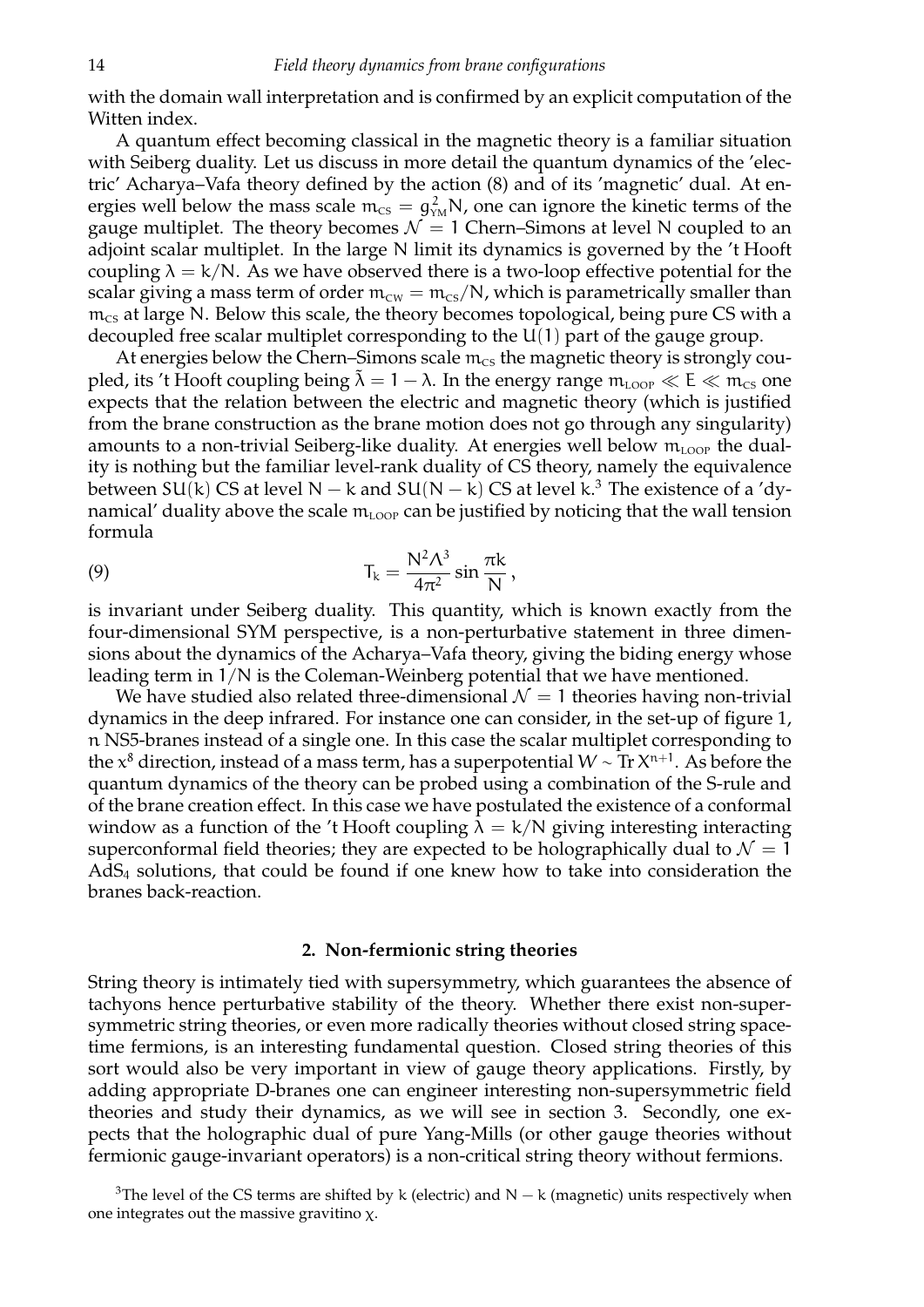with the domain wall interpretation and is confirmed by an explicit computation of the Witten index.

A quantum effect becoming classical in the magnetic theory is a familiar situation with Seiberg duality. Let us discuss in more detail the quantum dynamics of the 'electric' Acharya–Vafa theory defined by the action (8) and of its 'magnetic' dual. At energies well below the mass scale $m_{CS} = g^2_{YM}N$, one can ignore the kinetic terms of the gauge multiplet. The theory becomes $\mathcal{N} = 1$ Chern–Simons at level N coupled to an adjoint scalar multiplet. In the large N limit its dynamics is governed by the 't Hooft coupling $\lambda = k/N$. As we have observed there is a two-loop effective potential for the scalar giving a mass term of order $m_{CW} = m_{CS}/N$, which is parametrically smaller than $m_{CS}$ at large N. Below this scale, the theory becomes topological, being pure CS with a decoupled free scalar multiplet corresponding to the $U(1)$ part of the gauge group.

At energies below the Chern–Simons scale $m_{CS}$ the magnetic theory is strongly coupled, its 't Hooft coupling being $\tilde{\lambda} = 1 - \lambda$. In the energy range $m_{LOOP} \ll E \ll m_{CS}$ one expects that the relation between the electric and magnetic theory (which is justified from the brane construction as the brane motion does not go through any singularity) amounts to a non-trivial Seiberg-like duality. At energies well below $m_{LOOP}$ the duality is nothing but the familiar level-rank duality of CS theory, namely the equivalence between $SU(k)$ CS at level $N - k$ and $SU(N - k)$ CS at level k.[3] The existence of a 'dynamical' duality above the scale $m_{LOOP}$ can be justified by noticing that the wall tension formula

$$T_k = \frac{N^2\Lambda^3}{4\pi^2}\sin\frac{\pi k}{N}\,, \tag{9}$$

is invariant under Seiberg duality. This quantity, which is known exactly from the four-dimensional SYM perspective, is a non-perturbative statement in three dimensions about the dynamics of the Acharya–Vafa theory, giving the biding energy whose leading term in $1/N$ is the Coleman-Weinberg potential that we have mentioned.

We have studied also related three-dimensional $\mathcal{N} = 1$ theories having non-trivial dynamics in the deep infrared. For instance one can consider, in the set-up of figure 1, n NS5-branes instead of a single one. In this case the scalar multiplet corresponding to the $x^8$ direction, instead of a mass term, has a superpotential $W \sim \mathrm{Tr}\, X^{n+1}$. As before the quantum dynamics of the theory can be probed using a combination of the S-rule and of the brane creation effect. In this case we have postulated the existence of a conformal window as a function of the 't Hooft coupling $\lambda = k/N$ giving interesting interacting superconformal field theories; they are expected to be holographically dual to $\mathcal{N} = 1$ $AdS_4$ solutions, that could be found if one knew how to take into consideration the branes back-reaction.

## 2. Non-fermionic string theories

String theory is intimately tied with supersymmetry, which guarantees the absence of tachyons hence perturbative stability of the theory. Whether there exist non-supersymmetric string theories, or even more radically theories without closed string spacetime fermions, is an interesting fundamental question. Closed string theories of this sort would also be very important in view of gauge theory applications. Firstly, by adding appropriate D-branes one can engineer interesting non-supersymmetric field theories and study their dynamics, as we will see in section 3. Secondly, one expects that the holographic dual of pure Yang-Mills (or other gauge theories without fermionic gauge-invariant operators) is a non-critical string theory without fermions.

[3] The level of the CS terms are shifted by k (electric) and $N - k$ (magnetic) units respectively when one integrates out the massive gravitino $\chi$.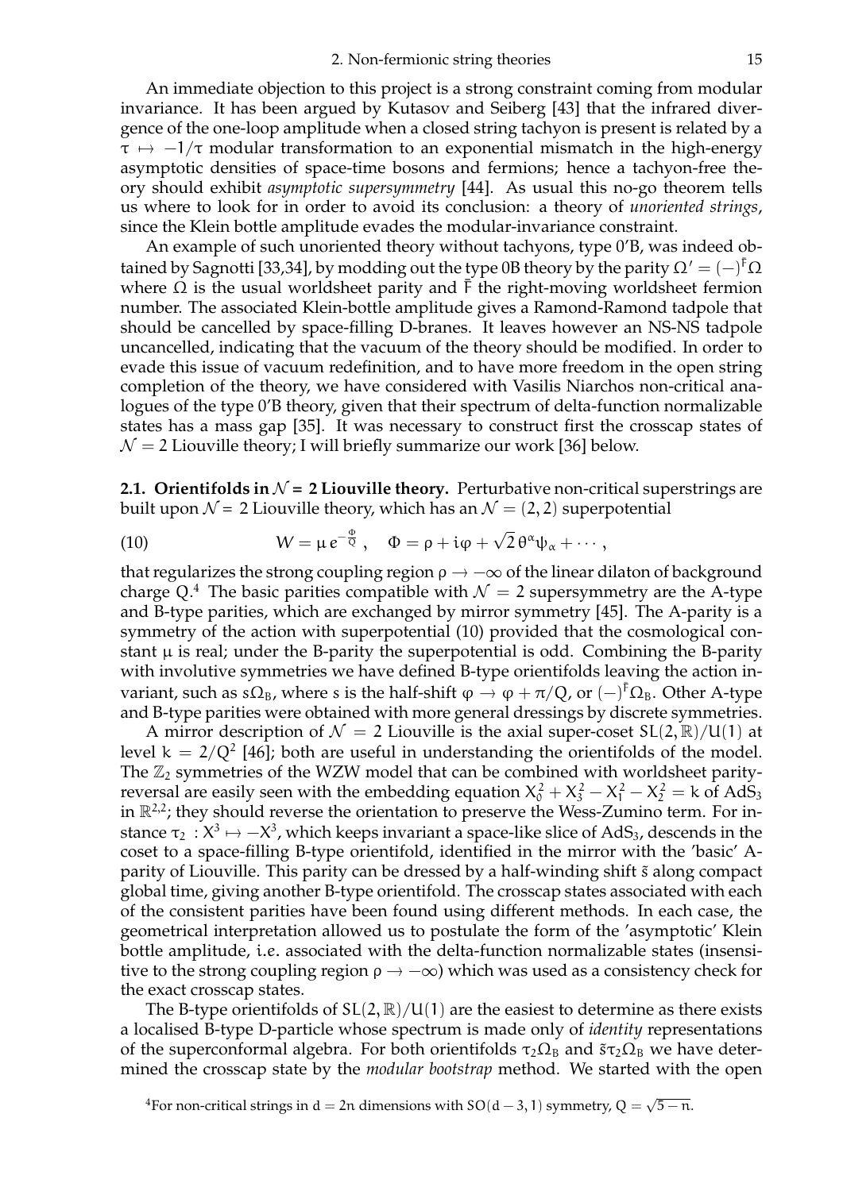An immediate objection to this project is a strong constraint coming from modular invariance. It has been argued by Kutasov and Seiberg [43] that the infrared divergence of the one-loop amplitude when a closed string tachyon is present is related by a $\tau \mapsto -1/\tau$ modular transformation to an exponential mismatch in the high-energy asymptotic densities of space-time bosons and fermions; hence a tachyon-free theory should exhibit *asymptotic supersymmetry* [44]. As usual this no-go theorem tells us where to look for in order to avoid its conclusion: a theory of *unoriented strings*, since the Klein bottle amplitude evades the modular-invariance constraint.

An example of such unoriented theory without tachyons, type 0′B, was indeed obtained by Sagnotti [33,34], by modding out the type 0B theory by the parity $\Omega' = (-)^{\bar{F}}\Omega$ where $\Omega$ is the usual worldsheet parity and $\bar{F}$ the right-moving worldsheet fermion number. The associated Klein-bottle amplitude gives a Ramond-Ramond tadpole that should be cancelled by space-filling D-branes. It leaves however an NS-NS tadpole uncancelled, indicating that the vacuum of the theory should be modified. In order to evade this issue of vacuum redefinition, and to have more freedom in the open string completion of the theory, we have considered with Vasilis Niarchos non-critical analogues of the type 0′B theory, given that their spectrum of delta-function normalizable states has a mass gap [35]. It was necessary to construct first the crosscap states of $\mathcal{N} = 2$ Liouville theory; I will briefly summarize our work [36] below.

**2.1. Orientifolds in $\mathcal{N} = 2$ Liouville theory.** Perturbative non-critical superstrings are built upon $\mathcal{N} = 2$ Liouville theory, which has an $\mathcal{N} = (2,2)$ superpotential

$$W = \mu \, e^{-\frac{\Phi}{Q}} \, , \quad \Phi = \rho + i\varphi + \sqrt{2}\,\theta^\alpha \psi_\alpha + \cdots \, , \tag{10}$$

that regularizes the strong coupling region $\rho \to -\infty$ of the linear dilaton of background charge $Q$.[4] The basic parities compatible with $\mathcal{N} = 2$ supersymmetry are the A-type and B-type parities, which are exchanged by mirror symmetry [45]. The A-parity is a symmetry of the action with superpotential (10) provided that the cosmological constant $\mu$ is real; under the B-parity the superpotential is odd. Combining the B-parity with involutive symmetries we have defined B-type orientifolds leaving the action invariant, such as $s\Omega_B$, where $s$ is the half-shift $\varphi \to \varphi + \pi/Q$, or $(-)^{\bar{F}}\Omega_B$. Other A-type and B-type parities were obtained with more general dressings by discrete symmetries.

A mirror description of $\mathcal{N} = 2$ Liouville is the axial super-coset $SL(2,\mathbb{R})/U(1)$ at level $k = 2/Q^2$ [46]; both are useful in understanding the orientifolds of the model. The $\mathbb{Z}_2$ symmetries of the WZW model that can be combined with worldsheet parity-reversal are easily seen with the embedding equation $X_0^2 + X_3^2 - X_1^2 - X_2^2 = k$ of $AdS_3$ in $\mathbb{R}^{2,2}$; they should reverse the orientation to preserve the Wess-Zumino term. For instance $\tau_2 : X^3 \mapsto -X^3$, which keeps invariant a space-like slice of $AdS_3$, descends in the coset to a space-filling B-type orientifold, identified in the mirror with the 'basic' A-parity of Liouville. This parity can be dressed by a half-winding shift $\tilde{s}$ along compact global time, giving another B-type orientifold. The crosscap states associated with each of the consistent parities have been found using different methods. In each case, the geometrical interpretation allowed us to postulate the form of the 'asymptotic' Klein bottle amplitude, i.e. associated with the delta-function normalizable states (insensitive to the strong coupling region $\rho \to -\infty$) which was used as a consistency check for the exact crosscap states.

The B-type orientifolds of $SL(2,\mathbb{R})/U(1)$ are the easiest to determine as there exists a localised B-type D-particle whose spectrum is made only of *identity* representations of the superconformal algebra. For both orientifolds $\tau_2\Omega_B$ and $\tilde{s}\tau_2\Omega_B$ we have determined the crosscap state by the *modular bootstrap* method. We started with the open

[4] For non-critical strings in $d = 2n$ dimensions with $SO(d-3,1)$ symmetry, $Q = \sqrt{5-n}$.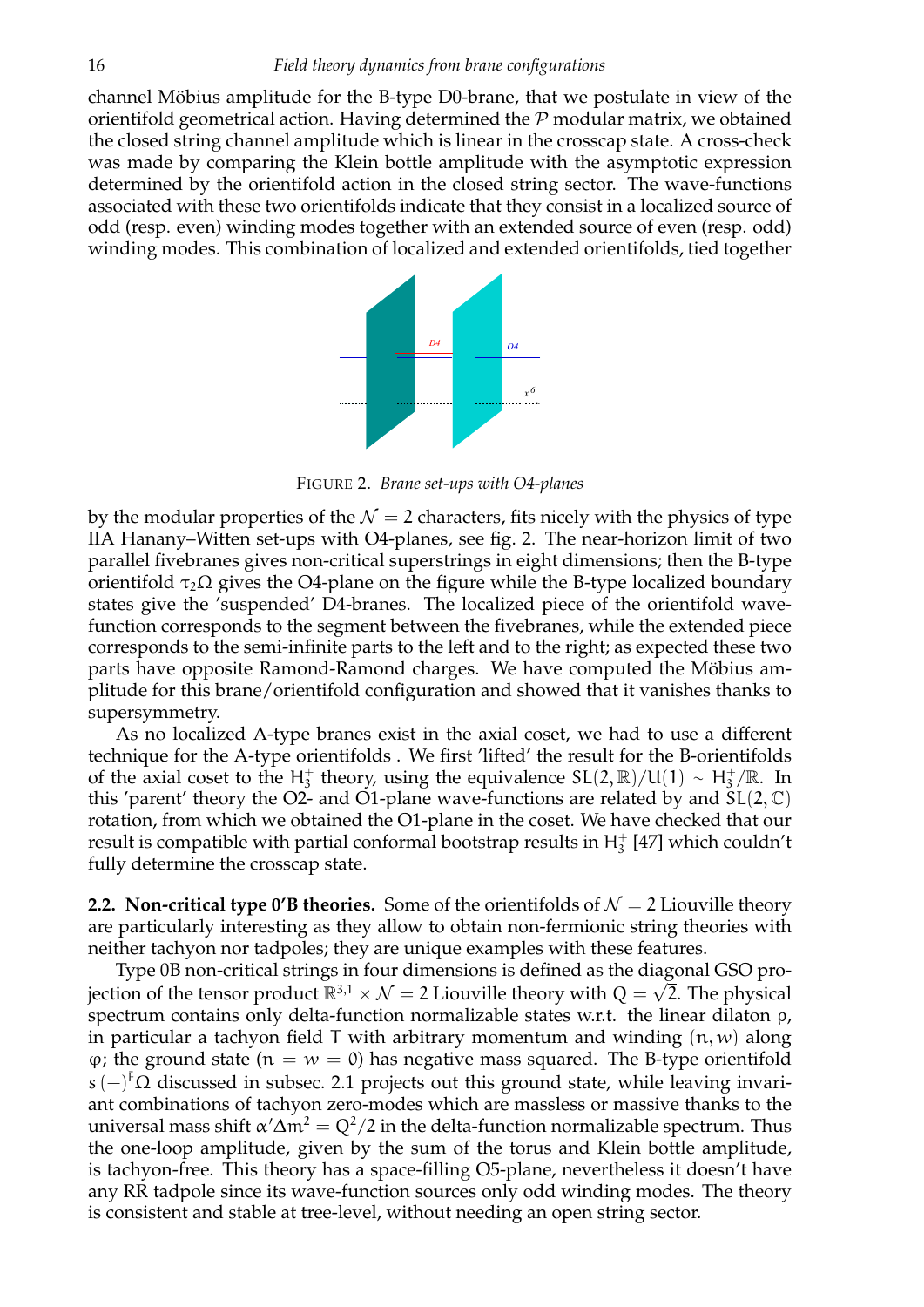channel Möbius amplitude for the B-type D0-brane, that we postulate in view of the orientifold geometrical action. Having determined the $\mathcal{P}$ modular matrix, we obtained the closed string channel amplitude which is linear in the crosscap state. A cross-check was made by comparing the Klein bottle amplitude with the asymptotic expression determined by the orientifold action in the closed string sector. The wave-functions associated with these two orientifolds indicate that they consist in a localized source of odd (resp. even) winding modes together with an extended source of even (resp. odd) winding modes. This combination of localized and extended orientifolds, tied together

FIGURE 2. *Brane set-ups with O4-planes*

by the modular properties of the $\mathcal{N}=2$ characters, fits nicely with the physics of type IIA Hanany–Witten set-ups with O4-planes, see fig. 2. The near-horizon limit of two parallel fivebranes gives non-critical superstrings in eight dimensions; then the B-type orientifold $\tau_2\Omega$ gives the O4-plane on the figure while the B-type localized boundary states give the 'suspended' D4-branes. The localized piece of the orientifold wave-function corresponds to the segment between the fivebranes, while the extended piece corresponds to the semi-infinite parts to the left and to the right; as expected these two parts have opposite Ramond-Ramond charges. We have computed the Möbius amplitude for this brane/orientifold configuration and showed that it vanishes thanks to supersymmetry.

As no localized A-type branes exist in the axial coset, we had to use a different technique for the A-type orientifolds . We first 'lifted' the result for the B-orientifolds of the axial coset to the $H_3^+$ theory, using the equivalence $SL(2,\mathbb{R})/U(1) \sim H_3^+/\mathbb{R}$. In this 'parent' theory the O2- and O1-plane wave-functions are related by and $SL(2,\mathbb{C})$ rotation, from which we obtained the O1-plane in the coset. We have checked that our result is compatible with partial conformal bootstrap results in $H_3^+$ [47] which couldn't fully determine the crosscap state.

**2.2. Non-critical type 0'B theories.** Some of the orientifolds of $\mathcal{N}=2$ Liouville theory are particularly interesting as they allow to obtain non-fermionic string theories with neither tachyon nor tadpoles; they are unique examples with these features.

Type 0B non-critical strings in four dimensions is defined as the diagonal GSO projection of the tensor product $\mathbb{R}^{3,1}\times\mathcal{N}=2$ Liouville theory with $Q=\sqrt{2}$. The physical spectrum contains only delta-function normalizable states w.r.t. the linear dilaton $\rho$, in particular a tachyon field $T$ with arbitrary momentum and winding $(n,w)$ along $\varphi$; the ground state ($n=w=0$) has negative mass squared. The B-type orientifold $s\,(-)^{\bar{F}}\Omega$ discussed in subsec. 2.1 projects out this ground state, while leaving invariant combinations of tachyon zero-modes which are massless or massive thanks to the universal mass shift $\alpha'\Delta m^2 = Q^2/2$ in the delta-function normalizable spectrum. Thus the one-loop amplitude, given by the sum of the torus and Klein bottle amplitude, is tachyon-free. This theory has a space-filling O5-plane, nevertheless it doesn't have any RR tadpole since its wave-function sources only odd winding modes. The theory is consistent and stable at tree-level, without needing an open string sector.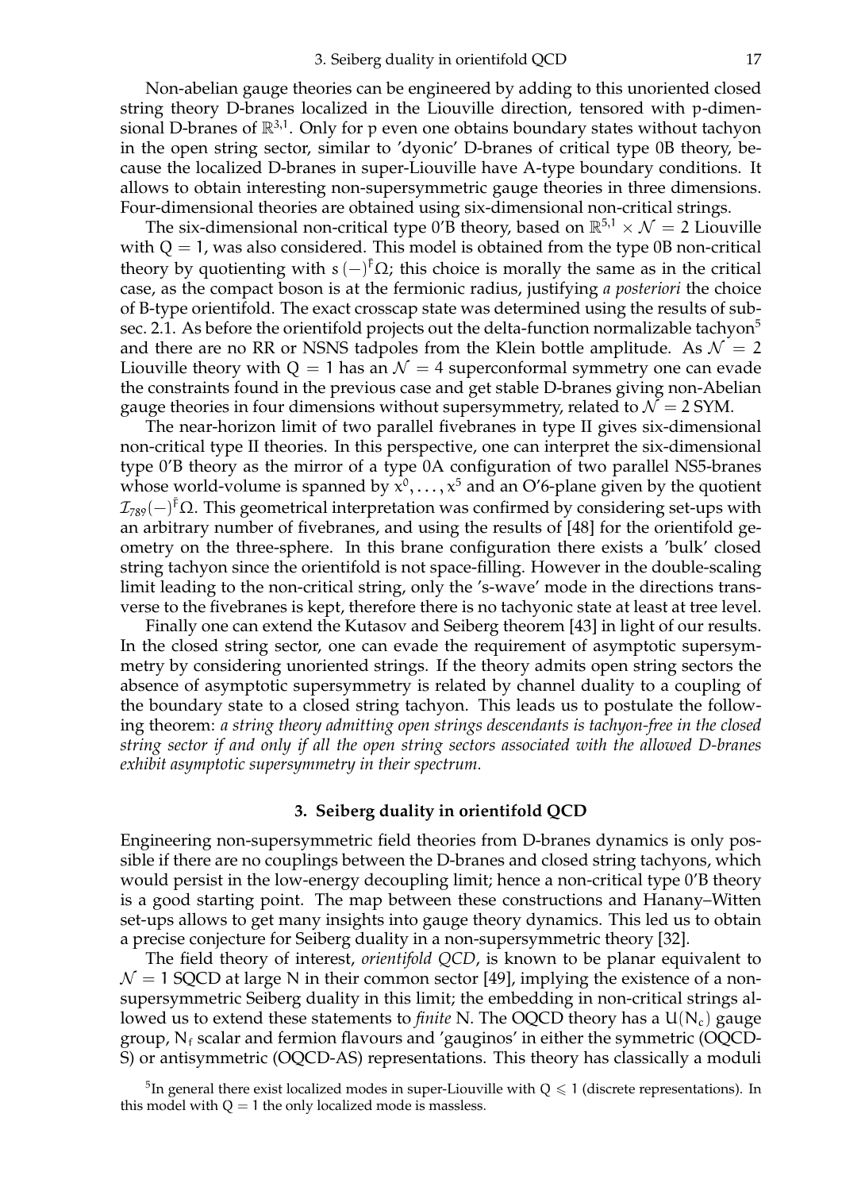Non-abelian gauge theories can be engineered by adding to this unoriented closed string theory D-branes localized in the Liouville direction, tensored with p-dimensional D-branes of $\mathbb{R}^{3,1}$. Only for p even one obtains boundary states without tachyon in the open string sector, similar to 'dyonic' D-branes of critical type 0B theory, because the localized D-branes in super-Liouville have A-type boundary conditions. It allows to obtain interesting non-supersymmetric gauge theories in three dimensions. Four-dimensional theories are obtained using six-dimensional non-critical strings.

The six-dimensional non-critical type 0'B theory, based on $\mathbb{R}^{5,1} \times \mathcal{N}=2$ Liouville with $Q=1$, was also considered. This model is obtained from the type 0B non-critical theory by quotienting with $s\,(-)^{\bar{F}}\Omega$; this choice is morally the same as in the critical case, as the compact boson is at the fermionic radius, justifying *a posteriori* the choice of B-type orientifold. The exact crosscap state was determined using the results of subsec. 2.1. As before the orientifold projects out the delta-function normalizable tachyon[5] and there are no RR or NSNS tadpoles from the Klein bottle amplitude. As $\mathcal{N}=2$ Liouville theory with $Q=1$ has an $\mathcal{N}=4$ superconformal symmetry one can evade the constraints found in the previous case and get stable D-branes giving non-Abelian gauge theories in four dimensions without supersymmetry, related to $\mathcal{N}=2$ SYM.

The near-horizon limit of two parallel fivebranes in type II gives six-dimensional non-critical type II theories. In this perspective, one can interpret the six-dimensional type 0'B theory as the mirror of a type 0A configuration of two parallel NS5-branes whose world-volume is spanned by $x^0,\ldots,x^5$ and an O'6-plane given by the quotient $\mathcal{I}_{789}(-)^{\bar{F}}\Omega$. This geometrical interpretation was confirmed by considering set-ups with an arbitrary number of fivebranes, and using the results of [48] for the orientifold geometry on the three-sphere. In this brane configuration there exists a 'bulk' closed string tachyon since the orientifold is not space-filling. However in the double-scaling limit leading to the non-critical string, only the 's-wave' mode in the directions transverse to the fivebranes is kept, therefore there is no tachyonic state at least at tree level.

Finally one can extend the Kutasov and Seiberg theorem [43] in light of our results. In the closed string sector, one can evade the requirement of asymptotic supersymmetry by considering unoriented strings. If the theory admits open string sectors the absence of asymptotic supersymmetry is related by channel duality to a coupling of the boundary state to a closed string tachyon. This leads us to postulate the following theorem: *a string theory admitting open strings descendants is tachyon-free in the closed string sector if and only if all the open string sectors associated with the allowed D-branes exhibit asymptotic supersymmetry in their spectrum.*

## 3. Seiberg duality in orientifold QCD

Engineering non-supersymmetric field theories from D-branes dynamics is only possible if there are no couplings between the D-branes and closed string tachyons, which would persist in the low-energy decoupling limit; hence a non-critical type 0'B theory is a good starting point. The map between these constructions and Hanany–Witten set-ups allows to get many insights into gauge theory dynamics. This led us to obtain a precise conjecture for Seiberg duality in a non-supersymmetric theory [32].

The field theory of interest, *orientifold QCD*, is known to be planar equivalent to $\mathcal{N}=1$ SQCD at large N in their common sector [49], implying the existence of a non-supersymmetric Seiberg duality in this limit; the embedding in non-critical strings allowed us to extend these statements to *finite* N. The OQCD theory has a $U(N_c)$ gauge group, $N_f$ scalar and fermion flavours and 'gauginos' in either the symmetric (OQCD-S) or antisymmetric (OQCD-AS) representations. This theory has classically a moduli

[5] In general there exist localized modes in super-Liouville with $Q \leqslant 1$ (discrete representations). In this model with $Q=1$ the only localized mode is massless.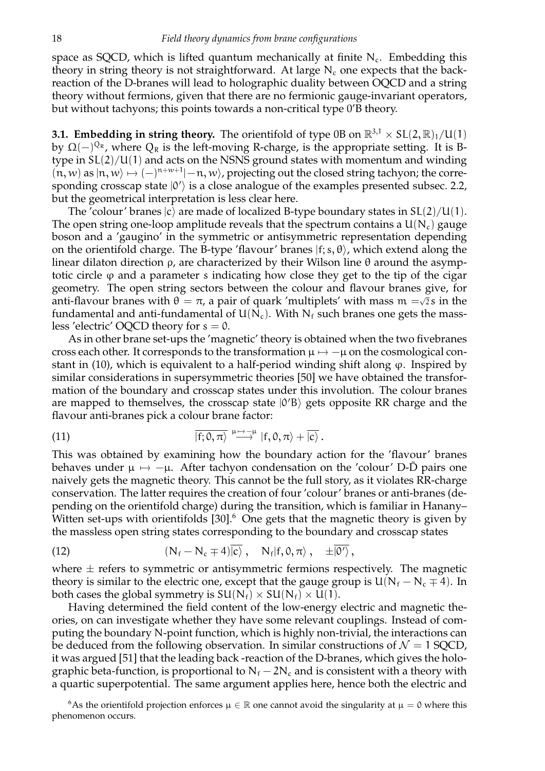space as SQCD, which is lifted quantum mechanically at finite $N_c$. Embedding this theory in string theory is not straightforward. At large $N_c$ one expects that the back-reaction of the D-branes will lead to holographic duality between OQCD and a string theory without fermions, given that there are no fermionic gauge-invariant operators, but without tachyons; this points towards a non-critical type 0'B theory.

**3.1. Embedding in string theory.** The orientifold of type 0B on $\mathbb{R}^{3,1} \times SL(2,\mathbb{R})_1/U(1)$ by $\Omega(-)^{Q_R}$, where $Q_R$ is the left-moving R-charge, is the appropriate setting. It is B-type in $SL(2)/U(1)$ and acts on the NSNS ground states with momentum and winding $(n, w)$ as $|n, w\rangle \mapsto (-)^{n+w+1}|-n, w\rangle$, projecting out the closed string tachyon; the corresponding crosscap state $|0'\rangle$ is a close analogue of the examples presented subsec. 2.2, but the geometrical interpretation is less clear here.

The 'colour' branes $|c\rangle$ are made of localized B-type boundary states in $SL(2)/U(1)$. The open string one-loop amplitude reveals that the spectrum contains a $U(N_c)$ gauge boson and a 'gaugino' in the symmetric or antisymmetric representation depending on the orientifold charge. The B-type 'flavour' branes $|f; s, \theta\rangle$, which extend along the linear dilaton direction $\rho$, are characterized by their Wilson line $\theta$ around the asymptotic circle $\varphi$ and a parameter $s$ indicating how close they get to the tip of the cigar geometry. The open string sectors between the colour and flavour branes give, for anti-flavour branes with $\theta = \pi$, a pair of quark 'multiplets' with mass $m = \sqrt{2}s$ in the fundamental and anti-fundamental of $U(N_c)$. With $N_f$ such branes one gets the massless 'electric' OQCD theory for $s = 0$.

As in other brane set-ups the 'magnetic' theory is obtained when the two fivebranes cross each other. It corresponds to the transformation $\mu \mapsto -\mu$ on the cosmological constant in (10), which is equivalent to a half-period winding shift along $\varphi$. Inspired by similar considerations in supersymmetric theories [50] we have obtained the transformation of the boundary and crosscap states under this involution. The colour branes are mapped to themselves, the crosscap state $|0'B\rangle$ gets opposite RR charge and the flavour anti-branes pick a colour brane factor:

$$\overline{|f; 0, \pi\rangle} \overset{\mu \mapsto -\mu}{\longrightarrow} |f, 0, \pi\rangle + \overline{|c\rangle}\,. \tag{11}$$

This was obtained by examining how the boundary action for the 'flavour' branes behaves under $\mu \mapsto -\mu$. After tachyon condensation on the 'colour' D-$\bar{\text{D}}$ pairs one naively gets the magnetic theory. This cannot be the full story, as it violates RR-charge conservation. The latter requires the creation of four 'colour' branes or anti-branes (depending on the orientifold charge) during the transition, which is familiar in Hanany–Witten set-ups with orientifolds [30].[6] One gets that the magnetic theory is given by the massless open string states corresponding to the boundary and crosscap states

$$(N_f - N_c \mp 4)\overline{|c\rangle}\,, \quad N_f|f, 0, \pi\rangle\,, \quad \pm\overline{|0'\rangle}\,, \tag{12}$$

where $\pm$ refers to symmetric or antisymmetric fermions respectively. The magnetic theory is similar to the electric one, except that the gauge group is $U(N_f - N_c \mp 4)$. In both cases the global symmetry is $SU(N_f) \times SU(N_f) \times U(1)$.

Having determined the field content of the low-energy electric and magnetic theories, on can investigate whether they have some relevant couplings. Instead of computing the boundary N-point function, which is highly non-trivial, the interactions can be deduced from the following observation. In similar constructions of $\mathcal{N} = 1$ SQCD, it was argued [51] that the leading back -reaction of the D-branes, which gives the holographic beta-function, is proportional to $N_f - 2N_c$ and is consistent with a theory with a quartic superpotential. The same argument applies here, hence both the electric and

[6] As the orientifold projection enforces $\mu \in \mathbb{R}$ one cannot avoid the singularity at $\mu = 0$ where this phenomenon occurs.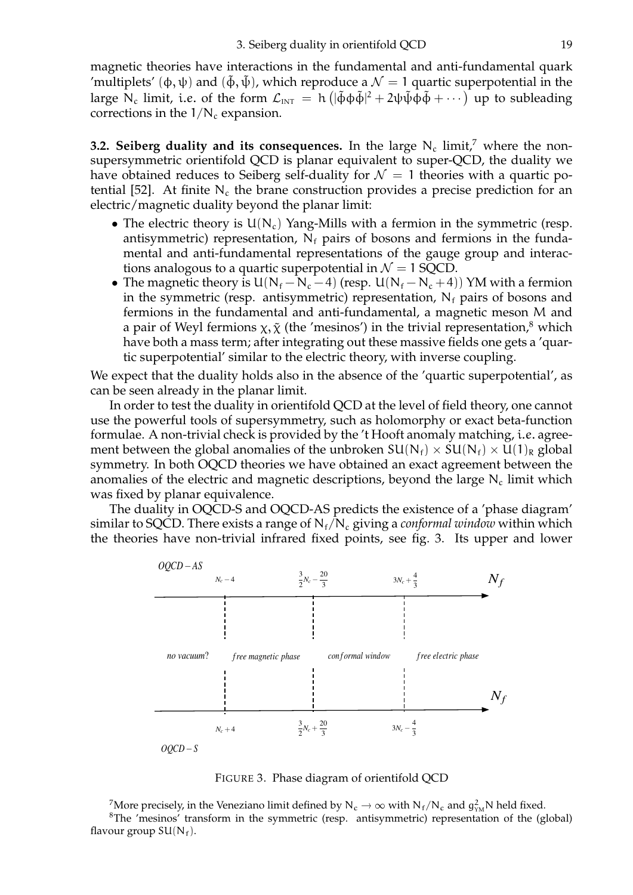magnetic theories have interactions in the fundamental and anti-fundamental quark 'multiplets' $(\phi, \psi)$ and $(\tilde{\phi}, \tilde{\psi})$, which reproduce a $\mathcal{N} = 1$ quartic superpotential in the large $N_c$ limit, i.e. of the form $\mathcal{L}_{\rm INT} = h\left(|\tilde{\phi}\phi\tilde{\phi}|^2 + 2\psi\tilde{\psi}\phi\tilde{\phi} + \cdots\right)$ up to subleading corrections in the $1/N_c$ expansion.

**3.2. Seiberg duality and its consequences.** In the large $N_c$ limit,[7] where the non-supersymmetric orientifold QCD is planar equivalent to super-QCD, the duality we have obtained reduces to Seiberg self-duality for $\mathcal{N} = 1$ theories with a quartic potential [52]. At finite $N_c$ the brane construction provides a precise prediction for an electric/magnetic duality beyond the planar limit:

- The electric theory is $U(N_c)$ Yang-Mills with a fermion in the symmetric (resp. antisymmetric) representation, $N_f$ pairs of bosons and fermions in the fundamental and anti-fundamental representations of the gauge group and interactions analogous to a quartic superpotential in $\mathcal{N} = 1$ SQCD.
- The magnetic theory is $U(N_f - N_c - 4)$ (resp. $U(N_f - N_c + 4)$) YM with a fermion in the symmetric (resp. antisymmetric) representation, $N_f$ pairs of bosons and fermions in the fundamental and anti-fundamental, a magnetic meson $M$ and a pair of Weyl fermions $\chi, \tilde{\chi}$ (the 'mesinos') in the trivial representation,[8] which have both a mass term; after integrating out these massive fields one gets a 'quartic superpotential' similar to the electric theory, with inverse coupling.

We expect that the duality holds also in the absence of the 'quartic superpotential', as can be seen already in the planar limit.

In order to test the duality in orientifold QCD at the level of field theory, one cannot use the powerful tools of supersymmetry, such as holomorphy or exact beta-function formulae. A non-trivial check is provided by the 't Hooft anomaly matching, i.e. agreement between the global anomalies of the unbroken $SU(N_f) \times SU(N_f) \times U(1)_R$ global symmetry. In both OQCD theories we have obtained an exact agreement between the anomalies of the electric and magnetic descriptions, beyond the large $N_c$ limit which was fixed by planar equivalence.

The duality in OQCD-S and OQCD-AS predicts the existence of a 'phase diagram' similar to SQCD. There exists a range of $N_f/N_c$ giving a *conformal window* within which the theories have non-trivial infrared fixed points, see fig. 3. Its upper and lower

*OQCD – AS*: $N_c - 4$, $\frac{3}{2}N_c - \frac{20}{3}$, $3N_c + \frac{4}{3}$ ($N_f$)

*no vacuum?* | *free magnetic phase* | *conformal window* | *free electric phase*

*OQCD – S*: $N_c + 4$, $\frac{3}{2}N_c + \frac{20}{3}$, $3N_c - \frac{4}{3}$ ($N_f$)

FIGURE 3. Phase diagram of orientifold QCD

[7] More precisely, in the Veneziano limit defined by $N_c \to \infty$ with $N_f/N_c$ and $g_{YM}^2 N$ held fixed.

[8] The 'mesinos' transform in the symmetric (resp. antisymmetric) representation of the (global) flavour group $SU(N_f)$.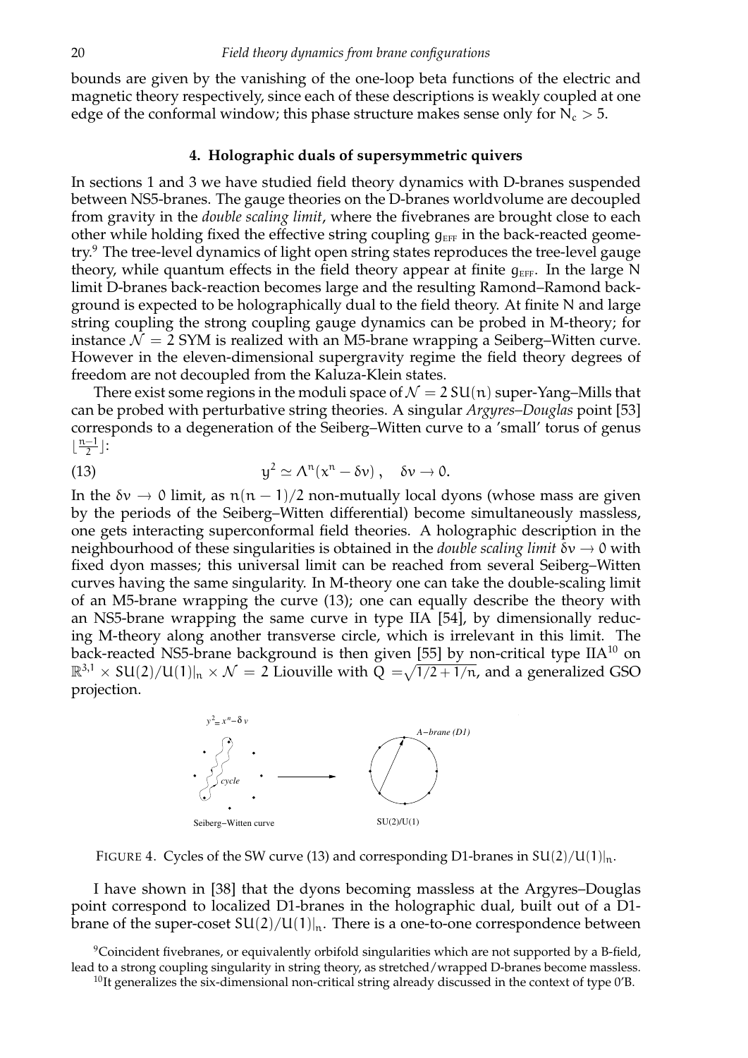bounds are given by the vanishing of the one-loop beta functions of the electric and magnetic theory respectively, since each of these descriptions is weakly coupled at one edge of the conformal window; this phase structure makes sense only for $N_c > 5$.

### 4. Holographic duals of supersymmetric quivers

In sections 1 and 3 we have studied field theory dynamics with D-branes suspended between NS5-branes. The gauge theories on the D-branes worldvolume are decoupled from gravity in the *double scaling limit*, where the fivebranes are brought close to each other while holding fixed the effective string coupling $g_{\text{EFF}}$ in the back-reacted geometry.[9] The tree-level dynamics of light open string states reproduces the tree-level gauge theory, while quantum effects in the field theory appear at finite $g_{\text{EFF}}$. In the large N limit D-branes back-reaction becomes large and the resulting Ramond–Ramond background is expected to be holographically dual to the field theory. At finite N and large string coupling the strong coupling gauge dynamics can be probed in M-theory; for instance $\mathcal{N} = 2$ SYM is realized with an M5-brane wrapping a Seiberg–Witten curve. However in the eleven-dimensional supergravity regime the field theory degrees of freedom are not decoupled from the Kaluza-Klein states.

There exist some regions in the moduli space of $\mathcal{N} = 2$ $SU(n)$ super-Yang–Mills that can be probed with perturbative string theories. A singular *Argyres–Douglas* point [53] corresponds to a degeneration of the Seiberg–Witten curve to a 'small' torus of genus $\lfloor \frac{n-1}{2} \rfloor$:

$$y^2 \simeq \Lambda^n (x^n - \delta v) \,, \quad \delta v \to 0. \tag{13}$$

In the $\delta v \to 0$ limit, as $n(n-1)/2$ non-mutually local dyons (whose mass are given by the periods of the Seiberg–Witten differential) become simultaneously massless, one gets interacting superconformal field theories. A holographic description in the neighbourhood of these singularities is obtained in the *double scaling limit* $\delta v \to 0$ with fixed dyon masses; this universal limit can be reached from several Seiberg–Witten curves having the same singularity. In M-theory one can take the double-scaling limit of an M5-brane wrapping the curve (13); one can equally describe the theory with an NS5-brane wrapping the same curve in type IIA [54], by dimensionally reducing M-theory along another transverse circle, which is irrelevant in this limit. The back-reacted NS5-brane background is then given [55] by non-critical type IIA[10] on $\mathbb{R}^{3,1} \times SU(2)/U(1)|_n \times \mathcal{N} = 2$ Liouville with $Q = \sqrt{1/2 + 1/n}$, and a generalized GSO projection.

FIGURE 4. Cycles of the SW curve (13) and corresponding D1-branes in $SU(2)/U(1)|_n$.

I have shown in [38] that the dyons becoming massless at the Argyres–Douglas point correspond to localized D1-branes in the holographic dual, built out of a D1-brane of the super-coset $SU(2)/U(1)|_n$. There is a one-to-one correspondence between

[9] Coincident fivebranes, or equivalently orbifold singularities which are not supported by a B-field, lead to a strong coupling singularity in string theory, as stretched/wrapped D-branes become massless.

[10] It generalizes the six-dimensional non-critical string already discussed in the context of type 0'B.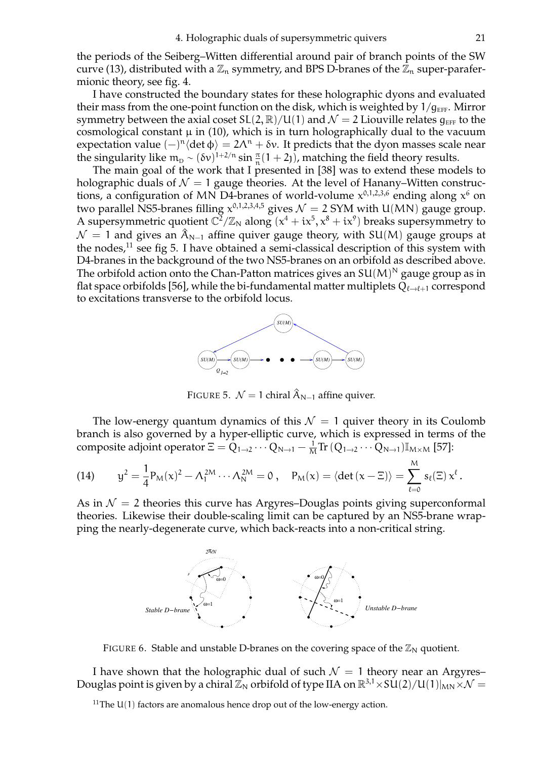the periods of the Seiberg–Witten differential around pair of branch points of the SW curve (13), distributed with a $\mathbb{Z}_n$ symmetry, and BPS D-branes of the $\mathbb{Z}_n$ super-parafermionic theory, see fig. 4.

I have constructed the boundary states for these holographic dyons and evaluated their mass from the one-point function on the disk, which is weighted by $1/g_{\text{EFF}}$. Mirror symmetry between the axial coset $SL(2,\mathbb{R})/U(1)$ and $\mathcal{N}=2$ Liouville relates $g_{\text{EFF}}$ to the cosmological constant $\mu$ in (10), which is in turn holographically dual to the vacuum expectation value $(-)^n\langle\det\phi\rangle = 2\Lambda^n + \delta\nu$. It predicts that the dyon masses scale near the singularity like $m_D \sim (\delta\nu)^{1+2/n}\sin\frac{\pi}{n}(1+2\jmath)$, matching the field theory results.

The main goal of the work that I presented in [38] was to extend these models to holographic duals of $\mathcal{N}=1$ gauge theories. At the level of Hanany–Witten constructions, a configuration of MN D4-branes of world-volume $x^{0,1,2,3,6}$ ending along $x^6$ on two parallel NS5-branes filling $x^{0,1,2,3,4,5}$ gives $\mathcal{N}=2$ SYM with $U(MN)$ gauge group. A supersymmetric quotient $\mathbb{C}^2/\mathbb{Z}_N$ along $(x^4+ix^5, x^8+ix^9)$ breaks supersymmetry to $\mathcal{N}=1$ and gives an $\hat{A}_{N-1}$ affine quiver gauge theory, with $SU(M)$ gauge groups at the nodes,[11] see fig 5. I have obtained a semi-classical description of this system with D4-branes in the background of the two NS5-branes on an orbifold as described above. The orbifold action onto the Chan-Patton matrices gives an $SU(M)^N$ gauge group as in flat space orbifolds [56], while the bi-fundamental matter multiplets $Q_{\ell\to\ell+1}$ correspond to excitations transverse to the orbifold locus.

FIGURE 5. $\mathcal{N}=1$ chiral $\hat{A}_{N-1}$ affine quiver.

The low-energy quantum dynamics of this $\mathcal{N}=1$ quiver theory in its Coulomb branch is also governed by a hyper-elliptic curve, which is expressed in terms of the composite adjoint operator $\Xi = Q_{1\to2}\cdots Q_{N\to1} - \frac{1}{M}\operatorname{Tr}(Q_{1\to2}\cdots Q_{N\to1})\mathbb{I}_{M\times M}$ [57]:

$$y^2 = \frac{1}{4}P_M(x)^2 - \Lambda_1^{2M}\cdots\Lambda_N^{2M} = 0\,,\quad P_M(x) = \langle\det(x-\Xi)\rangle = \sum_{\ell=0}^{M} s_\ell(\Xi)\,x^\ell\,. \tag{14}$$

As in $\mathcal{N}=2$ theories this curve has Argyres–Douglas points giving superconformal theories. Likewise their double-scaling limit can be captured by an NS5-brane wrapping the nearly-degenerate curve, which back-reacts into a non-critical string.

FIGURE 6. Stable and unstable D-branes on the covering space of the $\mathbb{Z}_N$ quotient.

I have shown that the holographic dual of such $\mathcal{N}=1$ theory near an Argyres–Douglas point is given by a chiral $\mathbb{Z}_N$ orbifold of type IIA on $\mathbb{R}^{3,1}\times SU(2)/U(1)|_{MN}\times\mathcal{N}=$

[11] The $U(1)$ factors are anomalous hence drop out of the low-energy action.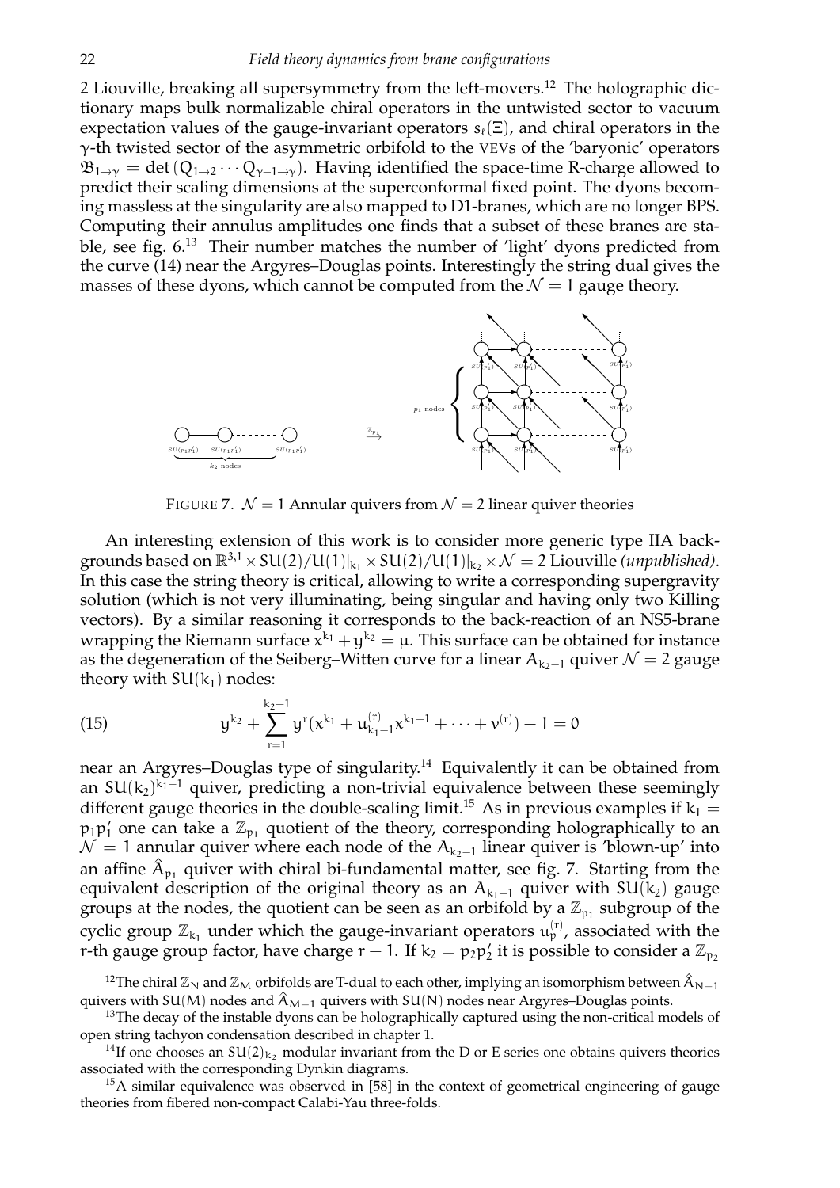2 Liouville, breaking all supersymmetry from the left-movers.[12] The holographic dictionary maps bulk normalizable chiral operators in the untwisted sector to vacuum expectation values of the gauge-invariant operators $s_\ell(\Xi)$, and chiral operators in the $\gamma$-th twisted sector of the asymmetric orbifold to the VEVs of the 'baryonic' operators $\mathfrak{B}_{1\to\gamma} = \det(Q_{1\to 2}\cdots Q_{\gamma-1\to\gamma})$. Having identified the space-time R-charge allowed to predict their scaling dimensions at the superconformal fixed point. The dyons becoming massless at the singularity are also mapped to D1-branes, which are no longer BPS. Computing their annulus amplitudes one finds that a subset of these branes are stable, see fig. 6.[13] Their number matches the number of 'light' dyons predicted from the curve (14) near the Argyres–Douglas points. Interestingly the string dual gives the masses of these dyons, which cannot be computed from the $\mathcal{N}=1$ gauge theory.

FIGURE 7. $\mathcal{N}=1$ Annular quivers from $\mathcal{N}=2$ linear quiver theories

An interesting extension of this work is to consider more generic type IIA backgrounds based on $\mathbb{R}^{3,1}\times SU(2)/U(1)|_{k_1}\times SU(2)/U(1)|_{k_2}\times \mathcal{N}=2$ Liouville *(unpublished)*. In this case the string theory is critical, allowing to write a corresponding supergravity solution (which is not very illuminating, being singular and having only two Killing vectors). By a similar reasoning it corresponds to the back-reaction of an NS5-brane wrapping the Riemann surface $x^{k_1}+y^{k_2}=\mu$. This surface can be obtained for instance as the degeneration of the Seiberg–Witten curve for a linear $A_{k_2-1}$ quiver $\mathcal{N}=2$ gauge theory with $SU(k_1)$ nodes:

$$y^{k_2}+\sum_{r=1}^{k_2-1} y^r\left(x^{k_1}+u^{(r)}_{k_1-1}x^{k_1-1}+\cdots+v^{(r)}\right)+1=0 \tag{15}$$

near an Argyres–Douglas type of singularity.[14] Equivalently it can be obtained from an $SU(k_2)^{k_1-1}$ quiver, predicting a non-trivial equivalence between these seemingly different gauge theories in the double-scaling limit.[15] As in previous examples if $k_1 = p_1p_1'$ one can take a $\mathbb{Z}_{p_1}$ quotient of the theory, corresponding holographically to an $\mathcal{N}=1$ annular quiver where each node of the $A_{k_2-1}$ linear quiver is 'blown-up' into an affine $\hat{A}_{p_1}$ quiver with chiral bi-fundamental matter, see fig. 7. Starting from the equivalent description of the original theory as an $A_{k_1-1}$ quiver with $SU(k_2)$ gauge groups at the nodes, the quotient can be seen as an orbifold by a $\mathbb{Z}_{p_1}$ subgroup of the cyclic group $\mathbb{Z}_{k_1}$ under which the gauge-invariant operators $u^{(r)}_p$, associated with the $r$-th gauge group factor, have charge $r-1$. If $k_2 = p_2p_2'$ it is possible to consider a $\mathbb{Z}_{p_2}$

[12] The chiral $\mathbb{Z}_N$ and $\mathbb{Z}_M$ orbifolds are T-dual to each other, implying an isomorphism between $\hat{A}_{N-1}$ quivers with $SU(M)$ nodes and $\hat{A}_{M-1}$ quivers with $SU(N)$ nodes near Argyres–Douglas points.

[13] The decay of the instable dyons can be holographically captured using the non-critical models of open string tachyon condensation described in chapter 1.

[14] If one chooses an $SU(2)_{k_2}$ modular invariant from the D or E series one obtains quivers theories associated with the corresponding Dynkin diagrams.

[15] A similar equivalence was observed in [58] in the context of geometrical engineering of gauge theories from fibered non-compact Calabi-Yau three-folds.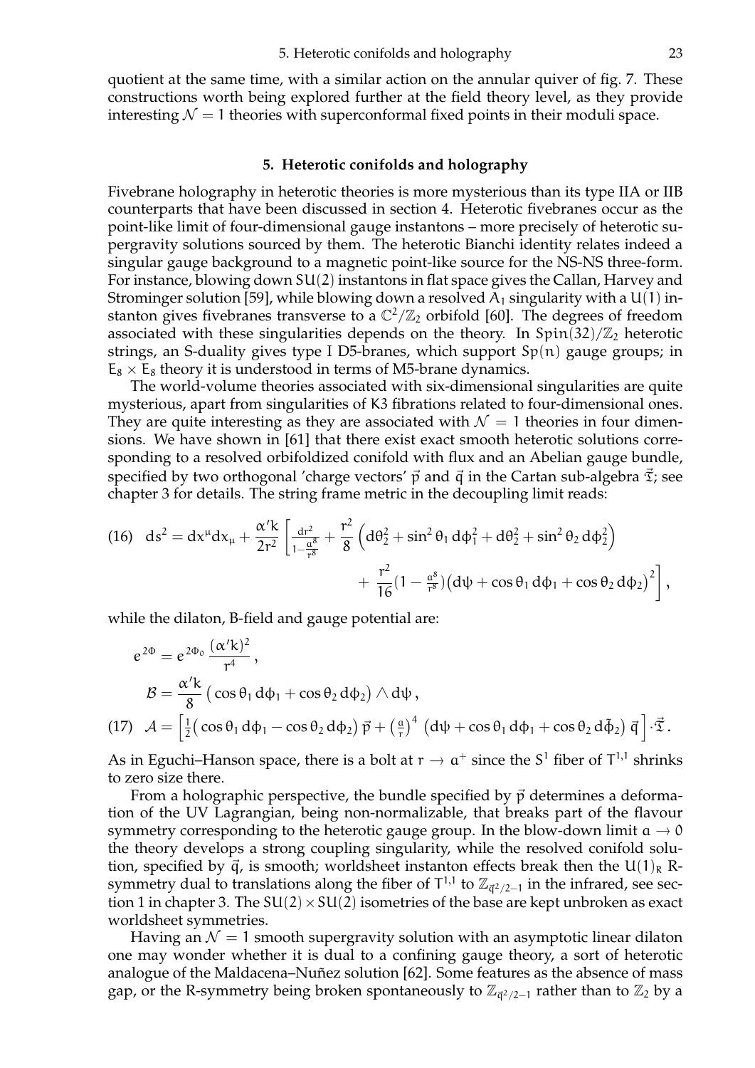quotient at the same time, with a similar action on the annular quiver of fig. 7. These constructions worth being explored further at the field theory level, as they provide interesting $\mathcal{N}=1$ theories with superconformal fixed points in their moduli space.

### 5. Heterotic conifolds and holography

Fivebrane holography in heterotic theories is more mysterious than its type IIA or IIB counterparts that have been discussed in section 4. Heterotic fivebranes occur as the point-like limit of four-dimensional gauge instantons – more precisely of heterotic supergravity solutions sourced by them. The heterotic Bianchi identity relates indeed a singular gauge background to a magnetic point-like source for the NS-NS three-form. For instance, blowing down $SU(2)$ instantons in flat space gives the Callan, Harvey and Strominger solution [59], while blowing down a resolved $A_1$ singularity with a $U(1)$ instanton gives fivebranes transverse to a $\mathbb{C}^2/\mathbb{Z}_2$ orbifold [60]. The degrees of freedom associated with these singularities depends on the theory. In $Spin(32)/\mathbb{Z}_2$ heterotic strings, an S-duality gives type I D5-branes, which support $Sp(n)$ gauge groups; in $E_8\times E_8$ theory it is understood in terms of M5-brane dynamics.

The world-volume theories associated with six-dimensional singularities are quite mysterious, apart from singularities of K3 fibrations related to four-dimensional ones. They are quite interesting as they are associated with $\mathcal{N}=1$ theories in four dimensions. We have shown in [61] that there exist exact smooth heterotic solutions corresponding to a resolved orbifoldized conifold with flux and an Abelian gauge bundle, specified by two orthogonal 'charge vectors' $\vec{p}$ and $\vec{q}$ in the Cartan sub-algebra $\vec{\mathfrak{T}}$; see chapter 3 for details. The string frame metric in the decoupling limit reads:

$$
(16)\quad ds^2 = dx^\mu dx_\mu + \frac{\alpha' k}{2r^2}\left[\frac{dr^2}{1-\frac{a^8}{r^8}} + \frac{r^2}{8}\left(d\theta_2^2+\sin^2\theta_1\, d\phi_1^2 + d\theta_2^2 + \sin^2\theta_2\, d\phi_2^2\right) + \frac{r^2}{16}\left(1-\tfrac{a^8}{r^8}\right)\left(d\psi+\cos\theta_1\, d\phi_1+\cos\theta_2\, d\phi_2\right)^2\right],
$$

while the dilaton, B-field and gauge potential are:

$$
e^{2\Phi} = e^{2\Phi_0}\,\frac{(\alpha' k)^2}{r^4}\,,
$$

$$
\mathcal{B} = \frac{\alpha' k}{8}\left(\cos\theta_1\, d\phi_1 + \cos\theta_2\, d\phi_2\right)\wedge d\psi\,,
$$

$$
(17)\quad \mathcal{A} = \left[\tfrac{1}{2}\left(\cos\theta_1\, d\phi_1 - \cos\theta_2\, d\phi_2\right)\vec{p} + \left(\tfrac{a}{r}\right)^4\left(d\psi + \cos\theta_1\, d\phi_1 + \cos\theta_2\, d\tilde{\phi}_2\right)\vec{q}\,\right]\cdot\vec{\mathfrak{T}}\,.
$$

As in Eguchi–Hanson space, there is a bolt at $r\to a^+$ since the $S^1$ fiber of $T^{1,1}$ shrinks to zero size there.

From a holographic perspective, the bundle specified by $\vec{p}$ determines a deformation of the UV Lagrangian, being non-normalizable, that breaks part of the flavour symmetry corresponding to the heterotic gauge group. In the blow-down limit $a\to 0$ the theory develops a strong coupling singularity, while the resolved conifold solution, specified by $\vec{q}$, is smooth; worldsheet instanton effects break then the $U(1)_R$ R-symmetry dual to translations along the fiber of $T^{1,1}$ to $\mathbb{Z}_{\vec{q}^2/2-1}$ in the infrared, see section 1 in chapter 3. The $SU(2)\times SU(2)$ isometries of the base are kept unbroken as exact worldsheet symmetries.

Having an $\mathcal{N}=1$ smooth supergravity solution with an asymptotic linear dilaton one may wonder whether it is dual to a confining gauge theory, a sort of heterotic analogue of the Maldacena–Nuñez solution [62]. Some features as the absence of mass gap, or the R-symmetry being broken spontaneously to $\mathbb{Z}_{\vec{q}^2/2-1}$ rather than to $\mathbb{Z}_2$ by a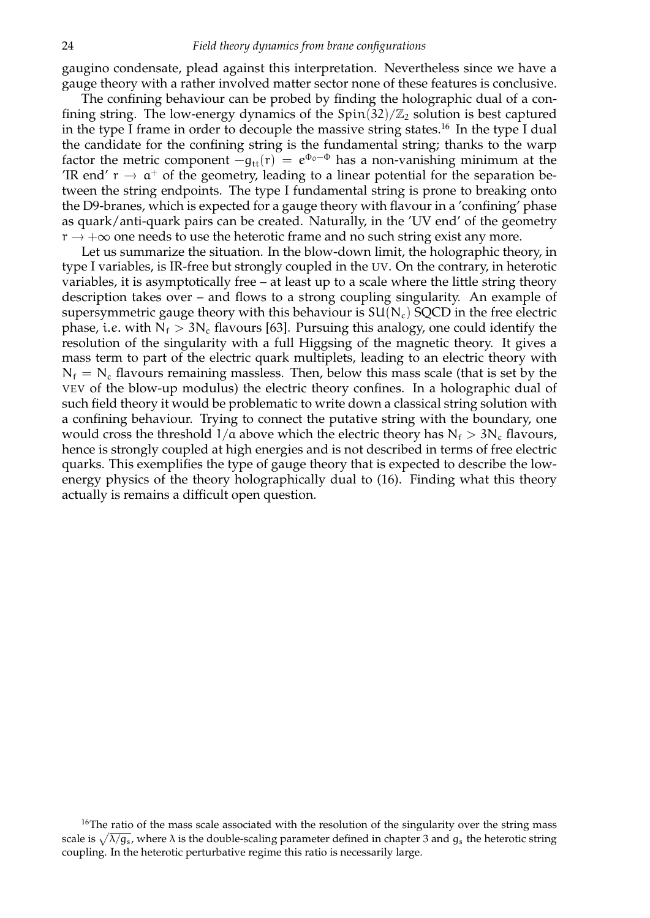gaugino condensate, plead against this interpretation. Nevertheless since we have a gauge theory with a rather involved matter sector none of these features is conclusive.

The confining behaviour can be probed by finding the holographic dual of a confining string. The low-energy dynamics of the $Spin(32)/\mathbb{Z}_2$ solution is best captured in the type I frame in order to decouple the massive string states.[16] In the type I dual the candidate for the confining string is the fundamental string; thanks to the warp factor the metric component $-g_{tt}(r) = e^{\Phi_0 - \Phi}$ has a non-vanishing minimum at the 'IR end' $r \to a^+$ of the geometry, leading to a linear potential for the separation between the string endpoints. The type I fundamental string is prone to breaking onto the D9-branes, which is expected for a gauge theory with flavour in a 'confining' phase as quark/anti-quark pairs can be created. Naturally, in the 'UV end' of the geometry $r \to +\infty$ one needs to use the heterotic frame and no such string exist any more.

Let us summarize the situation. In the blow-down limit, the holographic theory, in type I variables, is IR-free but strongly coupled in the UV. On the contrary, in heterotic variables, it is asymptotically free – at least up to a scale where the little string theory description takes over – and flows to a strong coupling singularity. An example of supersymmetric gauge theory with this behaviour is $SU(N_c)$ SQCD in the free electric phase, i.e. with $N_f > 3N_c$ flavours [63]. Pursuing this analogy, one could identify the resolution of the singularity with a full Higgsing of the magnetic theory. It gives a mass term to part of the electric quark multiplets, leading to an electric theory with $N_f = N_c$ flavours remaining massless. Then, below this mass scale (that is set by the VEV of the blow-up modulus) the electric theory confines. In a holographic dual of such field theory it would be problematic to write down a classical string solution with a confining behaviour. Trying to connect the putative string with the boundary, one would cross the threshold $1/a$ above which the electric theory has $N_f > 3N_c$ flavours, hence is strongly coupled at high energies and is not described in terms of free electric quarks. This exemplifies the type of gauge theory that is expected to describe the low-energy physics of the theory holographically dual to (16). Finding what this theory actually is remains a difficult open question.

[16] The ratio of the mass scale associated with the resolution of the singularity over the string mass scale is $\sqrt{\lambda/g_s}$, where $\lambda$ is the double-scaling parameter defined in chapter 3 and $g_s$ the heterotic string coupling. In the heterotic perturbative regime this ratio is necessarily large.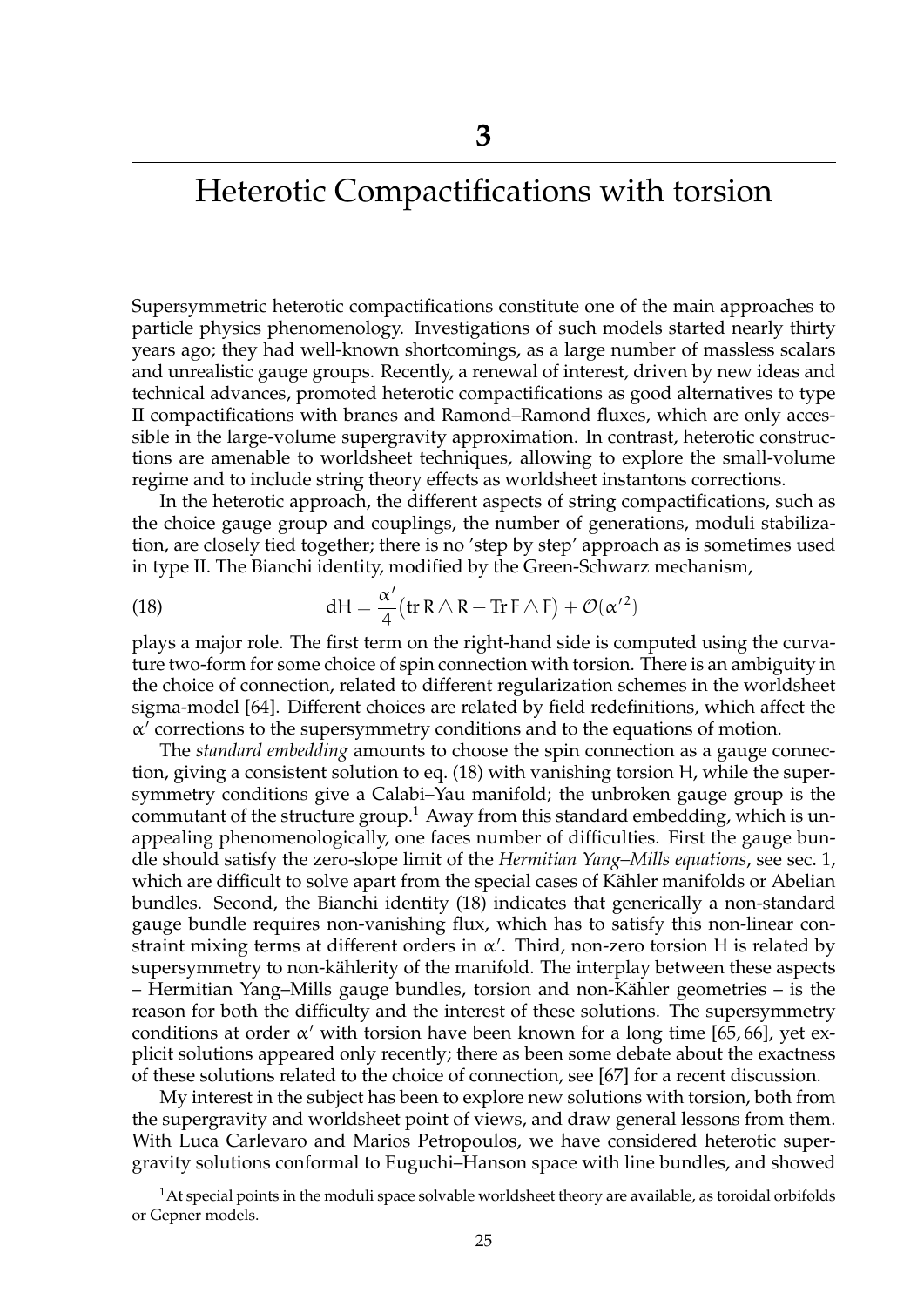# 3

# Heterotic Compactifications with torsion

Supersymmetric heterotic compactifications constitute one of the main approaches to particle physics phenomenology. Investigations of such models started nearly thirty years ago; they had well-known shortcomings, as a large number of massless scalars and unrealistic gauge groups. Recently, a renewal of interest, driven by new ideas and technical advances, promoted heterotic compactifications as good alternatives to type II compactifications with branes and Ramond–Ramond fluxes, which are only accessible in the large-volume supergravity approximation. In contrast, heterotic constructions are amenable to worldsheet techniques, allowing to explore the small-volume regime and to include string theory effects as worldsheet instantons corrections.

In the heterotic approach, the different aspects of string compactifications, such as the choice gauge group and couplings, the number of generations, moduli stabilization, are closely tied together; there is no 'step by step' approach as is sometimes used in type II. The Bianchi identity, modified by the Green-Schwarz mechanism,

$$\mathrm{d}H = \frac{\alpha'}{4}\big(\mathrm{tr}\, R \wedge R - \mathrm{Tr}\, F \wedge F\big) + \mathcal{O}(\alpha'^2) \tag{18}$$

plays a major role. The first term on the right-hand side is computed using the curvature two-form for some choice of spin connection with torsion. There is an ambiguity in the choice of connection, related to different regularization schemes in the worldsheet sigma-model [64]. Different choices are related by field redefinitions, which affect the $\alpha'$ corrections to the supersymmetry conditions and to the equations of motion.

The *standard embedding* amounts to choose the spin connection as a gauge connection, giving a consistent solution to eq. (18) with vanishing torsion $H$, while the supersymmetry conditions give a Calabi–Yau manifold; the unbroken gauge group is the commutant of the structure group.[1] Away from this standard embedding, which is unappealing phenomenologically, one faces number of difficulties. First the gauge bundle should satisfy the zero-slope limit of the *Hermitian Yang–Mills equations*, see sec. 1, which are difficult to solve apart from the special cases of Kähler manifolds or Abelian bundles. Second, the Bianchi identity (18) indicates that generically a non-standard gauge bundle requires non-vanishing flux, which has to satisfy this non-linear constraint mixing terms at different orders in $\alpha'$. Third, non-zero torsion $H$ is related by supersymmetry to non-kählerity of the manifold. The interplay between these aspects – Hermitian Yang–Mills gauge bundles, torsion and non-Kähler geometries – is the reason for both the difficulty and the interest of these solutions. The supersymmetry conditions at order $\alpha'$ with torsion have been known for a long time [65, 66], yet explicit solutions appeared only recently; there as been some debate about the exactness of these solutions related to the choice of connection, see [67] for a recent discussion.

My interest in the subject has been to explore new solutions with torsion, both from the supergravity and worldsheet point of views, and draw general lessons from them. With Luca Carlevaro and Marios Petropoulos, we have considered heterotic supergravity solutions conformal to Euguchi–Hanson space with line bundles, and showed

[1] At special points in the moduli space solvable worldsheet theory are available, as toroidal orbifolds or Gepner models.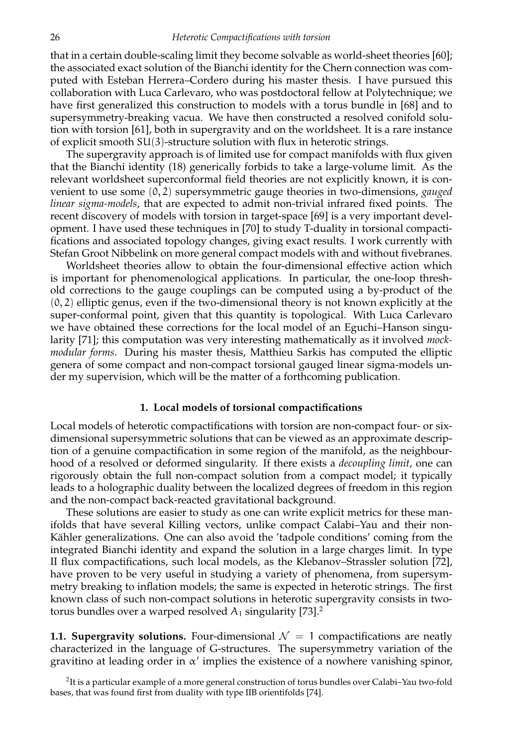that in a certain double-scaling limit they become solvable as world-sheet theories [60]; the associated exact solution of the Bianchi identity for the Chern connection was computed with Esteban Herrera–Cordero during his master thesis. I have pursued this collaboration with Luca Carlevaro, who was postdoctoral fellow at Polytechnique; we have first generalized this construction to models with a torus bundle in [68] and to supersymmetry-breaking vacua. We have then constructed a resolved conifold solution with torsion [61], both in supergravity and on the worldsheet. It is a rare instance of explicit smooth $SU(3)$-structure solution with flux in heterotic strings.

The supergravity approach is of limited use for compact manifolds with flux given that the Bianchi identity (18) generically forbids to take a large-volume limit. As the relevant worldsheet superconformal field theories are not explicitly known, it is convenient to use some $(0,2)$ supersymmetric gauge theories in two-dimensions, *gauged linear sigma-models*, that are expected to admit non-trivial infrared fixed points. The recent discovery of models with torsion in target-space [69] is a very important development. I have used these techniques in [70] to study T-duality in torsional compactifications and associated topology changes, giving exact results. I work currently with Stefan Groot Nibbelink on more general compact models with and without fivebranes.

Worldsheet theories allow to obtain the four-dimensional effective action which is important for phenomenological applications. In particular, the one-loop threshold corrections to the gauge couplings can be computed using a by-product of the $(0,2)$ elliptic genus, even if the two-dimensional theory is not known explicitly at the super-conformal point, given that this quantity is topological. With Luca Carlevaro we have obtained these corrections for the local model of an Eguchi–Hanson singularity [71]; this computation was very interesting mathematically as it involved *mock-modular forms*. During his master thesis, Matthieu Sarkis has computed the elliptic genera of some compact and non-compact torsional gauged linear sigma-models under my supervision, which will be the matter of a forthcoming publication.

### 1. Local models of torsional compactifications

Local models of heterotic compactifications with torsion are non-compact four- or six-dimensional supersymmetric solutions that can be viewed as an approximate description of a genuine compactification in some region of the manifold, as the neighbourhood of a resolved or deformed singularity. If there exists a *decoupling limit*, one can rigorously obtain the full non-compact solution from a compact model; it typically leads to a holographic duality between the localized degrees of freedom in this region and the non-compact back-reacted gravitational background.

These solutions are easier to study as one can write explicit metrics for these manifolds that have several Killing vectors, unlike compact Calabi–Yau and their non-Kähler generalizations. One can also avoid the 'tadpole conditions' coming from the integrated Bianchi identity and expand the solution in a large charges limit. In type II flux compactifications, such local models, as the Klebanov–Strassler solution [72], have proven to be very useful in studying a variety of phenomena, from supersymmetry breaking to inflation models; the same is expected in heterotic strings. The first known class of such non-compact solutions in heterotic supergravity consists in two-torus bundles over a warped resolved $A_1$ singularity [73].[2]

**1.1. Supergravity solutions.** Four-dimensional $\mathcal{N} = 1$ compactifications are neatly characterized in the language of G-structures. The supersymmetry variation of the gravitino at leading order in $\alpha'$ implies the existence of a nowhere vanishing spinor,

[2] It is a particular example of a more general construction of torus bundles over Calabi–Yau two-fold bases, that was found first from duality with type IIB orientifolds [74].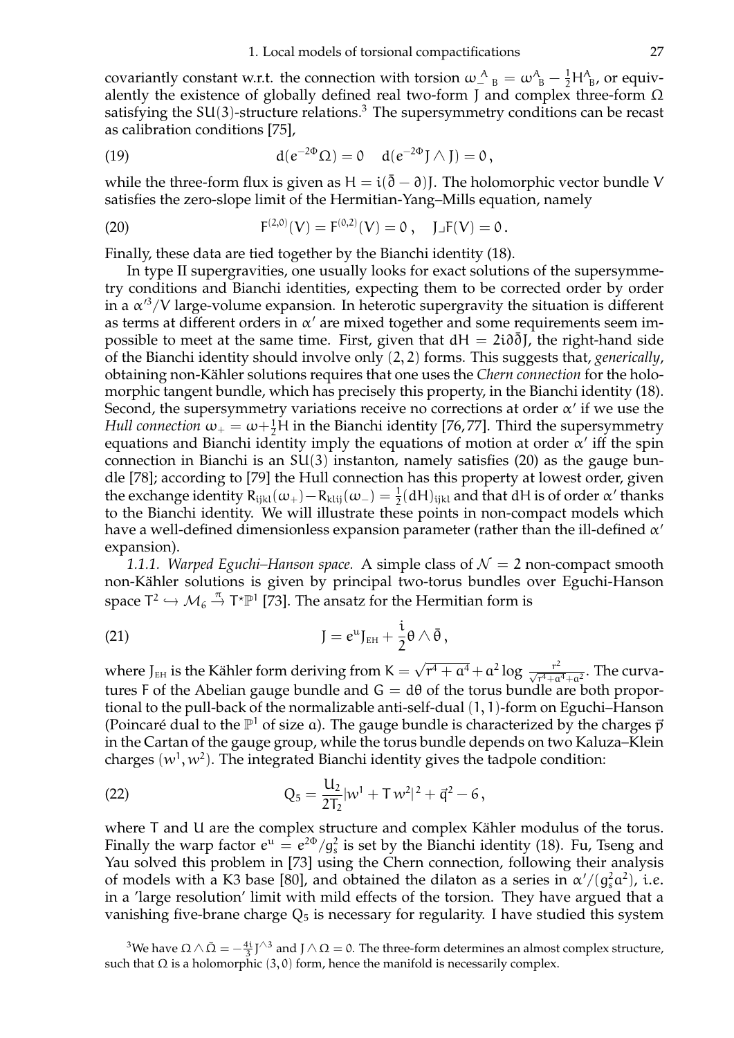covariantly constant w.r.t. the connection with torsion $\omega_{-}{}^{A}{}_{B} = \omega^{A}{}_{B} - \frac{1}{2}H^{A}{}_{B}$, or equivalently the existence of globally defined real two-form $J$ and complex three-form $\Omega$ satisfying the $SU(3)$-structure relations.[3] The supersymmetry conditions can be recast as calibration conditions [75],

$$d(e^{-2\Phi}\Omega) = 0 \quad d(e^{-2\Phi}J\wedge J) = 0\,, \tag{19}$$

while the three-form flux is given as $H = i(\bar{\partial} - \partial)J$. The holomorphic vector bundle $V$ satisfies the zero-slope limit of the Hermitian-Yang–Mills equation, namely

$$F^{(2,0)}(V) = F^{(0,2)}(V) = 0\,, \quad J\lrcorner F(V) = 0\,. \tag{20}$$

Finally, these data are tied together by the Bianchi identity (18).

In type II supergravities, one usually looks for exact solutions of the supersymmetry conditions and Bianchi identities, expecting them to be corrected order by order in a $\alpha'^3/V$ large-volume expansion. In heterotic supergravity the situation is different as terms at different orders in $\alpha'$ are mixed together and some requirements seem impossible to meet at the same time. First, given that $dH = 2i\partial\bar{\partial}J$, the right-hand side of the Bianchi identity should involve only $(2,2)$ forms. This suggests that, *generically*, obtaining non-Kähler solutions requires that one uses the *Chern connection* for the holomorphic tangent bundle, which has precisely this property, in the Bianchi identity (18). Second, the supersymmetry variations receive no corrections at order $\alpha'$ if we use the *Hull connection* $\omega_{+} = \omega + \frac{1}{2}H$ in the Bianchi identity [76,77]. Third the supersymmetry equations and Bianchi identity imply the equations of motion at order $\alpha'$ iff the spin connection in Bianchi is an $SU(3)$ instanton, namely satisfies (20) as the gauge bundle [78]; according to [79] the Hull connection has this property at lowest order, given the exchange identity $R_{ijkl}(\omega_{+}) - R_{klij}(\omega_{-}) = \frac{1}{2}(dH)_{ijkl}$ and that $dH$ is of order $\alpha'$ thanks to the Bianchi identity. We will illustrate these points in non-compact models which have a well-defined dimensionless expansion parameter (rather than the ill-defined $\alpha'$ expansion).

*1.1.1. Warped Eguchi–Hanson space.* A simple class of $\mathcal{N} = 2$ non-compact smooth non-Kähler solutions is given by principal two-torus bundles over Eguchi-Hanson space $T^2 \hookrightarrow \mathcal{M}_6 \xrightarrow{\pi} T^\star\mathbb{P}^1$ [73]. The ansatz for the Hermitian form is

$$J = e^{u}J_{\text{EH}} + \frac{i}{2}\theta\wedge\bar{\theta}\,, \tag{21}$$

where $J_{\text{EH}}$ is the Kähler form deriving from $K = \sqrt{r^4 + a^4} + a^2\log\frac{r^2}{\sqrt{r^4+a^4}+a^2}$. The curvatures $F$ of the Abelian gauge bundle and $G = d\theta$ of the torus bundle are both proportional to the pull-back of the normalizable anti-self-dual $(1,1)$-form on Eguchi–Hanson (Poincaré dual to the $\mathbb{P}^1$ of size $a$). The gauge bundle is characterized by the charges $\vec{p}$ in the Cartan of the gauge group, while the torus bundle depends on two Kaluza–Klein charges $(w^1, w^2)$. The integrated Bianchi identity gives the tadpole condition:

$$Q_5 = \frac{U_2}{2T_2}|w^1 + T\,w^2|^2 + \vec{q}^{\,2} - 6\,, \tag{22}$$

where $T$ and $U$ are the complex structure and complex Kähler modulus of the torus. Finally the warp factor $e^{u} = e^{2\Phi}/g_s^2$ is set by the Bianchi identity (18). Fu, Tseng and Yau solved this problem in [73] using the Chern connection, following their analysis of models with a K3 base [80], and obtained the dilaton as a series in $\alpha'/(g_s^2a^2)$, i.e. in a 'large resolution' limit with mild effects of the torsion. They have argued that a vanishing five-brane charge $Q_5$ is necessary for regularity. I have studied this system

[3] We have $\Omega\wedge\bar{\Omega} = -\frac{4i}{3}J^{\wedge 3}$ and $J\wedge\Omega = 0$. The three-form determines an almost complex structure, such that $\Omega$ is a holomorphic $(3,0)$ form, hence the manifold is necessarily complex.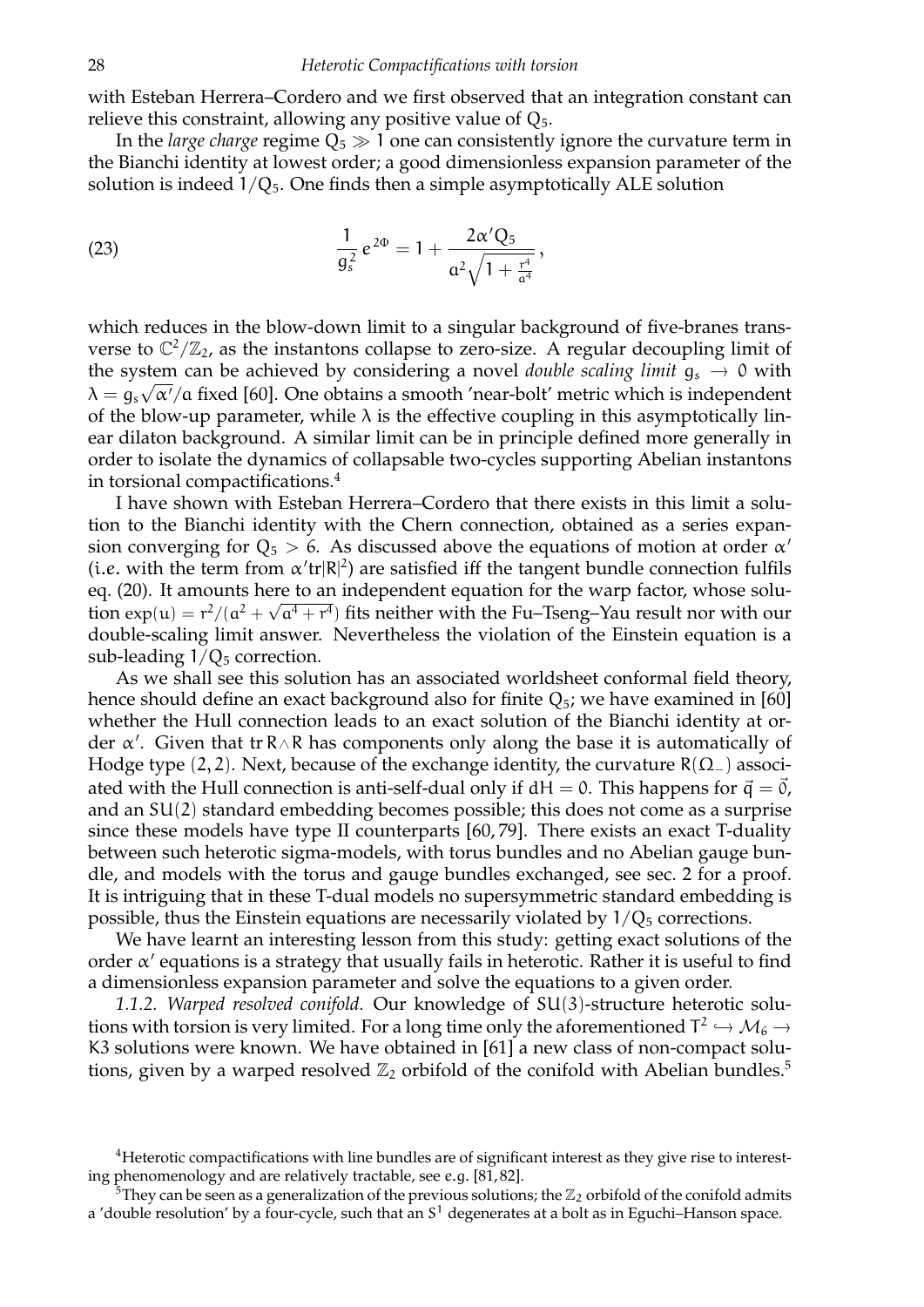with Esteban Herrera–Cordero and we first observed that an integration constant can relieve this constraint, allowing any positive value of $Q_5$.

In the *large charge* regime $Q_5 \gg 1$ one can consistently ignore the curvature term in the Bianchi identity at lowest order; a good dimensionless expansion parameter of the solution is indeed $1/Q_5$. One finds then a simple asymptotically ALE solution

$$\frac{1}{g_s^2}\, e^{2\Phi} = 1 + \frac{2\alpha' Q_5}{a^2\sqrt{1+\frac{r^4}{a^4}}}\,, \tag{23}$$

which reduces in the blow-down limit to a singular background of five-branes transverse to $\mathbb{C}^2/\mathbb{Z}_2$, as the instantons collapse to zero-size. A regular decoupling limit of the system can be achieved by considering a novel *double scaling limit* $g_s \to 0$ with $\lambda = g_s\sqrt{\alpha'}/a$ fixed [60]. One obtains a smooth 'near-bolt' metric which is independent of the blow-up parameter, while $\lambda$ is the effective coupling in this asymptotically linear dilaton background. A similar limit can be in principle defined more generally in order to isolate the dynamics of collapsable two-cycles supporting Abelian instantons in torsional compactifications.[4]

I have shown with Esteban Herrera–Cordero that there exists in this limit a solution to the Bianchi identity with the Chern connection, obtained as a series expansion converging for $Q_5 > 6$. As discussed above the equations of motion at order $\alpha'$ (*i.e.* with the term from $\alpha' \mathrm{tr}|R|^2$) are satisfied iff the tangent bundle connection fulfils eq. (20). It amounts here to an independent equation for the warp factor, whose solution $\exp(u) = r^2/(a^2 + \sqrt{a^4 + r^4})$ fits neither with the Fu–Tseng–Yau result nor with our double-scaling limit answer. Nevertheless the violation of the Einstein equation is a sub-leading $1/Q_5$ correction.

As we shall see this solution has an associated worldsheet conformal field theory, hence should define an exact background also for finite $Q_5$; we have examined in [60] whether the Hull connection leads to an exact solution of the Bianchi identity at order $\alpha'$. Given that $\mathrm{tr}\, R\wedge R$ has components only along the base it is automatically of Hodge type $(2,2)$. Next, because of the exchange identity, the curvature $R(\Omega_-)$ associated with the Hull connection is anti-self-dual only if $dH = 0$. This happens for $\vec{q} = \vec{0}$, and an $SU(2)$ standard embedding becomes possible; this does not come as a surprise since these models have type II counterparts [60, 79]. There exists an exact T-duality between such heterotic sigma-models, with torus bundles and no Abelian gauge bundle, and models with the torus and gauge bundles exchanged, see sec. 2 for a proof. It is intriguing that in these T-dual models no supersymmetric standard embedding is possible, thus the Einstein equations are necessarily violated by $1/Q_5$ corrections.

We have learnt an interesting lesson from this study: getting exact solutions of the order $\alpha'$ equations is a strategy that usually fails in heterotic. Rather it is useful to find a dimensionless expansion parameter and solve the equations to a given order.

*1.1.2. Warped resolved conifold.* Our knowledge of $SU(3)$-structure heterotic solutions with torsion is very limited. For a long time only the aforementioned $T^2 \hookrightarrow \mathcal{M}_6 \to K3$ solutions were known. We have obtained in [61] a new class of non-compact solutions, given by a warped resolved $\mathbb{Z}_2$ orbifold of the conifold with Abelian bundles.[5]

---

[4] Heterotic compactifications with line bundles are of significant interest as they give rise to interesting phenomenology and are relatively tractable, see *e.g.* [81, 82].

[5] They can be seen as a generalization of the previous solutions; the $\mathbb{Z}_2$ orbifold of the conifold admits a 'double resolution' by a four-cycle, such that an $S^1$ degenerates at a bolt as in Eguchi–Hanson space.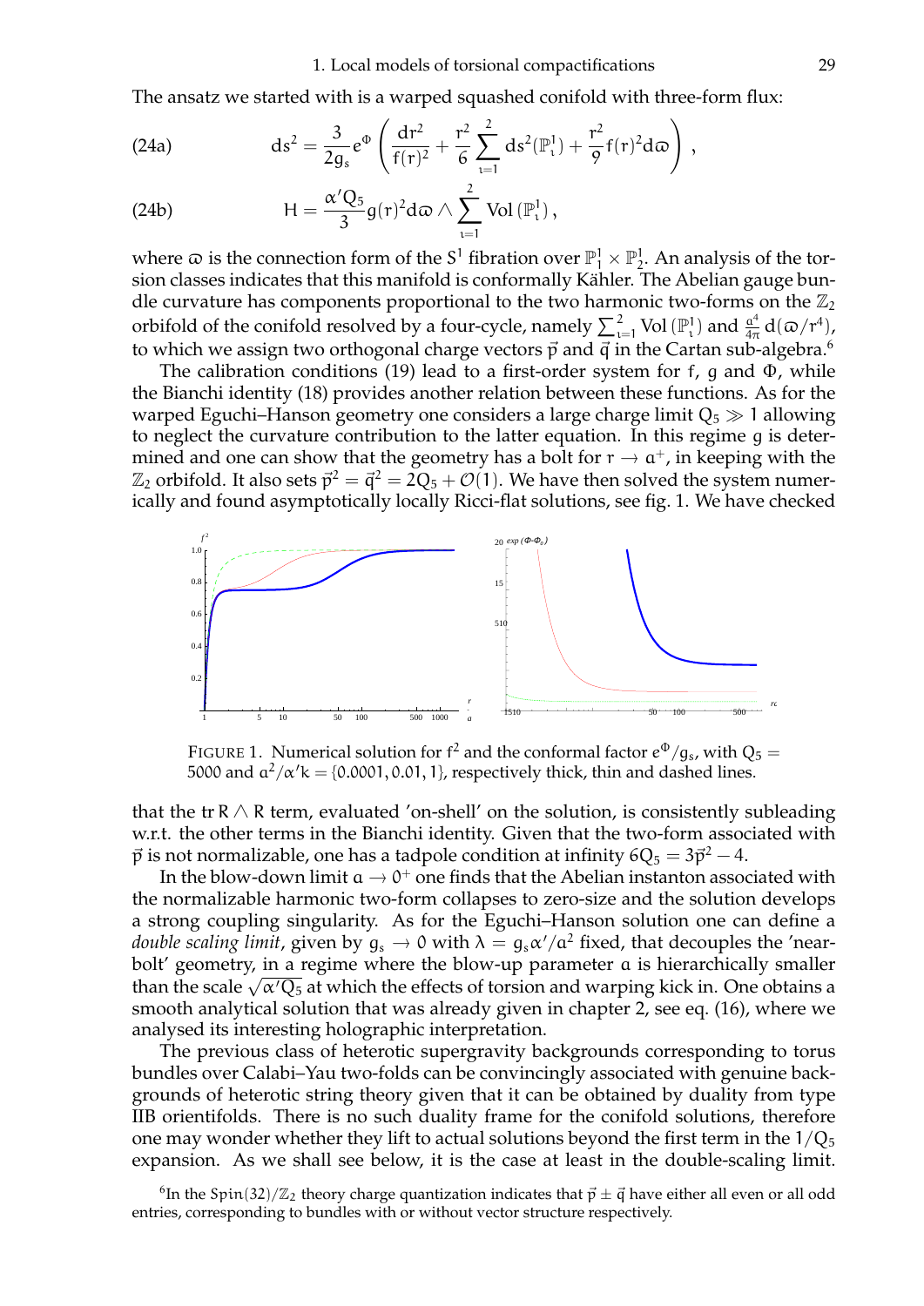The ansatz we started with is a warped squashed conifold with three-form flux:

$$\text{(24a)}\qquad ds^2 = \frac{3}{2g_s}e^{\Phi}\left(\frac{dr^2}{f(r)^2} + \frac{r^2}{6}\sum_{\imath=1}^{2} ds^2(\mathbb{P}^1_\imath) + \frac{r^2}{9}f(r)^2 d\varpi\right),$$

$$\text{(24b)}\qquad H = \frac{\alpha' Q_5}{3}g(r)^2 d\varpi \wedge \sum_{\imath=1}^{2}\text{Vol}\left(\mathbb{P}^1_\imath\right),$$

where $\varpi$ is the connection form of the $S^1$ fibration over $\mathbb{P}^1_1 \times \mathbb{P}^1_2$. An analysis of the torsion classes indicates that this manifold is conformally Kähler. The Abelian gauge bundle curvature has components proportional to the two harmonic two-forms on the $\mathbb{Z}_2$ orbifold of the conifold resolved by a four-cycle, namely $\sum_{\imath=1}^{2}\text{Vol}\left(\mathbb{P}^1_\imath\right)$ and $\frac{a^4}{4\pi}d(\varpi/r^4)$, to which we assign two orthogonal charge vectors $\vec{p}$ and $\vec{q}$ in the Cartan sub-algebra.[6]

The calibration conditions (19) lead to a first-order system for f, g and $\Phi$, while the Bianchi identity (18) provides another relation between these functions. As for the warped Eguchi–Hanson geometry one considers a large charge limit $Q_5 \gg 1$ allowing to neglect the curvature contribution to the latter equation. In this regime g is determined and one can show that the geometry has a bolt for $r \to a^+$, in keeping with the $\mathbb{Z}_2$ orbifold. It also sets $\vec{p}^2 = \vec{q}^2 = 2Q_5 + \mathcal{O}(1)$. We have then solved the system numerically and found asymptotically locally Ricci-flat solutions, see fig. 1. We have checked

FIGURE 1. Numerical solution for $f^2$ and the conformal factor $e^{\Phi}/g_s$, with $Q_5 = 5000$ and $a^2/\alpha' k = \{0.0001, 0.01, 1\}$, respectively thick, thin and dashed lines.

that the $\text{tr}\, R \wedge R$ term, evaluated 'on-shell' on the solution, is consistently subleading w.r.t. the other terms in the Bianchi identity. Given that the two-form associated with $\vec{p}$ is not normalizable, one has a tadpole condition at infinity $6Q_5 = 3\vec{p}^2 - 4$.

In the blow-down limit $a \to 0^+$ one finds that the Abelian instanton associated with the normalizable harmonic two-form collapses to zero-size and the solution develops a strong coupling singularity. As for the Eguchi–Hanson solution one can define a *double scaling limit*, given by $g_s \to 0$ with $\lambda = g_s\alpha'/a^2$ fixed, that decouples the 'near-bolt' geometry, in a regime where the blow-up parameter a is hierarchically smaller than the scale $\sqrt{\alpha' Q_5}$ at which the effects of torsion and warping kick in. One obtains a smooth analytical solution that was already given in chapter 2, see eq. (16), where we analysed its interesting holographic interpretation.

The previous class of heterotic supergravity backgrounds corresponding to torus bundles over Calabi–Yau two-folds can be convincingly associated with genuine backgrounds of heterotic string theory given that it can be obtained by duality from type IIB orientifolds. There is no such duality frame for the conifold solutions, therefore one may wonder whether they lift to actual solutions beyond the first term in the $1/Q_5$ expansion. As we shall see below, it is the case at least in the double-scaling limit.

[6] In the $\text{Spin}(32)/\mathbb{Z}_2$ theory charge quantization indicates that $\vec{p} \pm \vec{q}$ have either all even or all odd entries, corresponding to bundles with or without vector structure respectively.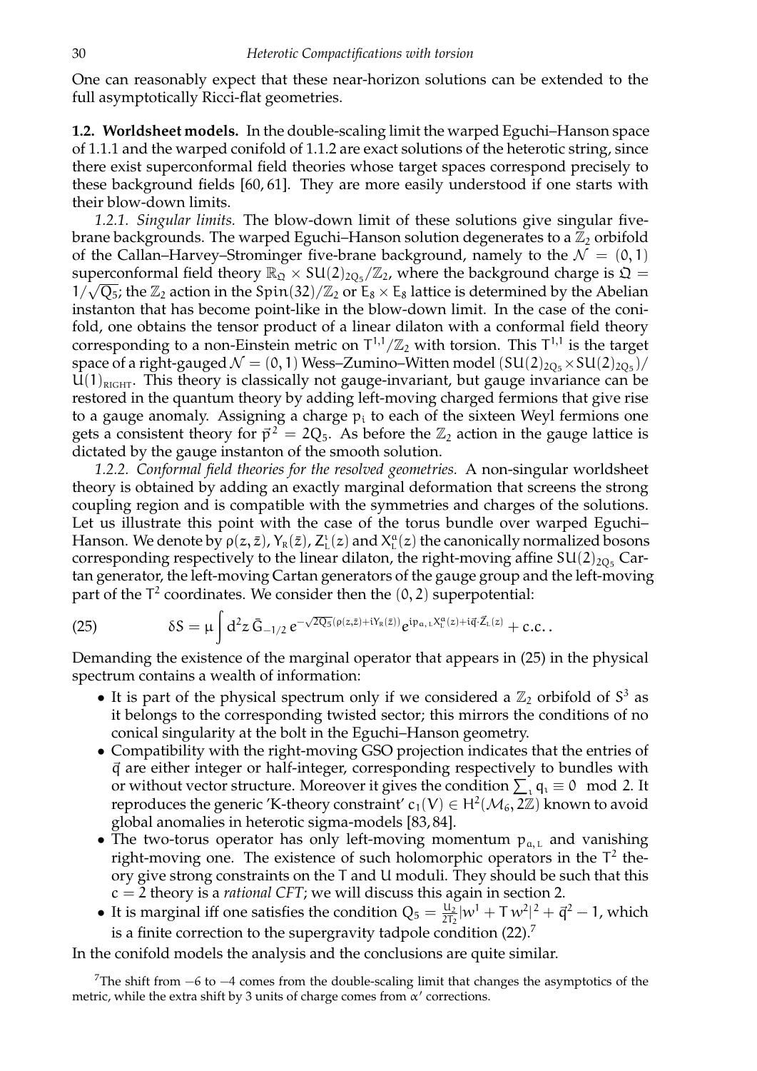One can reasonably expect that these near-horizon solutions can be extended to the full asymptotically Ricci-flat geometries.

**1.2. Worldsheet models.** In the double-scaling limit the warped Eguchi–Hanson space of 1.1.1 and the warped conifold of 1.1.2 are exact solutions of the heterotic string, since there exist superconformal field theories whose target spaces correspond precisely to these background fields [60, 61]. They are more easily understood if one starts with their blow-down limits.

*1.2.1. Singular limits.* The blow-down limit of these solutions give singular five-brane backgrounds. The warped Eguchi–Hanson solution degenerates to a $\mathbb{Z}_2$ orbifold of the Callan–Harvey–Strominger five-brane background, namely to the $\mathcal{N} = (0, 1)$ superconformal field theory $\mathbb{R}_{\mathfrak{Q}} \times SU(2)_{2Q_5}/\mathbb{Z}_2$, where the background charge is $\mathfrak{Q} = 1/\sqrt{Q_5}$; the $\mathbb{Z}_2$ action in the $Spin(32)/\mathbb{Z}_2$ or $E_8 \times E_8$ lattice is determined by the Abelian instanton that has become point-like in the blow-down limit. In the case of the conifold, one obtains the tensor product of a linear dilaton with a conformal field theory corresponding to a non-Einstein metric on $T^{1,1}/\mathbb{Z}_2$ with torsion. This $T^{1,1}$ is the target space of a right-gauged $\mathcal{N} = (0, 1)$ Wess–Zumino–Witten model $(SU(2)_{2Q_5} \times SU(2)_{2Q_5})/U(1)_{\text{RIGHT}}$. This theory is classically not gauge-invariant, but gauge invariance can be restored in the quantum theory by adding left-moving charged fermions that give rise to a gauge anomaly. Assigning a charge $p_i$ to each of the sixteen Weyl fermions one gets a consistent theory for $\vec{p}^{\,2} = 2Q_5$. As before the $\mathbb{Z}_2$ action in the gauge lattice is dictated by the gauge instanton of the smooth solution.

*1.2.2. Conformal field theories for the resolved geometries.* A non-singular worldsheet theory is obtained by adding an exactly marginal deformation that screens the strong coupling region and is compatible with the symmetries and charges of the solutions. Let us illustrate this point with the case of the torus bundle over warped Eguchi–Hanson. We denote by $\rho(z, \bar{z})$, $Y_R(\bar{z})$, $Z_L^\imath(z)$ and $X_L^a(z)$ the canonically normalized bosons corresponding respectively to the linear dilaton, the right-moving affine $SU(2)_{2Q_5}$ Cartan generator, the left-moving Cartan generators of the gauge group and the left-moving part of the $T^2$ coordinates. We consider then the $(0, 2)$ superpotential:

$$\delta S = \mu \int d^2 z\, \bar{G}_{-1/2}\, e^{-\sqrt{2Q_5}(\rho(z,\bar{z}) + iY_R(\bar{z}))} e^{ip_{a,L} X_L^a(z) + i\vec{q}\cdot\vec{Z}_L(z)} + \text{c.c.}\,. \tag{25}$$

Demanding the existence of the marginal operator that appears in (25) in the physical spectrum contains a wealth of information:

- It is part of the physical spectrum only if we considered a $\mathbb{Z}_2$ orbifold of $S^3$ as it belongs to the corresponding twisted sector; this mirrors the conditions of no conical singularity at the bolt in the Eguchi–Hanson geometry.
- Compatibility with the right-moving GSO projection indicates that the entries of $\vec{q}$ are either integer or half-integer, corresponding respectively to bundles with or without vector structure. Moreover it gives the condition $\sum_\imath q_\imath \equiv 0 \mod 2$. It reproduces the generic 'K-theory constraint' $c_1(V) \in H^2(\mathcal{M}_6, 2\mathbb{Z})$ known to avoid global anomalies in heterotic sigma-models [83, 84].
- The two-torus operator has only left-moving momentum $p_{a,L}$ and vanishing right-moving one. The existence of such holomorphic operators in the $T^2$ theory give strong constraints on the $T$ and $U$ moduli. They should be such that this $c = 2$ theory is a *rational CFT*; we will discuss this again in section 2.
- It is marginal iff one satisfies the condition $Q_5 = \frac{U_2}{2T_2}|w^1 + T\,w^2|^2 + \vec{q}^{\,2} - 1$, which is a finite correction to the supergravity tadpole condition (22).[7]

In the conifold models the analysis and the conclusions are quite similar.

[7] The shift from $-6$ to $-4$ comes from the double-scaling limit that changes the asymptotics of the metric, while the extra shift by 3 units of charge comes from $\alpha'$ corrections.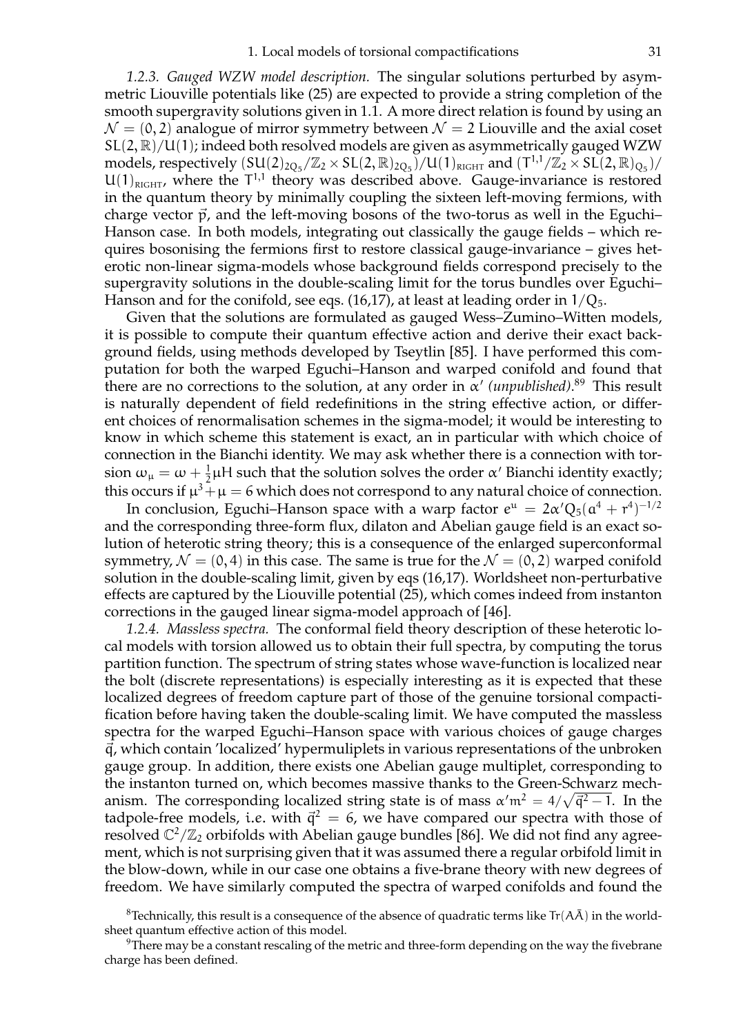*1.2.3. Gauged WZW model description.* The singular solutions perturbed by asymmetric Liouville potentials like (25) are expected to provide a string completion of the smooth supergravity solutions given in 1.1. A more direct relation is found by using an $\mathcal{N} = (0, 2)$ analogue of mirror symmetry between $\mathcal{N} = 2$ Liouville and the axial coset $SL(2, \mathbb{R})/U(1)$; indeed both resolved models are given as asymmetrically gauged WZW models, respectively $(SU(2)_{2Q_5}/\mathbb{Z}_2 \times SL(2, \mathbb{R})_{2Q_5})/U(1)_{\text{RIGHT}}$ and $(T^{1,1}/\mathbb{Z}_2 \times SL(2, \mathbb{R})_{Q_5})/U(1)_{\text{RIGHT}}$, where the $T^{1,1}$ theory was described above. Gauge-invariance is restored in the quantum theory by minimally coupling the sixteen left-moving fermions, with charge vector $\vec{p}$, and the left-moving bosons of the two-torus as well in the Eguchi–Hanson case. In both models, integrating out classically the gauge fields – which requires bosonising the fermions first to restore classical gauge-invariance – gives heterotic non-linear sigma-models whose background fields correspond precisely to the supergravity solutions in the double-scaling limit for the torus bundles over Eguchi–Hanson and for the conifold, see eqs. (16,17), at least at leading order in $1/Q_5$.

Given that the solutions are formulated as gauged Wess–Zumino–Witten models, it is possible to compute their quantum effective action and derive their exact background fields, using methods developed by Tseytlin [85]. I have performed this computation for both the warped Eguchi–Hanson and warped conifold and found that there are no corrections to the solution, at any order in $\alpha'$ *(unpublished)*.[8,9] This result is naturally dependent of field redefinitions in the string effective action, or different choices of renormalisation schemes in the sigma-model; it would be interesting to know in which scheme this statement is exact, an in particular with which choice of connection in the Bianchi identity. We may ask whether there is a connection with torsion $\omega_\mu = \omega + \frac{1}{2}\mu H$ such that the solution solves the order $\alpha'$ Bianchi identity exactly; this occurs if $\mu^3 + \mu = 6$ which does not correspond to any natural choice of connection.

In conclusion, Eguchi–Hanson space with a warp factor $e^u = 2\alpha' Q_5 (a^4 + r^4)^{-1/2}$ and the corresponding three-form flux, dilaton and Abelian gauge field is an exact solution of heterotic string theory; this is a consequence of the enlarged superconformal symmetry, $\mathcal{N} = (0, 4)$ in this case. The same is true for the $\mathcal{N} = (0, 2)$ warped conifold solution in the double-scaling limit, given by eqs (16,17). Worldsheet non-perturbative effects are captured by the Liouville potential (25), which comes indeed from instanton corrections in the gauged linear sigma-model approach of [46].

*1.2.4. Massless spectra.* The conformal field theory description of these heterotic local models with torsion allowed us to obtain their full spectra, by computing the torus partition function. The spectrum of string states whose wave-function is localized near the bolt (discrete representations) is especially interesting as it is expected that these localized degrees of freedom capture part of those of the genuine torsional compactification before having taken the double-scaling limit. We have computed the massless spectra for the warped Eguchi–Hanson space with various choices of gauge charges $\vec{q}$, which contain 'localized' hypermuliplets in various representations of the unbroken gauge group. In addition, there exists one Abelian gauge multiplet, corresponding to the instanton turned on, which becomes massive thanks to the Green-Schwarz mechanism. The corresponding localized string state is of mass $\alpha' m^2 = 4/\sqrt{\vec{q}^2 - 1}$. In the tadpole-free models, i.e. with $\vec{q}^2 = 6$, we have compared our spectra with those of resolved $\mathbb{C}^2/\mathbb{Z}_2$ orbifolds with Abelian gauge bundles [86]. We did not find any agreement, which is not surprising given that it was assumed there a regular orbifold limit in the blow-down, while in our case one obtains a five-brane theory with new degrees of freedom. We have similarly computed the spectra of warped conifolds and found the

[8] Technically, this result is a consequence of the absence of quadratic terms like $\text{Tr}(A\bar{A})$ in the worldsheet quantum effective action of this model.

[9] There may be a constant rescaling of the metric and three-form depending on the way the fivebrane charge has been defined.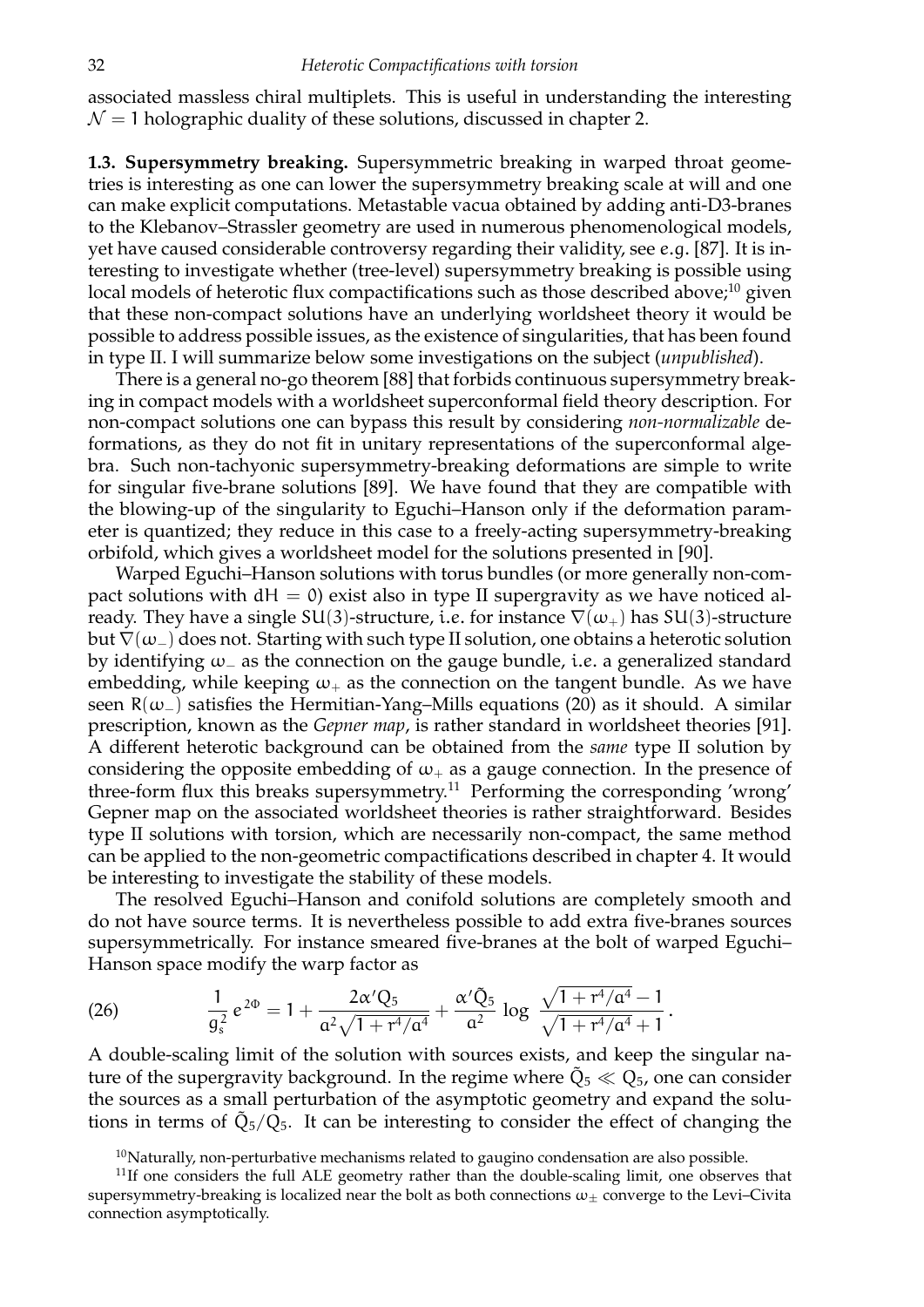associated massless chiral multiplets. This is useful in understanding the interesting $\mathcal{N} = 1$ holographic duality of these solutions, discussed in chapter 2.

**1.3. Supersymmetry breaking.** Supersymmetric breaking in warped throat geometries is interesting as one can lower the supersymmetry breaking scale at will and one can make explicit computations. Metastable vacua obtained by adding anti-D3-branes to the Klebanov–Strassler geometry are used in numerous phenomenological models, yet have caused considerable controversy regarding their validity, see *e.g.* [87]. It is interesting to investigate whether (tree-level) supersymmetry breaking is possible using local models of heterotic flux compactifications such as those described above;[10] given that these non-compact solutions have an underlying worldsheet theory it would be possible to address possible issues, as the existence of singularities, that has been found in type II. I will summarize below some investigations on the subject (*unpublished*).

There is a general no-go theorem [88] that forbids continuous supersymmetry breaking in compact models with a worldsheet superconformal field theory description. For non-compact solutions one can bypass this result by considering *non-normalizable* deformations, as they do not fit in unitary representations of the superconformal algebra. Such non-tachyonic supersymmetry-breaking deformations are simple to write for singular five-brane solutions [89]. We have found that they are compatible with the blowing-up of the singularity to Eguchi–Hanson only if the deformation parameter is quantized; they reduce in this case to a freely-acting supersymmetry-breaking orbifold, which gives a worldsheet model for the solutions presented in [90].

Warped Eguchi–Hanson solutions with torus bundles (or more generally non-compact solutions with $dH = 0$) exist also in type II supergravity as we have noticed already. They have a single $SU(3)$-structure, *i.e.* for instance $\nabla(\omega_+)$ has $SU(3)$-structure but $\nabla(\omega_-)$ does not. Starting with such type II solution, one obtains a heterotic solution by identifying $\omega_-$ as the connection on the gauge bundle, *i.e.* a generalized standard embedding, while keeping $\omega_+$ as the connection on the tangent bundle. As we have seen $R(\omega_-)$ satisfies the Hermitian-Yang–Mills equations (20) as it should. A similar prescription, known as the *Gepner map*, is rather standard in worldsheet theories [91]. A different heterotic background can be obtained from the *same* type II solution by considering the opposite embedding of $\omega_+$ as a gauge connection. In the presence of three-form flux this breaks supersymmetry.[11] Performing the corresponding 'wrong' Gepner map on the associated worldsheet theories is rather straightforward. Besides type II solutions with torsion, which are necessarily non-compact, the same method can be applied to the non-geometric compactifications described in chapter 4. It would be interesting to investigate the stability of these models.

The resolved Eguchi–Hanson and conifold solutions are completely smooth and do not have source terms. It is nevertheless possible to add extra five-branes sources supersymmetrically. For instance smeared five-branes at the bolt of warped Eguchi–Hanson space modify the warp factor as

$$\frac{1}{g_s^2}\, e^{2\Phi} = 1 + \frac{2\alpha' Q_5}{a^2\sqrt{1+r^4/a^4}} + \frac{\alpha'\tilde{Q}_5}{a^2}\,\log\,\frac{\sqrt{1+r^4/a^4}-1}{\sqrt{1+r^4/a^4}+1}\,. \tag{26}$$

A double-scaling limit of the solution with sources exists, and keep the singular nature of the supergravity background. In the regime where $\tilde{Q}_5 \ll Q_5$, one can consider the sources as a small perturbation of the asymptotic geometry and expand the solutions in terms of $\tilde{Q}_5/Q_5$. It can be interesting to consider the effect of changing the

[10] Naturally, non-perturbative mechanisms related to gaugino condensation are also possible.

[11] If one considers the full ALE geometry rather than the double-scaling limit, one observes that supersymmetry-breaking is localized near the bolt as both connections $\omega_\pm$ converge to the Levi–Civita connection asymptotically.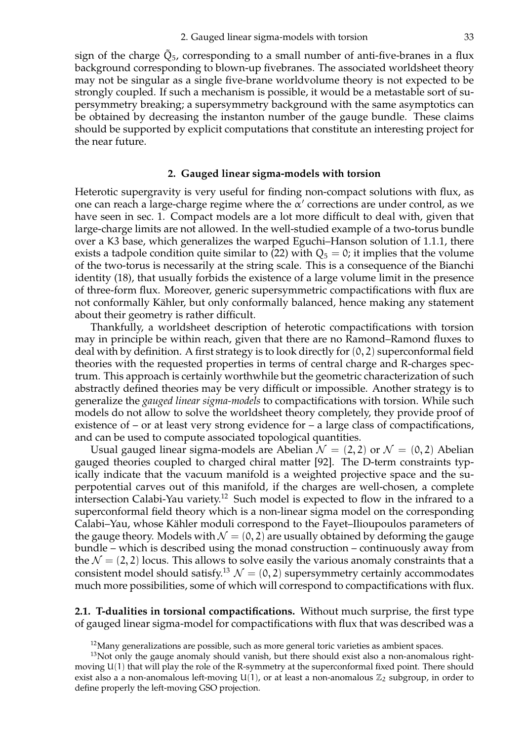sign of the charge $\tilde{Q}_5$, corresponding to a small number of anti-five-branes in a flux background corresponding to blown-up fivebranes. The associated worldsheet theory may not be singular as a single five-brane worldvolume theory is not expected to be strongly coupled. If such a mechanism is possible, it would be a metastable sort of supersymmetry breaking; a supersymmetry background with the same asymptotics can be obtained by decreasing the instanton number of the gauge bundle. These claims should be supported by explicit computations that constitute an interesting project for the near future.

## 2. Gauged linear sigma-models with torsion

Heterotic supergravity is very useful for finding non-compact solutions with flux, as one can reach a large-charge regime where the $\alpha'$ corrections are under control, as we have seen in sec. 1. Compact models are a lot more difficult to deal with, given that large-charge limits are not allowed. In the well-studied example of a two-torus bundle over a K3 base, which generalizes the warped Eguchi–Hanson solution of 1.1.1, there exists a tadpole condition quite similar to (22) with $Q_5 = 0$; it implies that the volume of the two-torus is necessarily at the string scale. This is a consequence of the Bianchi identity (18), that usually forbids the existence of a large volume limit in the presence of three-form flux. Moreover, generic supersymmetric compactifications with flux are not conformally Kähler, but only conformally balanced, hence making any statement about their geometry is rather difficult.

Thankfully, a worldsheet description of heterotic compactifications with torsion may in principle be within reach, given that there are no Ramond–Ramond fluxes to deal with by definition. A first strategy is to look directly for $(0,2)$ superconformal field theories with the requested properties in terms of central charge and R-charges spectrum. This approach is certainly worthwhile but the geometric characterization of such abstractly defined theories may be very difficult or impossible. Another strategy is to generalize the *gauged linear sigma-models* to compactifications with torsion. While such models do not allow to solve the worldsheet theory completely, they provide proof of existence of – or at least very strong evidence for – a large class of compactifications, and can be used to compute associated topological quantities.

Usual gauged linear sigma-models are Abelian $\mathcal{N} = (2,2)$ or $\mathcal{N} = (0,2)$ Abelian gauged theories coupled to charged chiral matter [92]. The D-term constraints typically indicate that the vacuum manifold is a weighted projective space and the superpotential carves out of this manifold, if the charges are well-chosen, a complete intersection Calabi-Yau variety.[12] Such model is expected to flow in the infrared to a superconformal field theory which is a non-linear sigma model on the corresponding Calabi–Yau, whose Kähler moduli correspond to the Fayet–Ilioupoulos parameters of the gauge theory. Models with $\mathcal{N} = (0,2)$ are usually obtained by deforming the gauge bundle – which is described using the monad construction – continuously away from the $\mathcal{N} = (2,2)$ locus. This allows to solve easily the various anomaly constraints that a consistent model should satisfy.[13] $\mathcal{N} = (0,2)$ supersymmetry certainly accommodates much more possibilities, some of which will correspond to compactifications with flux.

**2.1. T-dualities in torsional compactifications.** Without much surprise, the first type of gauged linear sigma-model for compactifications with flux that was described was a

[12] Many generalizations are possible, such as more general toric varieties as ambient spaces.

[13] Not only the gauge anomaly should vanish, but there should exist also a non-anomalous right-moving $U(1)$ that will play the role of the R-symmetry at the superconformal fixed point. There should exist also a a non-anomalous left-moving $U(1)$, or at least a non-anomalous $\mathbb{Z}_2$ subgroup, in order to define properly the left-moving GSO projection.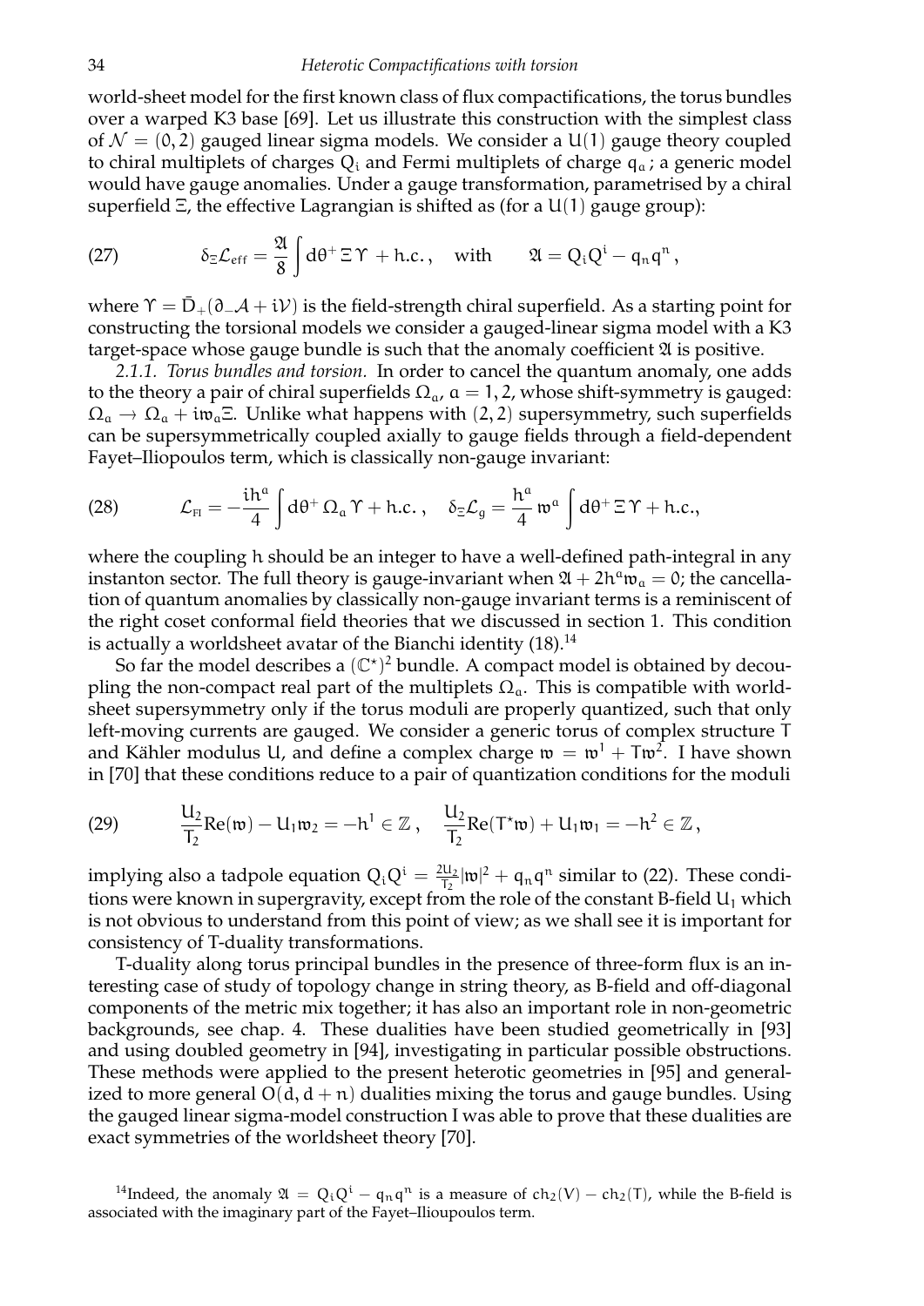world-sheet model for the first known class of flux compactifications, the torus bundles over a warped K3 base [69]. Let us illustrate this construction with the simplest class of $\mathcal{N} = (0, 2)$ gauged linear sigma models. We consider a $U(1)$ gauge theory coupled to chiral multiplets of charges $Q_i$ and Fermi multiplets of charge $q_a$; a generic model would have gauge anomalies. Under a gauge transformation, parametrised by a chiral superfield $\Xi$, the effective Lagrangian is shifted as (for a $U(1)$ gauge group):

$$\delta_\Xi \mathcal{L}_{eff} = \frac{\mathfrak{A}}{8} \int d\theta^+ \, \Xi \, \Upsilon + \text{h.c.}\,, \quad \text{with} \qquad \mathfrak{A} = Q_i Q^i - q_n q^n\,, \tag{27}$$

where $\Upsilon = \bar{D}_+(\partial_- \mathcal{A} + i\mathcal{V})$ is the field-strength chiral superfield. As a starting point for constructing the torsional models we consider a gauged-linear sigma model with a K3 target-space whose gauge bundle is such that the anomaly coefficient $\mathfrak{A}$ is positive.

*2.1.1. Torus bundles and torsion.* In order to cancel the quantum anomaly, one adds to the theory a pair of chiral superfields $\Omega_a$, $a = 1, 2$, whose shift-symmetry is gauged: $\Omega_a \to \Omega_a + i\mathfrak{w}_a \Xi$. Unlike what happens with $(2, 2)$ supersymmetry, such superfields can be supersymmetrically coupled axially to gauge fields through a field-dependent Fayet–Iliopoulos term, which is classically non-gauge invariant:

$$\mathcal{L}_{\text{FI}} = -\frac{ih^a}{4} \int d\theta^+ \, \Omega_a \, \Upsilon + \text{h.c.}\,, \quad \delta_\Xi \mathcal{L}_g = \frac{h^a}{4} \, \mathfrak{w}^a \int d\theta^+ \, \Xi \, \Upsilon + \text{h.c.}, \tag{28}$$

where the coupling $h$ should be an integer to have a well-defined path-integral in any instanton sector. The full theory is gauge-invariant when $\mathfrak{A} + 2h^a \mathfrak{w}_a = 0$; the cancellation of quantum anomalies by classically non-gauge invariant terms is a reminiscent of the right coset conformal field theories that we discussed in section 1. This condition is actually a worldsheet avatar of the Bianchi identity (18).[14]

So far the model describes a $(\mathbb{C}^\star)^2$ bundle. A compact model is obtained by decoupling the non-compact real part of the multiplets $\Omega_a$. This is compatible with worldsheet supersymmetry only if the torus moduli are properly quantized, such that only left-moving currents are gauged. We consider a generic torus of complex structure $T$ and Kähler modulus $U$, and define a complex charge $\mathfrak{w} = \mathfrak{w}^1 + T\mathfrak{w}^2$. I have shown in [70] that these conditions reduce to a pair of quantization conditions for the moduli

$$\frac{U_2}{T_2} \text{Re}(\mathfrak{w}) - U_1 \mathfrak{w}_2 = -h^1 \in \mathbb{Z}\,, \quad \frac{U_2}{T_2} \text{Re}(T^\star \mathfrak{w}) + U_1 \mathfrak{w}_1 = -h^2 \in \mathbb{Z}\,, \tag{29}$$

implying also a tadpole equation $Q_i Q^i = \frac{2U_2}{T_2} |\mathfrak{w}|^2 + q_n q^n$ similar to (22). These conditions were known in supergravity, except from the role of the constant B-field $U_1$ which is not obvious to understand from this point of view; as we shall see it is important for consistency of T-duality transformations.

T-duality along torus principal bundles in the presence of three-form flux is an interesting case of study of topology change in string theory, as B-field and off-diagonal components of the metric mix together; it has also an important role in non-geometric backgrounds, see chap. 4. These dualities have been studied geometrically in [93] and using doubled geometry in [94], investigating in particular possible obstructions. These methods were applied to the present heterotic geometries in [95] and generalized to more general $O(d, d + n)$ dualities mixing the torus and gauge bundles. Using the gauged linear sigma-model construction I was able to prove that these dualities are exact symmetries of the worldsheet theory [70].

[14] Indeed, the anomaly $\mathfrak{A} = Q_i Q^i - q_n q^n$ is a measure of $\text{ch}_2(V) - \text{ch}_2(T)$, while the B-field is associated with the imaginary part of the Fayet–Ilioupoulos term.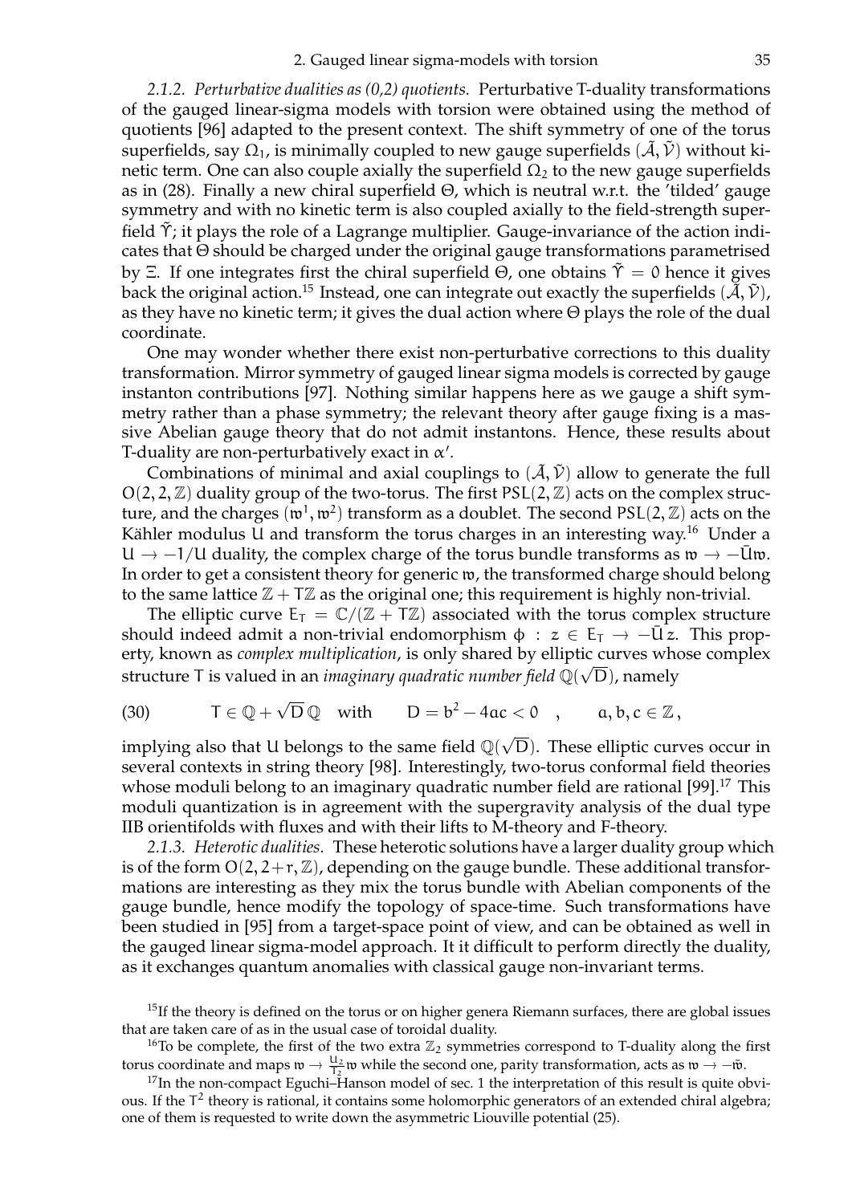*2.1.2. Perturbative dualities as (0,2) quotients.* Perturbative T-duality transformations of the gauged linear-sigma models with torsion were obtained using the method of quotients [96] adapted to the present context. The shift symmetry of one of the torus superfields, say $\Omega_1$, is minimally coupled to new gauge superfields $(\tilde{\mathcal{A}}, \tilde{\mathcal{V}})$ without kinetic term. One can also couple axially the superfield $\Omega_2$ to the new gauge superfields as in (28). Finally a new chiral superfield $\Theta$, which is neutral w.r.t. the 'tilded' gauge symmetry and with no kinetic term is also coupled axially to the field-strength superfield $\tilde{\Upsilon}$; it plays the role of a Lagrange multiplier. Gauge-invariance of the action indicates that $\Theta$ should be charged under the original gauge transformations parametrised by $\Xi$. If one integrates first the chiral superfield $\Theta$, one obtains $\tilde{\Upsilon} = 0$ hence it gives back the original action.[15] Instead, one can integrate out exactly the superfields $(\tilde{\mathcal{A}}, \tilde{\mathcal{V}})$, as they have no kinetic term; it gives the dual action where $\Theta$ plays the role of the dual coordinate.

One may wonder whether there exist non-perturbative corrections to this duality transformation. Mirror symmetry of gauged linear sigma models is corrected by gauge instanton contributions [97]. Nothing similar happens here as we gauge a shift symmetry rather than a phase symmetry; the relevant theory after gauge fixing is a massive Abelian gauge theory that do not admit instantons. Hence, these results about T-duality are non-perturbatively exact in $\alpha'$.

Combinations of minimal and axial couplings to $(\tilde{\mathcal{A}}, \tilde{\mathcal{V}})$ allow to generate the full $O(2,2,\mathbb{Z})$ duality group of the two-torus. The first $PSL(2,\mathbb{Z})$ acts on the complex structure, and the charges $(\mathfrak{w}^1, \mathfrak{w}^2)$ transform as a doublet. The second $PSL(2,\mathbb{Z})$ acts on the Kähler modulus $U$ and transform the torus charges in an interesting way.[16] Under a $U \to -1/U$ duality, the complex charge of the torus bundle transforms as $\mathfrak{w} \to -\bar{U}\mathfrak{w}$. In order to get a consistent theory for generic $\mathfrak{w}$, the transformed charge should belong to the same lattice $\mathbb{Z} + T\mathbb{Z}$ as the original one; this requirement is highly non-trivial.

The elliptic curve $E_T = \mathbb{C}/(\mathbb{Z} + T\mathbb{Z})$ associated with the torus complex structure should indeed admit a non-trivial endomorphism $\phi \,:\, z \in E_T \to -\bar{U}z$. This property, known as *complex multiplication*, is only shared by elliptic curves whose complex structure $T$ is valued in an *imaginary quadratic number field* $\mathbb{Q}(\sqrt{D})$, namely

$$
T \in \mathbb{Q} + \sqrt{D}\,\mathbb{Q} \quad \text{with} \qquad D = b^2 - 4ac < 0 \quad , \qquad a, b, c \in \mathbb{Z}\,, \tag{30}
$$

implying also that $U$ belongs to the same field $\mathbb{Q}(\sqrt{D})$. These elliptic curves occur in several contexts in string theory [98]. Interestingly, two-torus conformal field theories whose moduli belong to an imaginary quadratic number field are rational [99].[17] This moduli quantization is in agreement with the supergravity analysis of the dual type IIB orientifolds with fluxes and with their lifts to M-theory and F-theory.

*2.1.3. Heterotic dualities.* These heterotic solutions have a larger duality group which is of the form $O(2, 2+r, \mathbb{Z})$, depending on the gauge bundle. These additional transformations are interesting as they mix the torus bundle with Abelian components of the gauge bundle, hence modify the topology of space-time. Such transformations have been studied in [95] from a target-space point of view, and can be obtained as well in the gauged linear sigma-model approach. It it difficult to perform directly the duality, as it exchanges quantum anomalies with classical gauge non-invariant terms.

---

[15] If the theory is defined on the torus or on higher genera Riemann surfaces, there are global issues that are taken care of as in the usual case of toroidal duality.

[16] To be complete, the first of the two extra $\mathbb{Z}_2$ symmetries correspond to T-duality along the first torus coordinate and maps $\mathfrak{w} \to \frac{U_2}{T_2}\mathfrak{w}$ while the second one, parity transformation, acts as $\mathfrak{w} \to -\bar{\mathfrak{w}}$.

[17] In the non-compact Eguchi–Hanson model of sec. 1 the interpretation of this result is quite obvious. If the $T^2$ theory is rational, it contains some holomorphic generators of an extended chiral algebra; one of them is requested to write down the asymmetric Liouville potential (25).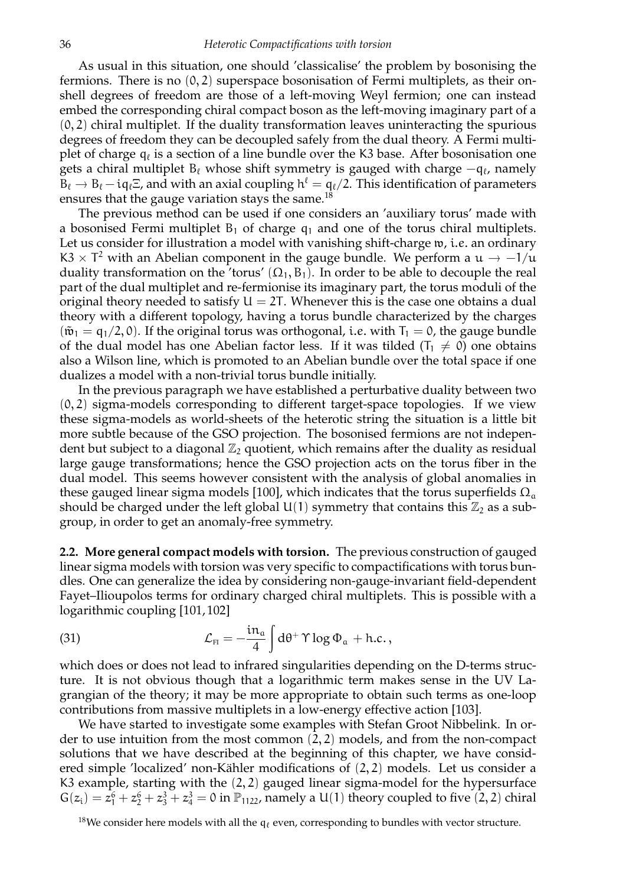As usual in this situation, one should 'classicalise' the problem by bosonising the fermions. There is no $(0,2)$ superspace bosonisation of Fermi multiplets, as their on-shell degrees of freedom are those of a left-moving Weyl fermion; one can instead embed the corresponding chiral compact boson as the left-moving imaginary part of a $(0,2)$ chiral multiplet. If the duality transformation leaves uninteracting the spurious degrees of freedom they can be decoupled safely from the dual theory. A Fermi multiplet of charge $q_\ell$ is a section of a line bundle over the K3 base. After bosonisation one gets a chiral multiplet $B_\ell$ whose shift symmetry is gauged with charge $-q_\ell$, namely $B_\ell \to B_\ell - i q_\ell \Xi$, and with an axial coupling $h^\ell = q_\ell/2$. This identification of parameters ensures that the gauge variation stays the same.[18]

The previous method can be used if one considers an 'auxiliary torus' made with a bosonised Fermi multiplet $B_1$ of charge $q_1$ and one of the torus chiral multiplets. Let us consider for illustration a model with vanishing shift-charge $\mathfrak{w}$, i.e. an ordinary $K3 \times T^2$ with an Abelian component in the gauge bundle. We perform a $u \to -1/u$ duality transformation on the 'torus' $(\Omega_1, B_1)$. In order to be able to decouple the real part of the dual multiplet and re-fermionise its imaginary part, the torus moduli of the original theory needed to satisfy $U = 2T$. Whenever this is the case one obtains a dual theory with a different topology, having a torus bundle characterized by the charges $(\tilde{\mathfrak{w}}_1 = q_1/2, 0)$. If the original torus was orthogonal, i.e. with $T_1 = 0$, the gauge bundle of the dual model has one Abelian factor less. If it was tilded ($T_1 \neq 0$) one obtains also a Wilson line, which is promoted to an Abelian bundle over the total space if one dualizes a model with a non-trivial torus bundle initially.

In the previous paragraph we have established a perturbative duality between two $(0,2)$ sigma-models corresponding to different target-space topologies. If we view these sigma-models as world-sheets of the heterotic string the situation is a little bit more subtle because of the GSO projection. The bosonised fermions are not independent but subject to a diagonal $\mathbb{Z}_2$ quotient, which remains after the duality as residual large gauge transformations; hence the GSO projection acts on the torus fiber in the dual model. This seems however consistent with the analysis of global anomalies in these gauged linear sigma models [100], which indicates that the torus superfields $\Omega_a$ should be charged under the left global $U(1)$ symmetry that contains this $\mathbb{Z}_2$ as a subgroup, in order to get an anomaly-free symmetry.

**2.2. More general compact models with torsion.** The previous construction of gauged linear sigma models with torsion was very specific to compactifications with torus bundles. One can generalize the idea by considering non-gauge-invariant field-dependent Fayet–Ilioupolos terms for ordinary charged chiral multiplets. This is possible with a logarithmic coupling [101,102]

$$\mathcal{L}_{\text{FI}} = -\frac{i n_a}{4} \int d\theta^+ \, \Upsilon \log \Phi_a + \text{h.c.}\,, \tag{31}$$

which does or does not lead to infrared singularities depending on the D-terms structure. It is not obvious though that a logarithmic term makes sense in the UV Lagrangian of the theory; it may be more appropriate to obtain such terms as one-loop contributions from massive multiplets in a low-energy effective action [103].

We have started to investigate some examples with Stefan Groot Nibbelink. In order to use intuition from the most common $(2,2)$ models, and from the non-compact solutions that we have described at the beginning of this chapter, we have considered simple 'localized' non-Kähler modifications of $(2,2)$ models. Let us consider a K3 example, starting with the $(2,2)$ gauged linear sigma-model for the hypersurface $G(z_i) = z_1^6 + z_2^6 + z_3^3 + z_4^3 = 0$ in $\mathbb{P}_{1122}$, namely a $U(1)$ theory coupled to five $(2,2)$ chiral

[18] We consider here models with all the $q_\ell$ even, corresponding to bundles with vector structure.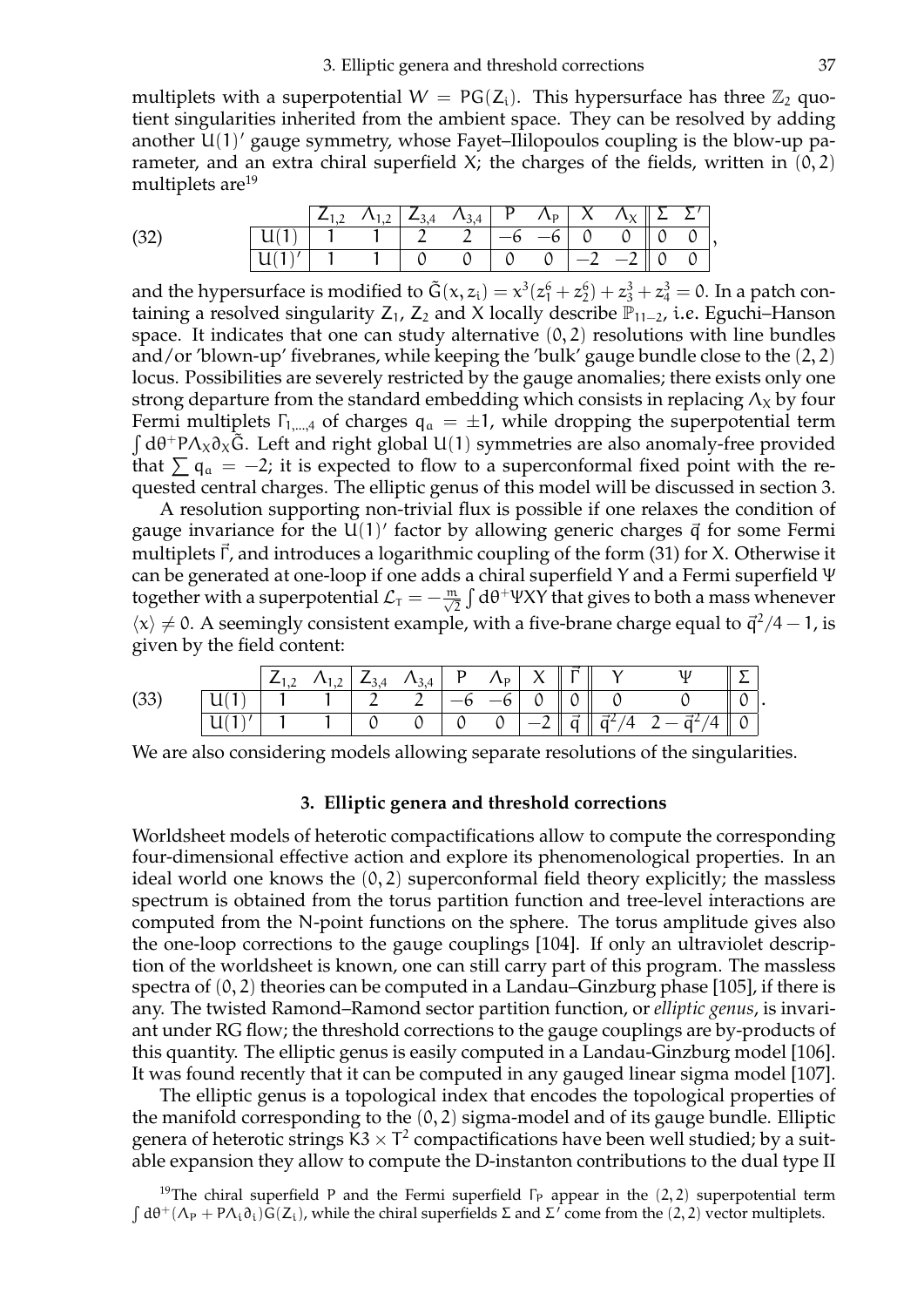multiplets with a superpotential $W = PG(Z_i)$. This hypersurface has three $\mathbb{Z}_2$ quotient singularities inherited from the ambient space. They can be resolved by adding another $U(1)'$ gauge symmetry, whose Fayet–Iliilopoulos coupling is the blow-up parameter, and an extra chiral superfield $X$; the charges of the fields, written in $(0,2)$ multiplets are[19]

(32)

| | $Z_{1,2}$ | $\Lambda_{1,2}$ | $Z_{3,4}$ | $\Lambda_{3,4}$ | $P$ | $\Lambda_P$ | $X$ | $\Lambda_X$ | $\Sigma$ | $\Sigma'$ |
|---|---|---|---|---|---|---|---|---|---|---|
| $U(1)$ | 1 | 1 | 2 | 2 | $-6$ | $-6$ | 0 | 0 | 0 | 0 |
| $U(1)'$ | 1 | 1 | 0 | 0 | 0 | 0 | $-2$ | $-2$ | 0 | 0 |

and the hypersurface is modified to $\tilde{G}(x, z_i) = x^3(z_1^6 + z_2^6) + z_3^3 + z_4^3 = 0$. In a patch containing a resolved singularity $Z_1$, $Z_2$ and $X$ locally describe $\mathbb{P}_{11-2}$, i.e. Eguchi–Hanson space. It indicates that one can study alternative $(0,2)$ resolutions with line bundles and/or 'blown-up' fivebranes, while keeping the 'bulk' gauge bundle close to the $(2,2)$ locus. Possibilities are severely restricted by the gauge anomalies; there exists only one strong departure from the standard embedding which consists in replacing $\Lambda_X$ by four Fermi multiplets $\Gamma_{1,\dots,4}$ of charges $q_a = \pm 1$, while dropping the superpotential term $\int d\theta^+ P\Lambda_X \partial_X \tilde{G}$. Left and right global $U(1)$ symmetries are also anomaly-free provided that $\sum q_a = -2$; it is expected to flow to a superconformal fixed point with the requested central charges. The elliptic genus of this model will be discussed in section 3.

A resolution supporting non-trivial flux is possible if one relaxes the condition of gauge invariance for the $U(1)'$ factor by allowing generic charges $\vec{q}$ for some Fermi multiplets $\vec{\Gamma}$, and introduces a logarithmic coupling of the form (31) for $X$. Otherwise it can be generated at one-loop if one adds a chiral superfield $Y$ and a Fermi superfield $\Psi$ together with a superpotential $\mathcal{L}_T = -\frac{m}{\sqrt{2}} \int d\theta^+ \Psi XY$ that gives to both a mass whenever $\langle x \rangle \neq 0$. A seemingly consistent example, with a five-brane charge equal to $\vec{q}^2/4 - 1$, is given by the field content:

(33)

| | $Z_{1,2}$ | $\Lambda_{1,2}$ | $Z_{3,4}$ | $\Lambda_{3,4}$ | $P$ | $\Lambda_P$ | $X$ | $\vec{\Gamma}$ | $Y$ | $\Psi$ | $\Sigma$ |
|---|---|---|---|---|---|---|---|---|---|---|---|
| $U(1)$ | 1 | 1 | 2 | 2 | $-6$ | $-6$ | 0 | 0 | 0 | 0 | 0 |
| $U(1)'$ | 1 | 1 | 0 | 0 | 0 | 0 | $-2$ | $\vec{q}$ | $\vec{q}^2/4$ | $2 - \vec{q}^2/4$ | 0 |

We are also considering models allowing separate resolutions of the singularities.

## 3. Elliptic genera and threshold corrections

Worldsheet models of heterotic compactifications allow to compute the corresponding four-dimensional effective action and explore its phenomenological properties. In an ideal world one knows the $(0,2)$ superconformal field theory explicitly; the massless spectrum is obtained from the torus partition function and tree-level interactions are computed from the N-point functions on the sphere. The torus amplitude gives also the one-loop corrections to the gauge couplings [104]. If only an ultraviolet description of the worldsheet is known, one can still carry part of this program. The massless spectra of $(0,2)$ theories can be computed in a Landau–Ginzburg phase [105], if there is any. The twisted Ramond–Ramond sector partition function, or *elliptic genus*, is invariant under RG flow; the threshold corrections to the gauge couplings are by-products of this quantity. The elliptic genus is easily computed in a Landau-Ginzburg model [106]. It was found recently that it can be computed in any gauged linear sigma model [107].

The elliptic genus is a topological index that encodes the topological properties of the manifold corresponding to the $(0,2)$ sigma-model and of its gauge bundle. Elliptic genera of heterotic strings $K3 \times T^2$ compactifications have been well studied; by a suitable expansion they allow to compute the D-instanton contributions to the dual type II

[19] The chiral superfield $P$ and the Fermi superfield $\Gamma_P$ appear in the $(2,2)$ superpotential term $\int d\theta^+ (\Lambda_P + P\Lambda_i \partial_i) G(Z_i)$, while the chiral superfields $\Sigma$ and $\Sigma'$ come from the $(2,2)$ vector multiplets.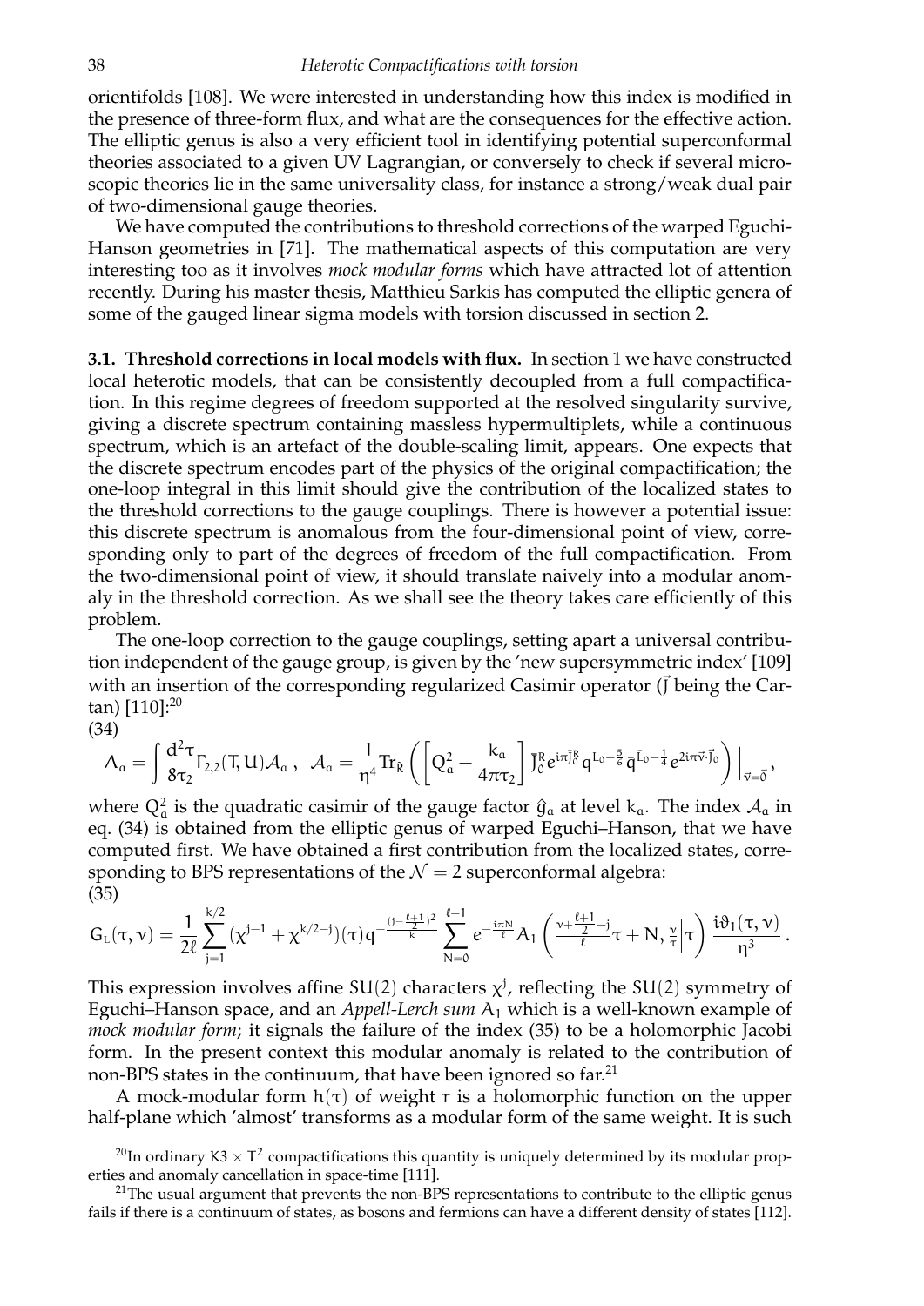orientifolds [108]. We were interested in understanding how this index is modified in the presence of three-form flux, and what are the consequences for the effective action. The elliptic genus is also a very efficient tool in identifying potential superconformal theories associated to a given UV Lagrangian, or conversely to check if several microscopic theories lie in the same universality class, for instance a strong/weak dual pair of two-dimensional gauge theories.

We have computed the contributions to threshold corrections of the warped Eguchi-Hanson geometries in [71]. The mathematical aspects of this computation are very interesting too as it involves *mock modular forms* which have attracted lot of attention recently. During his master thesis, Matthieu Sarkis has computed the elliptic genera of some of the gauged linear sigma models with torsion discussed in section 2.

**3.1. Threshold corrections in local models with flux.** In section 1 we have constructed local heterotic models, that can be consistently decoupled from a full compactification. In this regime degrees of freedom supported at the resolved singularity survive, giving a discrete spectrum containing massless hypermultiplets, while a continuous spectrum, which is an artefact of the double-scaling limit, appears. One expects that the discrete spectrum encodes part of the physics of the original compactification; the one-loop integral in this limit should give the contribution of the localized states to the threshold corrections to the gauge couplings. There is however a potential issue: this discrete spectrum is anomalous from the four-dimensional point of view, corresponding only to part of the degrees of freedom of the full compactification. From the two-dimensional point of view, it should translate naively into a modular anomaly in the threshold correction. As we shall see the theory takes care efficiently of this problem.

The one-loop correction to the gauge couplings, setting apart a universal contribution independent of the gauge group, is given by the 'new supersymmetric index' [109] with an insertion of the corresponding regularized Casimir operator ($\vec{J}$ being the Cartan) [110]:[20]

(34)

$$\Lambda_a = \int \frac{d^2\tau}{8\tau_2}\Gamma_{2,2}(T,U)\mathcal{A}_a\,,\;\; \mathcal{A}_a = \frac{1}{\eta^4}\mathrm{Tr}_{\tilde{R}}\left(\left[Q_a^2 - \frac{k_a}{4\pi\tau_2}\right]\bar{J}_0^R e^{i\pi\bar{J}_0^R} q^{L_0-\frac{5}{6}}\bar{q}^{\bar{L}_0-\frac{1}{4}}e^{2i\pi\vec{\nu}\cdot\vec{J}_0}\right)\Big|_{\vec{\nu}=\vec{0}}\,,$$

where $Q_a^2$ is the quadratic casimir of the gauge factor $\hat{g}_a$ at level $k_a$. The index $\mathcal{A}_a$ in eq. (34) is obtained from the elliptic genus of warped Eguchi–Hanson, that we have computed first. We have obtained a first contribution from the localized states, corresponding to BPS representations of the $\mathcal{N}=2$ superconformal algebra:

(35)

$$G_L(\tau,\nu) = \frac{1}{2\ell}\sum_{j=1}^{k/2}(\chi^{j-1}+\chi^{k/2-j})(\tau)q^{-\frac{(j-\frac{\ell+1}{2})^2}{k}}\sum_{N=0}^{\ell-1}e^{-\frac{i\pi N}{\ell}}A_1\left(\frac{\nu+\frac{\ell+1}{2}-j}{\ell}\tau+N,\frac{\nu}{\tau}\Big|\tau\right)\frac{i\vartheta_1(\tau,\nu)}{\eta^3}\,.$$

This expression involves affine $SU(2)$ characters $\chi^j$, reflecting the $SU(2)$ symmetry of Eguchi–Hanson space, and an *Appell-Lerch sum* $A_1$ which is a well-known example of *mock modular form*; it signals the failure of the index (35) to be a holomorphic Jacobi form. In the present context this modular anomaly is related to the contribution of non-BPS states in the continuum, that have been ignored so far.[21]

A mock-modular form $h(\tau)$ of weight $r$ is a holomorphic function on the upper half-plane which 'almost' transforms as a modular form of the same weight. It is such

[20] In ordinary $K3\times T^2$ compactifications this quantity is uniquely determined by its modular properties and anomaly cancellation in space-time [111].

[21] The usual argument that prevents the non-BPS representations to contribute to the elliptic genus fails if there is a continuum of states, as bosons and fermions can have a different density of states [112].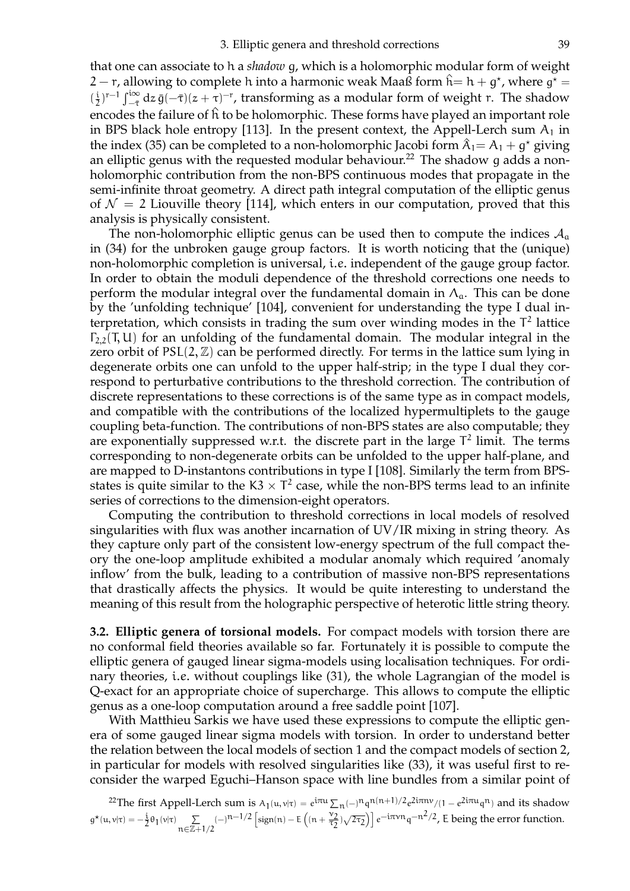that one can associate to $h$ a *shadow* $g$, which is a holomorphic modular form of weight $2-r$, allowing to complete $h$ into a harmonic weak Maaß form $\hat{h} = h + g^\star$, where $g^\star = (\frac{i}{2})^{r-1}\int_{-\bar{\tau}}^{i\infty} dz\, \bar{g}(-\bar{\tau})(z+\tau)^{-r}$, transforming as a modular form of weight $r$. The shadow encodes the failure of $\hat{h}$ to be holomorphic. These forms have played an important role in BPS black hole entropy [113]. In the present context, the Appell-Lerch sum $A_1$ in the index (35) can be completed to a non-holomorphic Jacobi form $\hat{A}_1 = A_1 + g^\star$ giving an elliptic genus with the requested modular behaviour.[22] The shadow $g$ adds a non-holomorphic contribution from the non-BPS continuous modes that propagate in the semi-infinite throat geometry. A direct path integral computation of the elliptic genus of $\mathcal{N}=2$ Liouville theory [114], which enters in our computation, proved that this analysis is physically consistent.

The non-holomorphic elliptic genus can be used then to compute the indices $\mathcal{A}_a$ in (34) for the unbroken gauge group factors. It is worth noticing that the (unique) non-holomorphic completion is universal, i.e. independent of the gauge group factor. In order to obtain the moduli dependence of the threshold corrections one needs to perform the modular integral over the fundamental domain in $\Lambda_a$. This can be done by the 'unfolding technique' [104], convenient for understanding the type I dual interpretation, which consists in trading the sum over winding modes in the $T^2$ lattice $\Gamma_{2,2}(T,U)$ for an unfolding of the fundamental domain. The modular integral in the zero orbit of $PSL(2,\mathbb{Z})$ can be performed directly. For terms in the lattice sum lying in degenerate orbits one can unfold to the upper half-strip; in the type I dual they correspond to perturbative contributions to the threshold correction. The contribution of discrete representations to these corrections is of the same type as in compact models, and compatible with the contributions of the localized hypermultiplets to the gauge coupling beta-function. The contributions of non-BPS states are also computable; they are exponentially suppressed w.r.t. the discrete part in the large $T^2$ limit. The terms corresponding to non-degenerate orbits can be unfolded to the upper half-plane, and are mapped to D-instantons contributions in type I [108]. Similarly the term from BPS-states is quite similar to the $K3\times T^2$ case, while the non-BPS terms lead to an infinite series of corrections to the dimension-eight operators.

Computing the contribution to threshold corrections in local models of resolved singularities with flux was another incarnation of UV/IR mixing in string theory. As they capture only part of the consistent low-energy spectrum of the full compact theory the one-loop amplitude exhibited a modular anomaly which required 'anomaly inflow' from the bulk, leading to a contribution of massive non-BPS representations that drastically affects the physics. It would be quite interesting to understand the meaning of this result from the holographic perspective of heterotic little string theory.

**3.2. Elliptic genera of torsional models.** For compact models with torsion there are no conformal field theories available so far. Fortunately it is possible to compute the elliptic genera of gauged linear sigma-models using localisation techniques. For ordinary theories, i.e. without couplings like (31), the whole Lagrangian of the model is Q-exact for an appropriate choice of supercharge. This allows to compute the elliptic genus as a one-loop computation around a free saddle point [107].

With Matthieu Sarkis we have used these expressions to compute the elliptic genera of some gauged linear sigma models with torsion. In order to understand better the relation between the local models of section 1 and the compact models of section 2, in particular for models with resolved singularities like (33), it was useful first to reconsider the warped Eguchi–Hanson space with line bundles from a similar point of

[22] The first Appell-Lerch sum is $A_1(u,\nu|\tau) = e^{i\pi u}\sum_n (-)^n q^{n(n+1)/2} e^{2i\pi n\nu}/(1-e^{2i\pi u}q^n)$ and its shadow $g^\star(u,\nu|\tau) = -\frac{i}{2}\theta_1(\nu|\tau)\sum_{n\in\mathbb{Z}+1/2}(-)^{n-1/2}\left[\text{sign}(n) - E\left((n+\frac{\nu_2}{\tau_2})\sqrt{2\tau_2}\right)\right]e^{-i\pi\nu n}q^{-n^2/2}$, $E$ being the error function.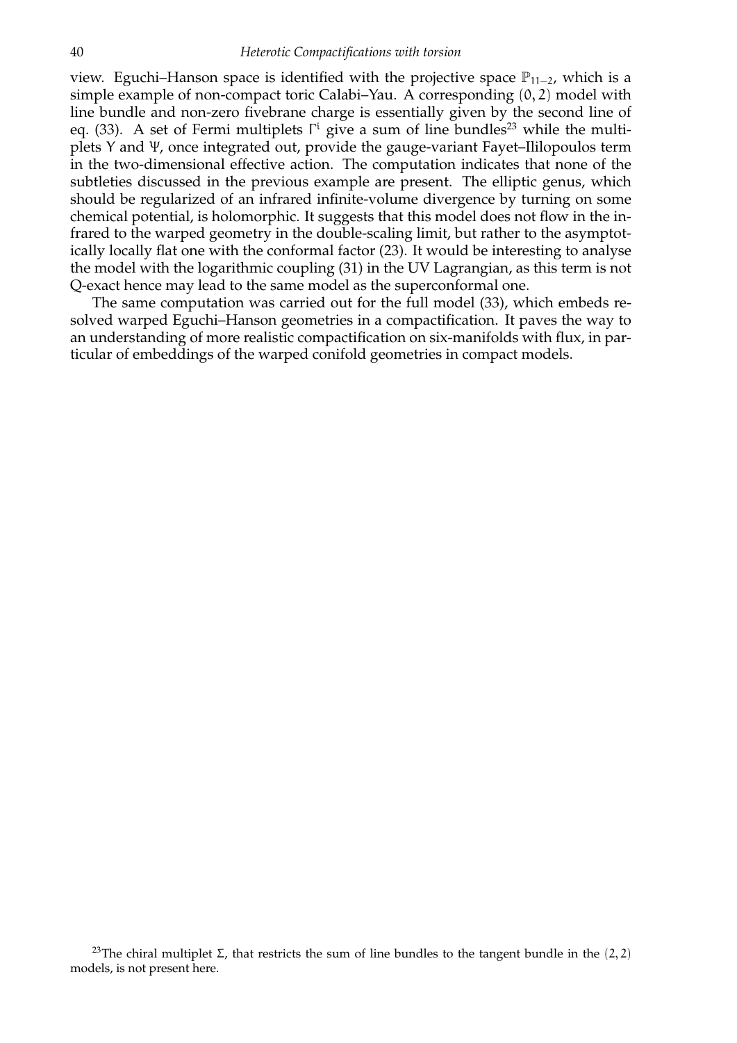view. Eguchi–Hanson space is identified with the projective space $\mathbb{P}_{11-2}$, which is a simple example of non-compact toric Calabi–Yau. A corresponding $(0,2)$ model with line bundle and non-zero fivebrane charge is essentially given by the second line of eq. (33). A set of Fermi multiplets $\Gamma^i$ give a sum of line bundles[23] while the multiplets $\Upsilon$ and $\Psi$, once integrated out, provide the gauge-variant Fayet–Ililopoulos term in the two-dimensional effective action. The computation indicates that none of the subtleties discussed in the previous example are present. The elliptic genus, which should be regularized of an infrared infinite-volume divergence by turning on some chemical potential, is holomorphic. It suggests that this model does not flow in the infrared to the warped geometry in the double-scaling limit, but rather to the asymptotically locally flat one with the conformal factor (23). It would be interesting to analyse the model with the logarithmic coupling (31) in the UV Lagrangian, as this term is not Q-exact hence may lead to the same model as the superconformal one.

The same computation was carried out for the full model (33), which embeds resolved warped Eguchi–Hanson geometries in a compactification. It paves the way to an understanding of more realistic compactification on six-manifolds with flux, in particular of embeddings of the warped conifold geometries in compact models.

[23]The chiral multiplet $\Sigma$, that restricts the sum of line bundles to the tangent bundle in the $(2,2)$ models, is not present here.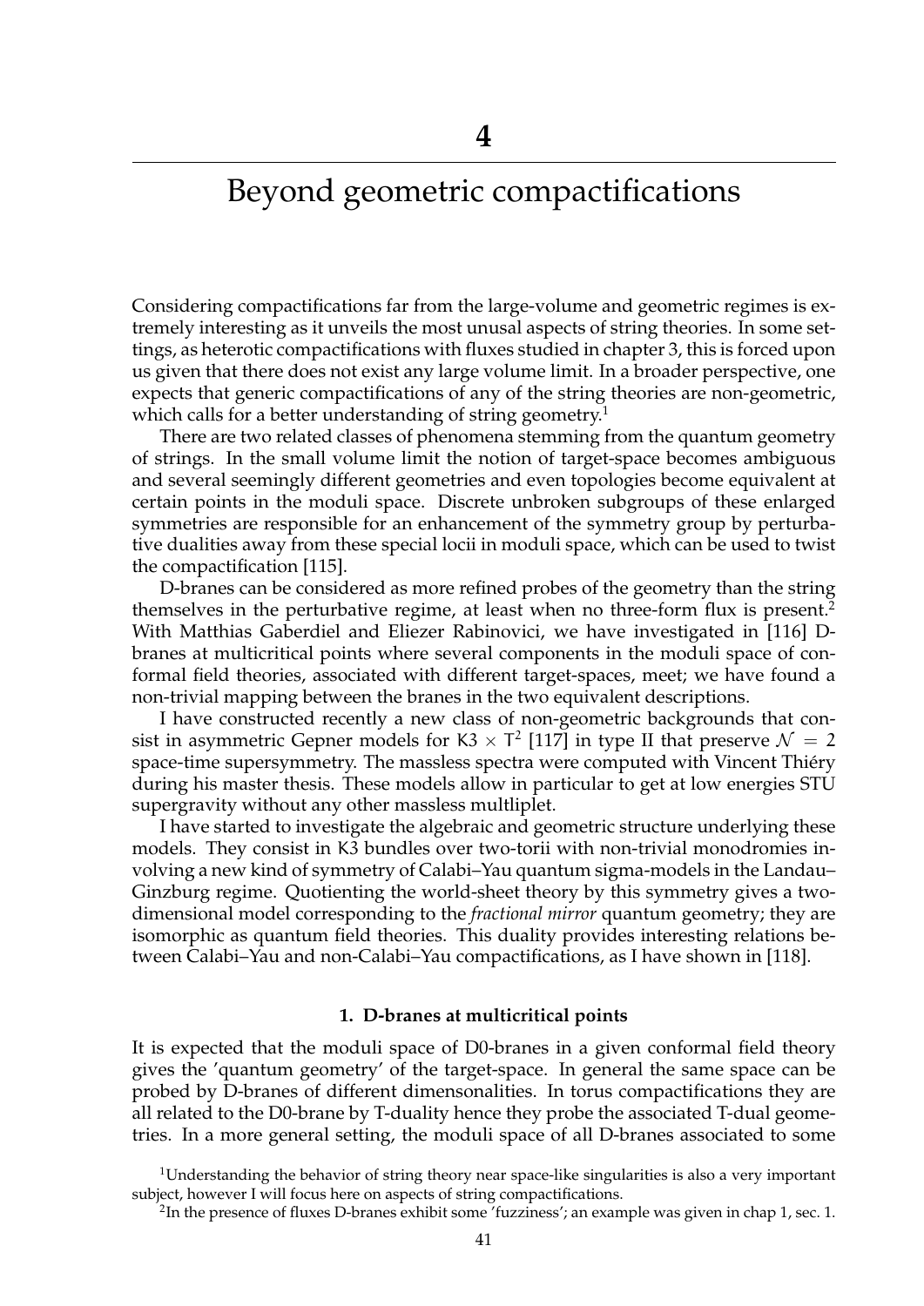# 4

# Beyond geometric compactifications

Considering compactifications far from the large-volume and geometric regimes is extremely interesting as it unveils the most unusal aspects of string theories. In some settings, as heterotic compactifications with fluxes studied in chapter 3, this is forced upon us given that there does not exist any large volume limit. In a broader perspective, one expects that generic compactifications of any of the string theories are non-geometric, which calls for a better understanding of string geometry.[1]

There are two related classes of phenomena stemming from the quantum geometry of strings. In the small volume limit the notion of target-space becomes ambiguous and several seemingly different geometries and even topologies become equivalent at certain points in the moduli space. Discrete unbroken subgroups of these enlarged symmetries are responsible for an enhancement of the symmetry group by perturbative dualities away from these special locii in moduli space, which can be used to twist the compactification [115].

D-branes can be considered as more refined probes of the geometry than the string themselves in the perturbative regime, at least when no three-form flux is present.[2] With Matthias Gaberdiel and Eliezer Rabinovici, we have investigated in [116] D-branes at multicritical points where several components in the moduli space of conformal field theories, associated with different target-spaces, meet; we have found a non-trivial mapping between the branes in the two equivalent descriptions.

I have constructed recently a new class of non-geometric backgrounds that consist in asymmetric Gepner models for $\mathsf{K3} \times \mathsf{T}^2$ [117] in type II that preserve $\mathcal{N} = 2$ space-time supersymmetry. The massless spectra were computed with Vincent Thiéry during his master thesis. These models allow in particular to get at low energies STU supergravity without any other massless multliplet.

I have started to investigate the algebraic and geometric structure underlying these models. They consist in K3 bundles over two-torii with non-trivial monodromies involving a new kind of symmetry of Calabi–Yau quantum sigma-models in the Landau–Ginzburg regime. Quotienting the world-sheet theory by this symmetry gives a two-dimensional model corresponding to the *fractional mirror* quantum geometry; they are isomorphic as quantum field theories. This duality provides interesting relations between Calabi–Yau and non-Calabi–Yau compactifications, as I have shown in [118].

### 1. D-branes at multicritical points

It is expected that the moduli space of D0-branes in a given conformal field theory gives the 'quantum geometry' of the target-space. In general the same space can be probed by D-branes of different dimensonalities. In torus compactifications they are all related to the D0-brane by T-duality hence they probe the associated T-dual geometries. In a more general setting, the moduli space of all D-branes associated to some

[1] Understanding the behavior of string theory near space-like singularities is also a very important subject, however I will focus here on aspects of string compactifications.

[2] In the presence of fluxes D-branes exhibit some 'fuzziness'; an example was given in chap 1, sec. 1.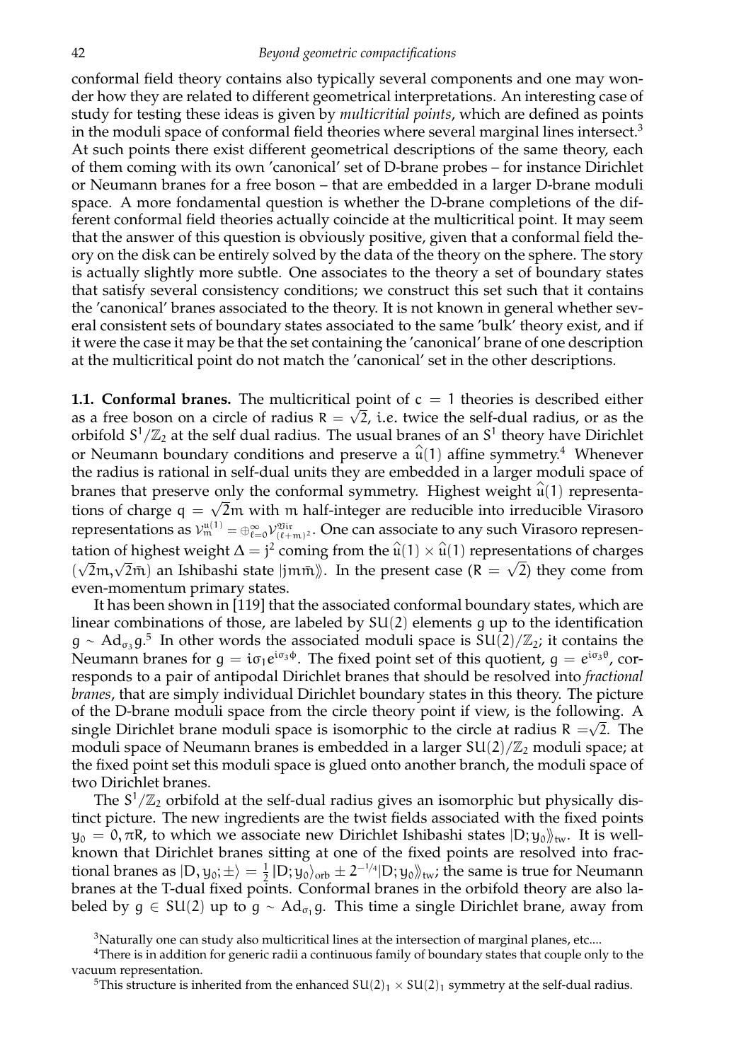conformal field theory contains also typically several components and one may wonder how they are related to different geometrical interpretations. An interesting case of study for testing these ideas is given by *multicritial points*, which are defined as points in the moduli space of conformal field theories where several marginal lines intersect.[3] At such points there exist different geometrical descriptions of the same theory, each of them coming with its own 'canonical' set of D-brane probes – for instance Dirichlet or Neumann branes for a free boson – that are embedded in a larger D-brane moduli space. A more fondamental question is whether the D-brane completions of the different conformal field theories actually coincide at the multicritical point. It may seem that the answer of this question is obviously positive, given that a conformal field theory on the disk can be entirely solved by the data of the theory on the sphere. The story is actually slightly more subtle. One associates to the theory a set of boundary states that satisfy several consistency conditions; we construct this set such that it contains the 'canonical' branes associated to the theory. It is not known in general whether several consistent sets of boundary states associated to the same 'bulk' theory exist, and if it were the case it may be that the set containing the 'canonical' brane of one description at the multicritical point do not match the 'canonical' set in the other descriptions.

**1.1. Conformal branes.** The multicritical point of $c = 1$ theories is described either as a free boson on a circle of radius $R = \sqrt{2}$, i.e. twice the self-dual radius, or as the orbifold $S^1/\mathbb{Z}_2$ at the self dual radius. The usual branes of an $S^1$ theory have Dirichlet or Neumann boundary conditions and preserve a $\hat{\mathfrak{u}}(1)$ affine symmetry.[4] Whenever the radius is rational in self-dual units they are embedded in a larger moduli space of branes that preserve only the conformal symmetry. Highest weight $\hat{\mathfrak{u}}(1)$ representations of charge $q = \sqrt{2}m$ with $m$ half-integer are reducible into irreducible Virasoro representations as $\mathcal{V}^{\mathfrak{u}(1)}_m = \oplus_{\ell=0}^{\infty}\mathcal{V}^{\mathfrak{Vir}}_{(\ell+m)^2}$. One can associate to any such Virasoro representation of highest weight $\Delta = j^2$ coming from the $\hat{\mathfrak{u}}(1) \times \hat{\mathfrak{u}}(1)$ representations of charges $(\sqrt{2}m, \sqrt{2}\bar{m})$ an Ishibashi state $|jm\bar{m}\rangle\rangle$. In the present case ($R = \sqrt{2}$) they come from even-momentum primary states.

It has been shown in [119] that the associated conformal boundary states, which are linear combinations of those, are labeled by $SU(2)$ elements $g$ up to the identification $g \sim \mathrm{Ad}_{\sigma_3} g$.[5] In other words the associated moduli space is $SU(2)/\mathbb{Z}_2$; it contains the Neumann branes for $g = i\sigma_1 e^{i\sigma_3 \phi}$. The fixed point set of this quotient, $g = e^{i\sigma_3\theta}$, corresponds to a pair of antipodal Dirichlet branes that should be resolved into *fractional branes*, that are simply individual Dirichlet boundary states in this theory. The picture of the D-brane moduli space from the circle theory point if view, is the following. A single Dirichlet brane moduli space is isomorphic to the circle at radius $R = \sqrt{2}$. The moduli space of Neumann branes is embedded in a larger $SU(2)/\mathbb{Z}_2$ moduli space; at the fixed point set this moduli space is glued onto another branch, the moduli space of two Dirichlet branes.

The $S^1/\mathbb{Z}_2$ orbifold at the self-dual radius gives an isomorphic but physically distinct picture. The new ingredients are the twist fields associated with the fixed points $y_0 = 0, \pi R$, to which we associate new Dirichlet Ishibashi states $|D; y_0\rangle\rangle_{\text{tw}}$. It is well-known that Dirichlet branes sitting at one of the fixed points are resolved into fractional branes as $|D, y_0; \pm\rangle = \frac{1}{2}|D; y_0\rangle_{\text{orb}} \pm 2^{-1/4}|D; y_0\rangle\rangle_{\text{tw}}$; the same is true for Neumann branes at the T-dual fixed points. Conformal branes in the orbifold theory are also labeled by $g \in SU(2)$ up to $g \sim \mathrm{Ad}_{\sigma_1} g$. This time a single Dirichlet brane, away from

[3] Naturally one can study also multicritical lines at the intersection of marginal planes, etc....

[4] There is in addition for generic radii a continuous family of boundary states that couple only to the vacuum representation.

[5] This structure is inherited from the enhanced $SU(2)_1 \times SU(2)_1$ symmetry at the self-dual radius.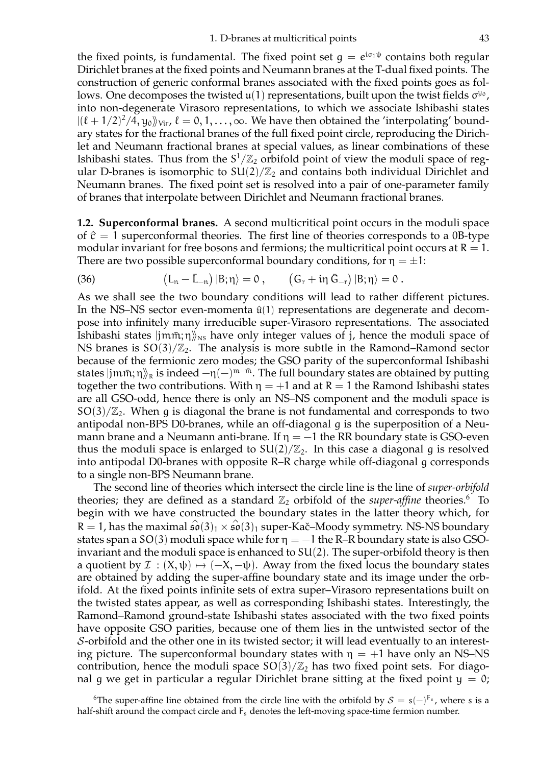the fixed points, is fundamental. The fixed point set $g = e^{i\sigma_1 \psi}$ contains both regular Dirichlet branes at the fixed points and Neumann branes at the T-dual fixed points. The construction of generic conformal branes associated with the fixed points goes as follows. One decomposes the twisted $\mathfrak{u}(1)$ representations, built upon the twist fields $\sigma^{y_0}$, into non-degenerate Virasoro representations, to which we associate Ishibashi states $|(\ell+1/2)^2/4, y_0\rangle\!\rangle_{\text{Vir}}$, $\ell = 0, 1, \ldots, \infty$. We have then obtained the 'interpolating' boundary states for the fractional branes of the full fixed point circle, reproducing the Dirichlet and Neumann fractional branes at special values, as linear combinations of these Ishibashi states. Thus from the $S^1/\mathbb{Z}_2$ orbifold point of view the moduli space of regular D-branes is isomorphic to $SU(2)/\mathbb{Z}_2$ and contains both individual Dirichlet and Neumann branes. The fixed point set is resolved into a pair of one-parameter family of branes that interpolate between Dirichlet and Neumann fractional branes.

**1.2. Superconformal branes.** A second multicritical point occurs in the moduli space of $\hat{c} = 1$ superconformal theories. The first line of theories corresponds to a 0B-type modular invariant for free bosons and fermions; the multicritical point occurs at $R = 1$. There are two possible superconformal boundary conditions, for $\eta = \pm 1$:

$$(36) \qquad \left(L_n - \bar{L}_{-n}\right)|B;\eta\rangle = 0\,, \qquad \left(G_r + i\eta\, \bar{G}_{-r}\right)|B;\eta\rangle = 0\,.$$

As we shall see the two boundary conditions will lead to rather different pictures. In the NS–NS sector even-momenta $\hat{\mathfrak{u}}(1)$ representations are degenerate and decompose into infinitely many irreducible super-Virasoro representations. The associated Ishibashi states $|jm\bar{m};\eta\rangle\!\rangle_{\text{NS}}$ have only integer values of j, hence the moduli space of NS branes is $SO(3)/\mathbb{Z}_2$. The analysis is more subtle in the Ramond–Ramond sector because of the fermionic zero modes; the GSO parity of the superconformal Ishibashi states $|jm\bar{m};\eta\rangle\!\rangle_{\text{R}}$ is indeed $-\eta(-)^{m-\bar{m}}$. The full boundary states are obtained by putting together the two contributions. With $\eta = +1$ and at $R = 1$ the Ramond Ishibashi states are all GSO-odd, hence there is only an NS–NS component and the moduli space is $SO(3)/\mathbb{Z}_2$. When $g$ is diagonal the brane is not fundamental and corresponds to two antipodal non-BPS D0-branes, while an off-diagonal $g$ is the superposition of a Neumann brane and a Neumann anti-brane. If $\eta = -1$ the RR boundary state is GSO-even thus the moduli space is enlarged to $SU(2)/\mathbb{Z}_2$. In this case a diagonal $g$ is resolved into antipodal D0-branes with opposite R–R charge while off-diagonal $g$ corresponds to a single non-BPS Neumann brane.

The second line of theories which intersect the circle line is the line of *super-orbifold* theories; they are defined as a standard $\mathbb{Z}_2$ orbifold of the *super-affine* theories.[6] To begin with we have constructed the boundary states in the latter theory which, for $R = 1$, has the maximal $\widehat{\mathfrak{so}}(3)_1 \times \widehat{\mathfrak{so}}(3)_1$ super-Kač–Moody symmetry. NS-NS boundary states span a $SO(3)$ moduli space while for $\eta = -1$ the R–R boundary state is also GSO-invariant and the moduli space is enhanced to $SU(2)$. The super-orbifold theory is then a quotient by $\mathcal{I} : (X, \psi) \mapsto (-X, -\psi)$. Away from the fixed locus the boundary states are obtained by adding the super-affine boundary state and its image under the orbifold. At the fixed points infinite sets of extra super–Virasoro representations built on the twisted states appear, as well as corresponding Ishibashi states. Interestingly, the Ramond–Ramond ground-state Ishibashi states associated with the two fixed points have opposite GSO parities, because one of them lies in the untwisted sector of the $\mathcal{S}$-orbifold and the other one in its twisted sector; it will lead eventually to an interesting picture. The superconformal boundary states with $\eta = +1$ have only an NS–NS contribution, hence the moduli space $SO(3)/\mathbb{Z}_2$ has two fixed point sets. For diagonal $g$ we get in particular a regular Dirichlet brane sitting at the fixed point $y = 0$;

[6] The super-affine line obtained from the circle line with the orbifold by $\mathcal{S} = s(-)^{F_s}$, where $s$ is a half-shift around the compact circle and $F_s$ denotes the left-moving space-time fermion number.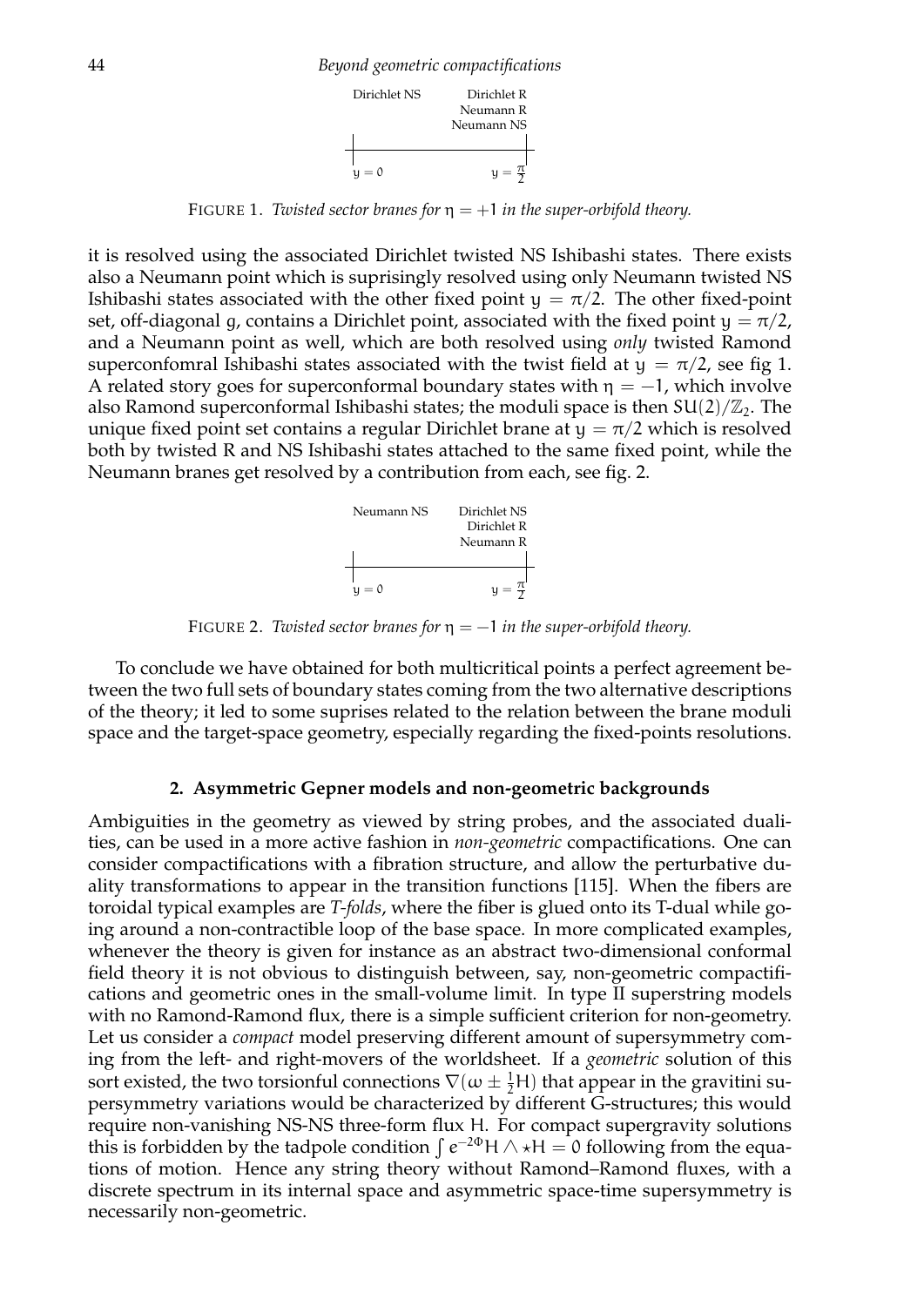| Dirichlet NS | Dirichlet R |
| --- | --- |
| | Neumann R |
| | Neumann NS |
| $y = 0$ | $y = \frac{\pi}{2}$ |

FIGURE 1. *Twisted sector branes for $\eta = +1$ in the super-orbifold theory.*

it is resolved using the associated Dirichlet twisted NS Ishibashi states. There exists also a Neumann point which is suprisingly resolved using only Neumann twisted NS Ishibashi states associated with the other fixed point $y = \pi/2$. The other fixed-point set, off-diagonal $g$, contains a Dirichlet point, associated with the fixed point $y = \pi/2$, and a Neumann point as well, which are both resolved using *only* twisted Ramond superconfomral Ishibashi states associated with the twist field at $y = \pi/2$, see fig 1. A related story goes for superconformal boundary states with $\eta = -1$, which involve also Ramond superconformal Ishibashi states; the moduli space is then $SU(2)/\mathbb{Z}_2$. The unique fixed point set contains a regular Dirichlet brane at $y = \pi/2$ which is resolved both by twisted R and NS Ishibashi states attached to the same fixed point, while the Neumann branes get resolved by a contribution from each, see fig. 2.

| Neumann NS | Dirichlet NS |
| --- | --- |
| | Dirichlet R |
| | Neumann R |
| $y = 0$ | $y = \frac{\pi}{2}$ |

FIGURE 2. *Twisted sector branes for $\eta = -1$ in the super-orbifold theory.*

To conclude we have obtained for both multicritical points a perfect agreement between the two full sets of boundary states coming from the two alternative descriptions of the theory; it led to some suprises related to the relation between the brane moduli space and the target-space geometry, especially regarding the fixed-points resolutions.

## 2. Asymmetric Gepner models and non-geometric backgrounds

Ambiguities in the geometry as viewed by string probes, and the associated dualities, can be used in a more active fashion in *non-geometric* compactifications. One can consider compactifications with a fibration structure, and allow the perturbative duality transformations to appear in the transition functions [115]. When the fibers are toroidal typical examples are *T-folds*, where the fiber is glued onto its T-dual while going around a non-contractible loop of the base space. In more complicated examples, whenever the theory is given for instance as an abstract two-dimensional conformal field theory it is not obvious to distinguish between, say, non-geometric compactifications and geometric ones in the small-volume limit. In type II superstring models with no Ramond-Ramond flux, there is a simple sufficient criterion for non-geometry. Let us consider a *compact* model preserving different amount of supersymmetry coming from the left- and right-movers of the worldsheet. If a *geometric* solution of this sort existed, the two torsionful connections $\nabla(\omega \pm \frac{1}{2}H)$ that appear in the gravitini supersymmetry variations would be characterized by different G-structures; this would require non-vanishing NS-NS three-form flux H. For compact supergravity solutions this is forbidden by the tadpole condition $\int e^{-2\Phi} H \wedge \star H = 0$ following from the equations of motion. Hence any string theory without Ramond–Ramond fluxes, with a discrete spectrum in its internal space and asymmetric space-time supersymmetry is necessarily non-geometric.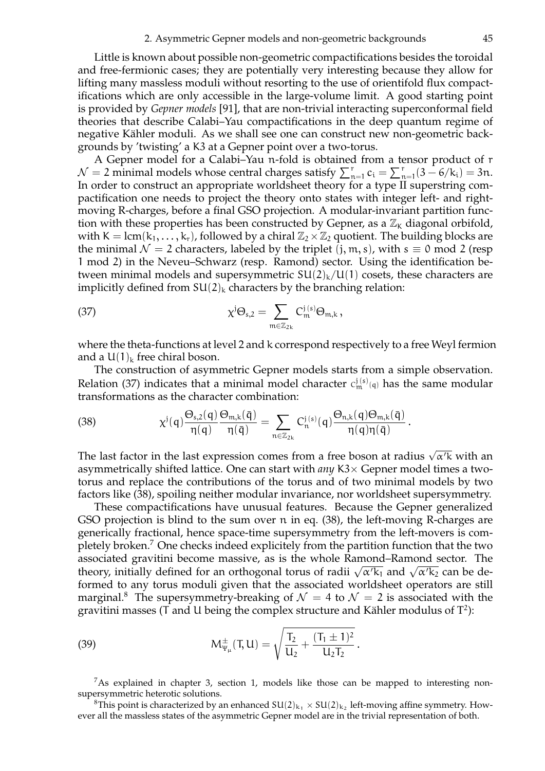Little is known about possible non-geometric compactifications besides the toroidal and free-fermionic cases; they are potentially very interesting because they allow for lifting many massless moduli without resorting to the use of orientifold flux compactifications which are only accessible in the large-volume limit. A good starting point is provided by *Gepner models* [91], that are non-trivial interacting superconformal field theories that describe Calabi–Yau compactifications in the deep quantum regime of negative Kähler moduli. As we shall see one can construct new non-geometric backgrounds by 'twisting' a K3 at a Gepner point over a two-torus.

A Gepner model for a Calabi–Yau n-fold is obtained from a tensor product of r $\mathcal{N}=2$ minimal models whose central charges satisfy $\sum_{n=1}^{r} c_i = \sum_{n=1}^{r}(3-6/k_i) = 3n$. In order to construct an appropriate worldsheet theory for a type II superstring compactification one needs to project the theory onto states with integer left- and right-moving R-charges, before a final GSO projection. A modular-invariant partition function with these properties has been constructed by Gepner, as a $\mathbb{Z}_K$ diagonal orbifold, with $K = \text{lcm}(k_1, \ldots, k_r)$, followed by a chiral $\mathbb{Z}_2 \times \mathbb{Z}_2$ quotient. The building blocks are the minimal $\mathcal{N}=2$ characters, labeled by the triplet $(j, m, s)$, with $s \equiv 0 \bmod 2$ (resp 1 mod 2) in the Neveu–Schwarz (resp. Ramond) sector. Using the identification between minimal models and supersymmetric $SU(2)_k/U(1)$ cosets, these characters are implicitly defined from $SU(2)_k$ characters by the branching relation:

$$\chi^j \Theta_{s,2} = \sum_{m \in \mathbb{Z}_{2k}} C^{j\,(s)}_m \Theta_{m,k}\,, \tag{37}$$

where the theta-functions at level 2 and k correspond respectively to a free Weyl fermion and a $U(1)_k$ free chiral boson.

The construction of asymmetric Gepner models starts from a simple observation. Relation (37) indicates that a minimal model character $C^{j\,(s)}_m(q)$ has the same modular transformations as the character combination:

$$\chi^j(q)\frac{\Theta_{s,2}(q)}{\eta(q)}\frac{\Theta_{m,k}(\bar{q})}{\eta(\bar{q})} = \sum_{n \in \mathbb{Z}_{2k}} C^{j\,(s)}_n(q)\frac{\Theta_{n,k}(q)\Theta_{m,k}(\bar{q})}{\eta(q)\eta(\bar{q})}\,. \tag{38}$$

The last factor in the last expression comes from a free boson at radius $\sqrt{\alpha' k}$ with an asymmetrically shifted lattice. One can start with *any* K3$\times$ Gepner model times a two-torus and replace the contributions of the torus and of two minimal models by two factors like (38), spoiling neither modular invariance, nor worldsheet supersymmetry.

These compactifications have unusual features. Because the Gepner generalized GSO projection is blind to the sum over n in eq. (38), the left-moving R-charges are generically fractional, hence space-time supersymmetry from the left-movers is completely broken.[7] One checks indeed explicitely from the partition function that the two associated gravitini become massive, as is the whole Ramond–Ramond sector. The theory, initially defined for an orthogonal torus of radii $\sqrt{\alpha' k_1}$ and $\sqrt{\alpha' k_2}$ can be deformed to any torus moduli given that the associated worldsheet operators are still marginal.[8] The supersymmetry-breaking of $\mathcal{N}=4$ to $\mathcal{N}=2$ is associated with the gravitini masses (T and U being the complex structure and Kähler modulus of $T^2$):

$$M^{\pm}_{\psi_\mu}(T, U) = \sqrt{\frac{T_2}{U_2} + \frac{(T_1 \pm 1)^2}{U_2 T_2}}\,. \tag{39}$$

---

[7] As explained in chapter 3, section 1, models like those can be mapped to interesting non-supersymmetric heterotic solutions.

[8] This point is characterized by an enhanced $SU(2)_{k_1} \times SU(2)_{k_2}$ left-moving affine symmetry. However all the massless states of the asymmetric Gepner model are in the trivial representation of both.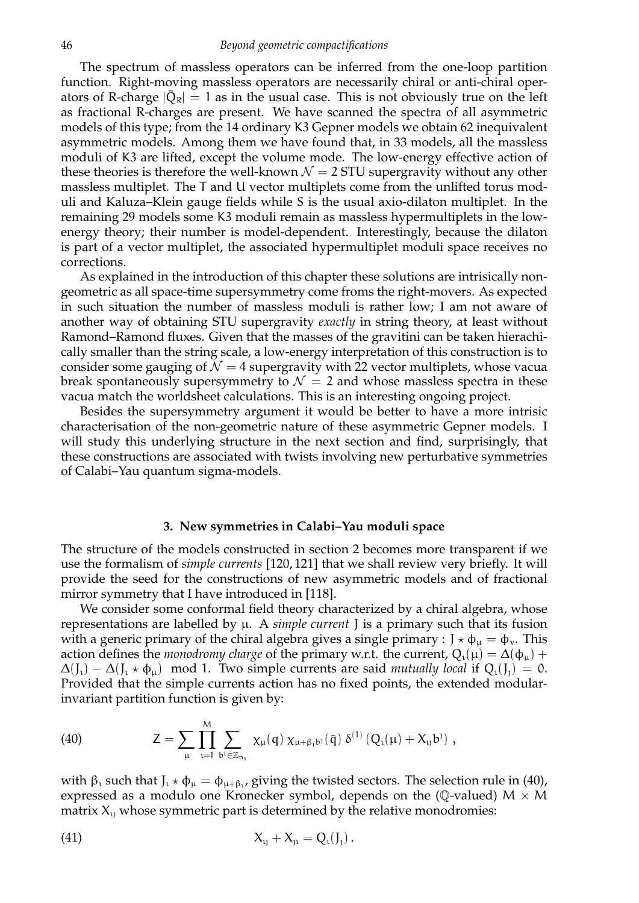The spectrum of massless operators can be inferred from the one-loop partition function. Right-moving massless operators are necessarily chiral or anti-chiral operators of R-charge $|\bar{Q}_R| = 1$ as in the usual case. This is not obviously true on the left as fractional R-charges are present. We have scanned the spectra of all asymmetric models of this type; from the 14 ordinary K3 Gepner models we obtain 62 inequivalent asymmetric models. Among them we have found that, in 33 models, all the massless moduli of K3 are lifted, except the volume mode. The low-energy effective action of these theories is therefore the well-known $\mathcal{N} = 2$ STU supergravity without any other massless multiplet. The T and U vector multiplets come from the unlifted torus moduli and Kaluza–Klein gauge fields while S is the usual axio-dilaton multiplet. In the remaining 29 models some K3 moduli remain as massless hypermultiplets in the low-energy theory; their number is model-dependent. Interestingly, because the dilaton is part of a vector multiplet, the associated hypermultiplet moduli space receives no corrections.

As explained in the introduction of this chapter these solutions are intrisically non-geometric as all space-time supersymmetry come froms the right-movers. As expected in such situation the number of massless moduli is rather low; I am not aware of another way of obtaining STU supergravity *exactly* in string theory, at least without Ramond–Ramond fluxes. Given that the masses of the gravitini can be taken hierachically smaller than the string scale, a low-energy interpretation of this construction is to consider some gauging of $\mathcal{N} = 4$ supergravity with 22 vector multiplets, whose vacua break spontaneously supersymmetry to $\mathcal{N} = 2$ and whose massless spectra in these vacua match the worldsheet calculations. This is an interesting ongoing project.

Besides the supersymmetry argument it would be better to have a more intrisic characterisation of the non-geometric nature of these asymmetric Gepner models. I will study this underlying structure in the next section and find, surprisingly, that these constructions are associated with twists involving new perturbative symmetries of Calabi–Yau quantum sigma-models.

### 3. New symmetries in Calabi–Yau moduli space

The structure of the models constructed in section 2 becomes more transparent if we use the formalism of *simple currents* [120, 121] that we shall review very briefly. It will provide the seed for the constructions of new asymmetric models and of fractional mirror symmetry that I have introduced in [118].

We consider some conformal field theory characterized by a chiral algebra, whose representations are labelled by $\mu$. A *simple current* J is a primary such that its fusion with a generic primary of the chiral algebra gives a single primary : $J \star \phi_\mu = \phi_\nu$. This action defines the *monodromy charge* of the primary w.r.t. the current, $Q_\imath(\mu) = \Delta(\phi_\mu) + \Delta(J_\imath) - \Delta(J_\imath \star \phi_\mu) \mod 1$. Two simple currents are said *mutually local* if $Q_\imath(J_\jmath) = 0$. Provided that the simple currents action has no fixed points, the extended modular-invariant partition function is given by:

$$Z = \sum_{\mu} \prod_{\imath=1}^{M} \sum_{b^\imath \in \mathbb{Z}_{n_\imath}} \chi_\mu(q)\, \chi_{\mu+\beta_\jmath b^\jmath}(\bar{q})\, \delta^{(1)}\left(Q_\imath(\mu) + X_{\imath\jmath} b^\jmath\right) , \tag{40}$$

with $\beta_\imath$ such that $J_\imath \star \phi_\mu = \phi_{\mu+\beta_\imath}$, giving the twisted sectors. The selection rule in (40), expressed as a modulo one Kronecker symbol, depends on the ($\mathbb{Q}$-valued) $M \times M$ matrix $X_{\imath\jmath}$ whose symmetric part is determined by the relative monodromies:

$$X_{\imath\jmath} + X_{\jmath\imath} = Q_\imath(J_\jmath)\,. \tag{41}$$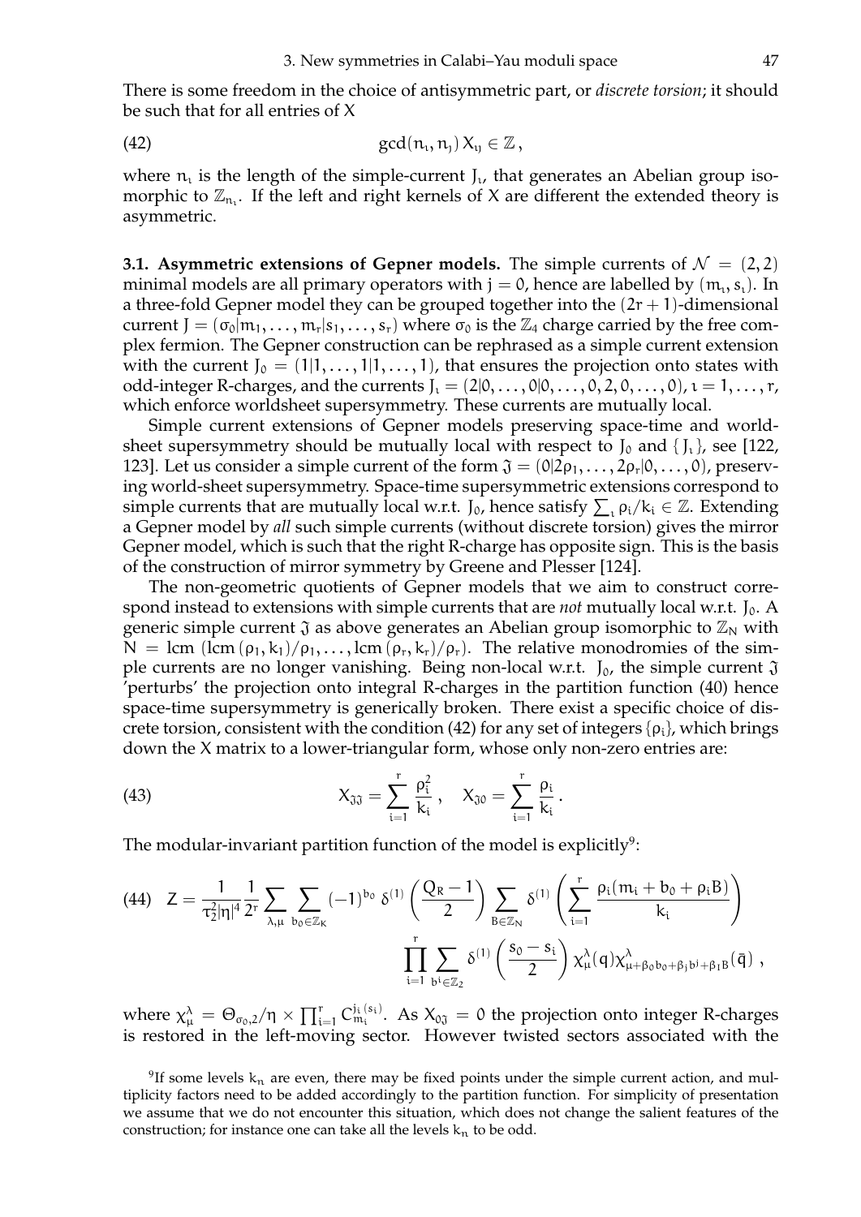There is some freedom in the choice of antisymmetric part, or *discrete torsion*; it should be such that for all entries of X

$$
\gcd(n_\imath, n_\jmath)\, X_{\imath\jmath} \in \mathbb{Z}\,, \tag{42}
$$

where $n_\imath$ is the length of the simple-current $J_\imath$, that generates an Abelian group isomorphic to $\mathbb{Z}_{n_\imath}$. If the left and right kernels of X are different the extended theory is asymmetric.

**3.1. Asymmetric extensions of Gepner models.** The simple currents of $\mathcal{N} = (2,2)$ minimal models are all primary operators with $j = 0$, hence are labelled by $(m_\imath, s_\imath)$. In a three-fold Gepner model they can be grouped together into the $(2r+1)$-dimensional current $J = (\sigma_0 | m_1, \ldots, m_r | s_1, \ldots, s_r)$ where $\sigma_0$ is the $\mathbb{Z}_4$ charge carried by the free complex fermion. The Gepner construction can be rephrased as a simple current extension with the current $J_0 = (1|1, \ldots, 1|1, \ldots, 1)$, that ensures the projection onto states with odd-integer R-charges, and the currents $J_\imath = (2|0, \ldots, 0|0, \ldots, 0, 2, 0, \ldots, 0)$, $\imath = 1, \ldots, r$, which enforce worldsheet supersymmetry. These currents are mutually local.

Simple current extensions of Gepner models preserving space-time and worldsheet supersymmetry should be mutually local with respect to $J_0$ and $\{J_\imath\}$, see [122, 123]. Let us consider a simple current of the form $\mathfrak{J} = (0|2\rho_1, \ldots, 2\rho_r|0, \ldots, 0)$, preserving world-sheet supersymmetry. Space-time supersymmetric extensions correspond to simple currents that are mutually local w.r.t. $J_0$, hence satisfy $\sum_\imath \rho_i/k_i \in \mathbb{Z}$. Extending a Gepner model by *all* such simple currents (without discrete torsion) gives the mirror Gepner model, which is such that the right R-charge has opposite sign. This is the basis of the construction of mirror symmetry by Greene and Plesser [124].

The non-geometric quotients of Gepner models that we aim to construct correspond instead to extensions with simple currents that are *not* mutually local w.r.t. $J_0$. A generic simple current $\mathfrak{J}$ as above generates an Abelian group isomorphic to $\mathbb{Z}_N$ with $N = \mathrm{lcm}\,(\mathrm{lcm}\,(\rho_1, k_1)/\rho_1, \ldots, \mathrm{lcm}\,(\rho_r, k_r)/\rho_r)$. The relative monodromies of the simple currents are no longer vanishing. Being non-local w.r.t. $J_0$, the simple current $\mathfrak{J}$ 'perturbs' the projection onto integral R-charges in the partition function (40) hence space-time supersymmetry is generically broken. There exist a specific choice of discrete torsion, consistent with the condition (42) for any set of integers $\{\rho_i\}$, which brings down the X matrix to a lower-triangular form, whose only non-zero entries are:

$$
X_{\mathfrak{J}\mathfrak{J}} = \sum_{i=1}^{r} \frac{\rho_i^2}{k_i}\,, \quad X_{\mathfrak{J}0} = \sum_{i=1}^{r} \frac{\rho_i}{k_i}\,. \tag{43}
$$

The modular-invariant partition function of the model is explicitly[9]:

$$
Z = \frac{1}{\tau_2^2 |\eta|^4} \frac{1}{2^r} \sum_{\lambda,\mu} \sum_{b_0 \in \mathbb{Z}_K} (-1)^{b_0}\, \delta^{(1)}\!\left(\frac{Q_R - 1}{2}\right) \sum_{B \in \mathbb{Z}_N} \delta^{(1)}\!\left(\sum_{i=1}^{r} \frac{\rho_i (m_i + b_0 + \rho_i B)}{k_i}\right)
$$
$$
\prod_{i=1}^{r} \sum_{b^i \in \mathbb{Z}_2} \delta^{(1)}\!\left(\frac{s_0 - s_i}{2}\right) \chi^\lambda_\mu(q) \chi^\lambda_{\mu + \beta_0 b_0 + \beta_j b^j + \beta_I B}(\bar{q})\,, \tag{44}
$$

where $\chi^\lambda_\mu = \Theta_{\sigma_0,2}/\eta \times \prod_{i=1}^{r} C^{j_i(s_i)}_{m_i}$. As $X_{0\mathfrak{J}} = 0$ the projection onto integer R-charges is restored in the left-moving sector. However twisted sectors associated with the

[9] If some levels $k_n$ are even, there may be fixed points under the simple current action, and multiplicity factors need to be added accordingly to the partition function. For simplicity of presentation we assume that we do not encounter this situation, which does not change the salient features of the construction; for instance one can take all the levels $k_n$ to be odd.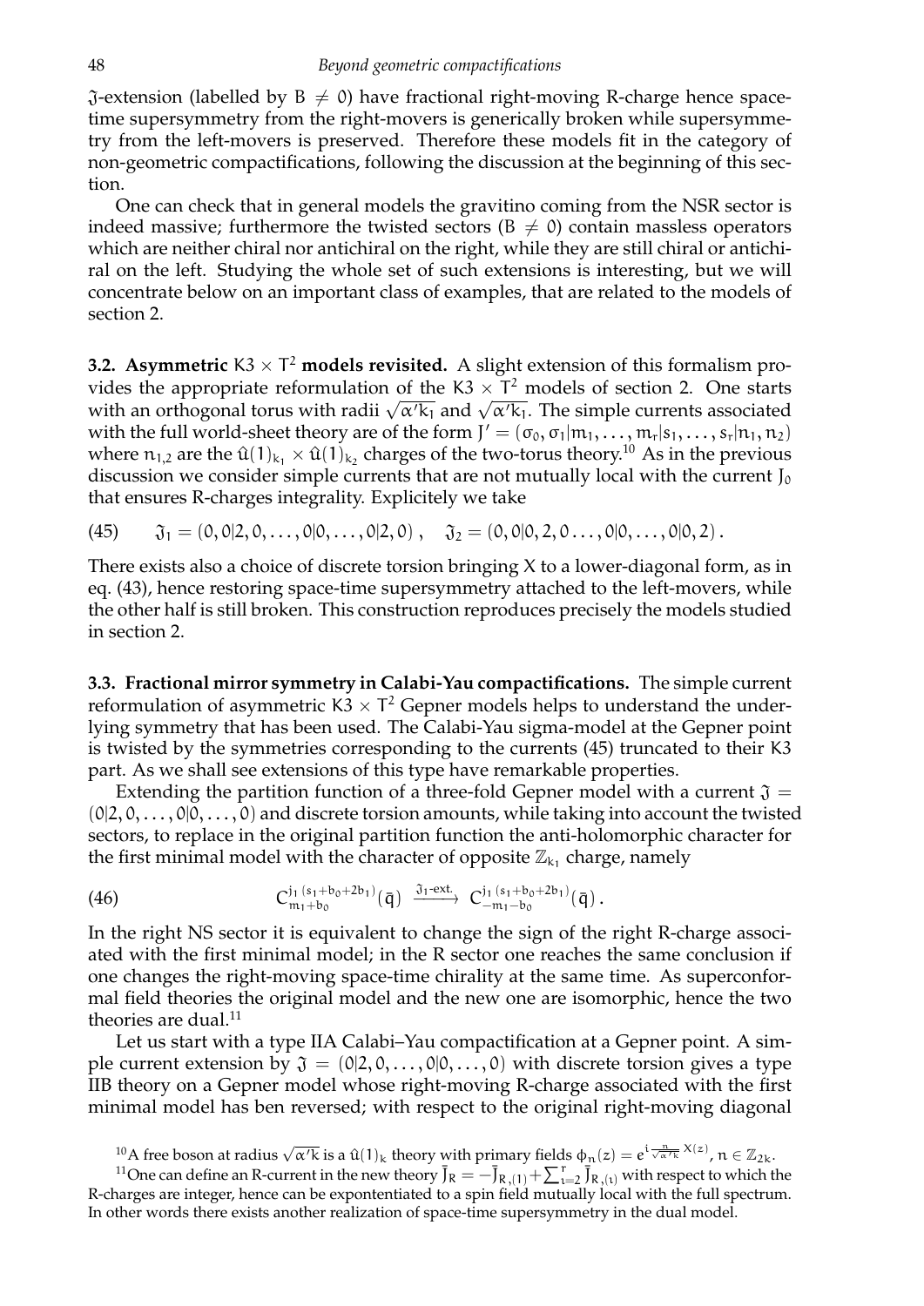$\mathfrak{J}$-extension (labelled by $B \neq 0$) have fractional right-moving R-charge hence space-time supersymmetry from the right-movers is generically broken while supersymmetry from the left-movers is preserved. Therefore these models fit in the category of non-geometric compactifications, following the discussion at the beginning of this section.

One can check that in general models the gravitino coming from the NSR sector is indeed massive; furthermore the twisted sectors ($B \neq 0$) contain massless operators which are neither chiral nor antichiral on the right, while they are still chiral or antichiral on the left. Studying the whole set of such extensions is interesting, but we will concentrate below on an important class of examples, that are related to the models of section 2.

**3.2. Asymmetric $K3 \times T^2$ models revisited.** A slight extension of this formalism provides the appropriate reformulation of the $K3 \times T^2$ models of section 2. One starts with an orthogonal torus with radii $\sqrt{\alpha' k_1}$ and $\sqrt{\alpha' k_1}$. The simple currents associated with the full world-sheet theory are of the form $J' = (\sigma_0, \sigma_1 | m_1, \ldots, m_r | s_1, \ldots, s_r | n_1, n_2)$ where $n_{1,2}$ are the $\hat{u}(1)_{k_1} \times \hat{u}(1)_{k_2}$ charges of the two-torus theory.[10] As in the previous discussion we consider simple currents that are not mutually local with the current $J_0$ that ensures R-charges integrality. Explicitely we take

$$\mathfrak{J}_1 = (0,0|2,0,\ldots,0|0,\ldots,0|2,0)\,, \quad \mathfrak{J}_2 = (0,0|0,2,0\ldots,0|0,\ldots,0|0,2)\,. \tag{45}$$

There exists also a choice of discrete torsion bringing $X$ to a lower-diagonal form, as in eq. (43), hence restoring space-time supersymmetry attached to the left-movers, while the other half is still broken. This construction reproduces precisely the models studied in section 2.

**3.3. Fractional mirror symmetry in Calabi-Yau compactifications.** The simple current reformulation of asymmetric $K3 \times T^2$ Gepner models helps to understand the underlying symmetry that has been used. The Calabi-Yau sigma-model at the Gepner point is twisted by the symmetries corresponding to the currents (45) truncated to their $K3$ part. As we shall see extensions of this type have remarkable properties.

Extending the partition function of a three-fold Gepner model with a current $\mathfrak{J} = (0|2,0,\ldots,0|0,\ldots,0)$ and discrete torsion amounts, while taking into account the twisted sectors, to replace in the original partition function the anti-holomorphic character for the first minimal model with the character of opposite $\mathbb{Z}_{k_1}$ charge, namely

$$C^{j_1\,(s_1+b_0+2b_1)}_{m_1+b_0}(\bar{q}) \xrightarrow{\;\mathfrak{J}_1\text{-ext.}\;} C^{j_1\,(s_1+b_0+2b_1)}_{-m_1-b_0}(\bar{q})\,. \tag{46}$$

In the right NS sector it is equivalent to change the sign of the right R-charge associated with the first minimal model; in the R sector one reaches the same conclusion if one changes the right-moving space-time chirality at the same time. As superconformal field theories the original model and the new one are isomorphic, hence the two theories are dual.[11]

Let us start with a type IIA Calabi–Yau compactification at a Gepner point. A simple current extension by $\mathfrak{J} = (0|2,0,\ldots,0|0,\ldots,0)$ with discrete torsion gives a type IIB theory on a Gepner model whose right-moving R-charge associated with the first minimal model has ben reversed; with respect to the original right-moving diagonal

[10] A free boson at radius $\sqrt{\alpha' k}$ is a $\hat{u}(1)_k$ theory with primary fields $\phi_n(z) = e^{i\frac{n}{\sqrt{\alpha' k}}X(z)}$, $n \in \mathbb{Z}_{2k}$.

[11] One can define an R-current in the new theory $\bar{J}_R = -\bar{J}_{R,(1)} + \sum_{i=2}^{r} \bar{J}_{R,(i)}$ with respect to which the R-charges are integer, hence can be expontentiated to a spin field mutually local with the full spectrum. In other words there exists another realization of space-time supersymmetry in the dual model.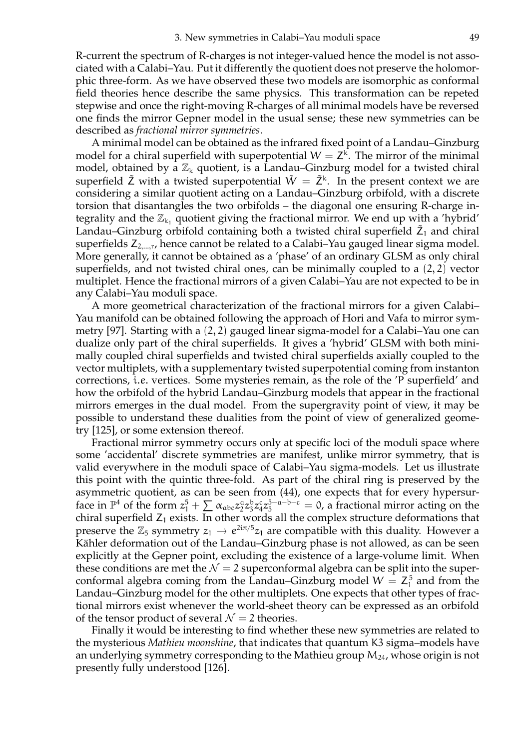R-current the spectrum of R-charges is not integer-valued hence the model is not associated with a Calabi–Yau. Put it differently the quotient does not preserve the holomorphic three-form. As we have observed these two models are isomorphic as conformal field theories hence describe the same physics. This transformation can be repeted stepwise and once the right-moving R-charges of all minimal models have be reversed one finds the mirror Gepner model in the usual sense; these new symmetries can be described as *fractional mirror symmetries*.

A minimal model can be obtained as the infrared fixed point of a Landau–Ginzburg model for a chiral superfield with superpotential $W = Z^k$. The mirror of the minimal model, obtained by a $\mathbb{Z}_k$ quotient, is a Landau–Ginzburg model for a twisted chiral superfield $\tilde{Z}$ with a twisted superpotential $\tilde{W} = \tilde{Z}^k$. In the present context we are considering a similar quotient acting on a Landau–Ginzburg orbifold, with a discrete torsion that disantangles the two orbifolds – the diagonal one ensuring R-charge integrality and the $\mathbb{Z}_{k_1}$ quotient giving the fractional mirror. We end up with a 'hybrid' Landau–Ginzburg orbifold containing both a twisted chiral superfield $\tilde{Z}_1$ and chiral superfields $Z_{2,\ldots,r}$, hence cannot be related to a Calabi–Yau gauged linear sigma model. More generally, it cannot be obtained as a 'phase' of an ordinary GLSM as only chiral superfields, and not twisted chiral ones, can be minimally coupled to a $(2,2)$ vector multiplet. Hence the fractional mirrors of a given Calabi–Yau are not expected to be in any Calabi–Yau moduli space.

A more geometrical characterization of the fractional mirrors for a given Calabi–Yau manifold can be obtained following the approach of Hori and Vafa to mirror symmetry [97]. Starting with a $(2,2)$ gauged linear sigma-model for a Calabi–Yau one can dualize only part of the chiral superfields. It gives a 'hybrid' GLSM with both minimally coupled chiral superfields and twisted chiral superfields axially coupled to the vector multiplets, with a supplementary twisted superpotential coming from instanton corrections, i.e. vertices. Some mysteries remain, as the role of the 'P superfield' and how the orbifold of the hybrid Landau–Ginzburg models that appear in the fractional mirrors emerges in the dual model. From the supergravity point of view, it may be possible to understand these dualities from the point of view of generalized geometry [125], or some extension thereof.

Fractional mirror symmetry occurs only at specific loci of the moduli space where some 'accidental' discrete symmetries are manifest, unlike mirror symmetry, that is valid everywhere in the moduli space of Calabi–Yau sigma-models. Let us illustrate this point with the quintic three-fold. As part of the chiral ring is preserved by the asymmetric quotient, as can be seen from (44), one expects that for every hypersurface in $\mathbb{P}^4$ of the form $z_1^5 + \sum \alpha_{abc} z_2^a z_3^b z_4^c z_5^{5-a-b-c} = 0$, a fractional mirror acting on the chiral superfield $Z_1$ exists. In other words all the complex structure deformations that preserve the $\mathbb{Z}_5$ symmetry $z_1 \to e^{2i\pi/5} z_1$ are compatible with this duality. However a Kähler deformation out of the Landau–Ginzburg phase is not allowed, as can be seen explicitly at the Gepner point, excluding the existence of a large-volume limit. When these conditions are met the $\mathcal{N} = 2$ superconformal algebra can be split into the superconformal algebra coming from the Landau–Ginzburg model $W = Z_1^5$ and from the Landau–Ginzburg model for the other multiplets. One expects that other types of fractional mirrors exist whenever the world-sheet theory can be expressed as an orbifold of the tensor product of several $\mathcal{N} = 2$ theories.

Finally it would be interesting to find whether these new symmetries are related to the mysterious *Mathieu moonshine*, that indicates that quantum K3 sigma–models have an underlying symmetry corresponding to the Mathieu group $M_{24}$, whose origin is not presently fully understood [126].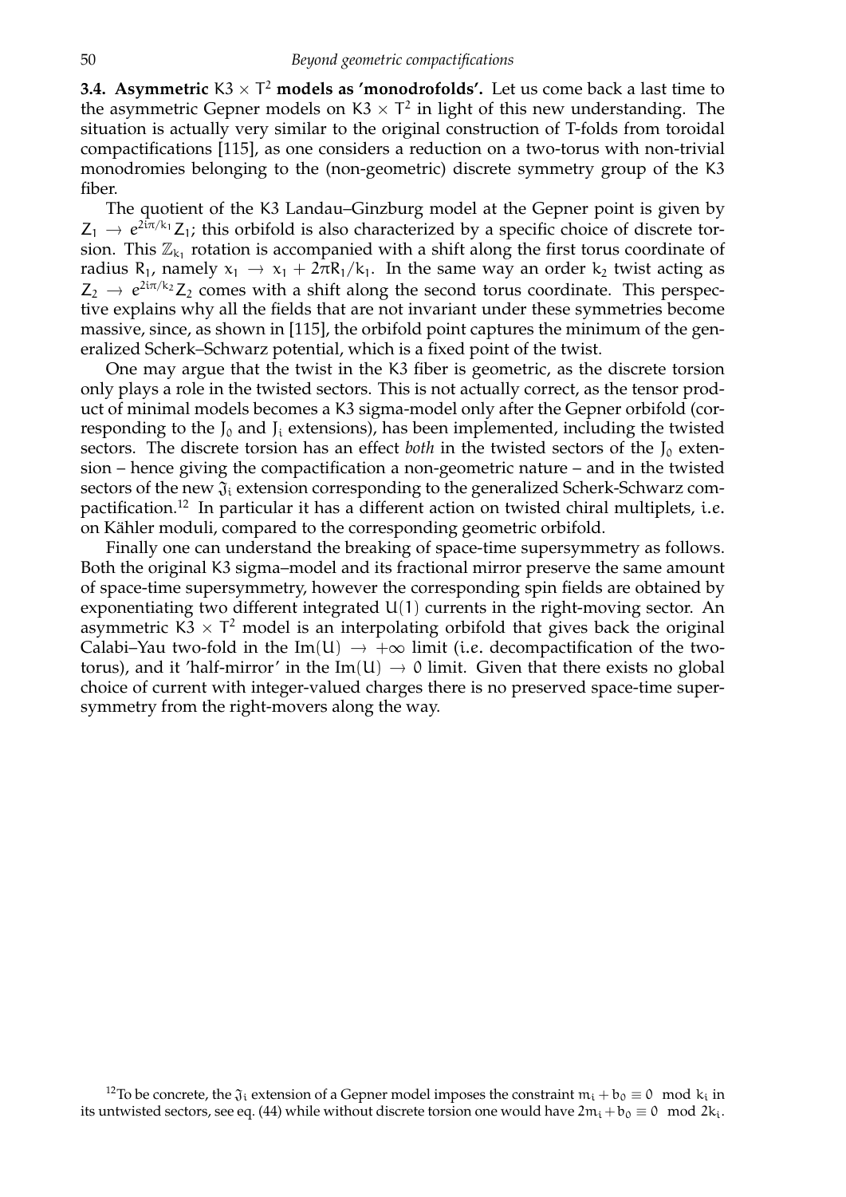**3.4. Asymmetric $K3 \times T^2$ models as 'monodrofolds'.** Let us come back a last time to the asymmetric Gepner models on $K3 \times T^2$ in light of this new understanding. The situation is actually very similar to the original construction of T-folds from toroidal compactifications [115], as one considers a reduction on a two-torus with non-trivial monodromies belonging to the (non-geometric) discrete symmetry group of the K3 fiber.

The quotient of the K3 Landau–Ginzburg model at the Gepner point is given by $Z_1 \to e^{2i\pi/k_1} Z_1$; this orbifold is also characterized by a specific choice of discrete torsion. This $\mathbb{Z}_{k_1}$ rotation is accompanied with a shift along the first torus coordinate of radius $R_1$, namely $x_1 \to x_1 + 2\pi R_1/k_1$. In the same way an order $k_2$ twist acting as $Z_2 \to e^{2i\pi/k_2} Z_2$ comes with a shift along the second torus coordinate. This perspective explains why all the fields that are not invariant under these symmetries become massive, since, as shown in [115], the orbifold point captures the minimum of the generalized Scherk–Schwarz potential, which is a fixed point of the twist.

One may argue that the twist in the K3 fiber is geometric, as the discrete torsion only plays a role in the twisted sectors. This is not actually correct, as the tensor product of minimal models becomes a K3 sigma-model only after the Gepner orbifold (corresponding to the $J_0$ and $J_i$ extensions), has been implemented, including the twisted sectors. The discrete torsion has an effect *both* in the twisted sectors of the $J_0$ extension – hence giving the compactification a non-geometric nature – and in the twisted sectors of the new $\mathfrak{J}_i$ extension corresponding to the generalized Scherk-Schwarz compactification.[12] In particular it has a different action on twisted chiral multiplets, i.e. on Kähler moduli, compared to the corresponding geometric orbifold.

Finally one can understand the breaking of space-time supersymmetry as follows. Both the original K3 sigma–model and its fractional mirror preserve the same amount of space-time supersymmetry, however the corresponding spin fields are obtained by exponentiating two different integrated $U(1)$ currents in the right-moving sector. An asymmetric $K3 \times T^2$ model is an interpolating orbifold that gives back the original Calabi–Yau two-fold in the $\text{Im}(U) \to +\infty$ limit (i.e. decompactification of the two-torus), and it 'half-mirror' in the $\text{Im}(U) \to 0$ limit. Given that there exists no global choice of current with integer-valued charges there is no preserved space-time supersymmetry from the right-movers along the way.

[12] To be concrete, the $\mathfrak{J}_i$ extension of a Gepner model imposes the constraint $m_i + b_0 \equiv 0 \mod k_i$ in its untwisted sectors, see eq. (44) while without discrete torsion one would have $2m_i + b_0 \equiv 0 \mod 2k_i$.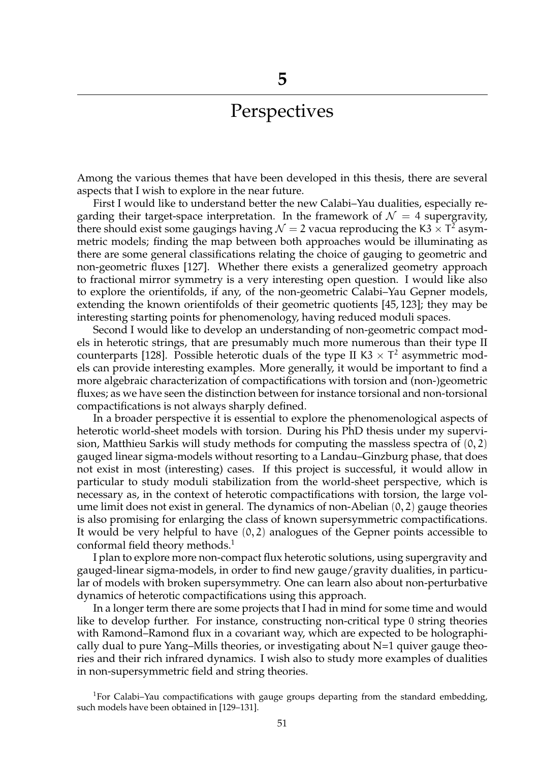# 5 Perspectives

Among the various themes that have been developed in this thesis, there are several aspects that I wish to explore in the near future.

First I would like to understand better the new Calabi–Yau dualities, especially regarding their target-space interpretation. In the framework of $\mathcal{N} = 4$ supergravity, there should exist some gaugings having $\mathcal{N} = 2$ vacua reproducing the $\mathsf{K3} \times \mathsf{T}^2$ asymmetric models; finding the map between both approaches would be illuminating as there are some general classifications relating the choice of gauging to geometric and non-geometric fluxes [127]. Whether there exists a generalized geometry approach to fractional mirror symmetry is a very interesting open question. I would like also to explore the orientifolds, if any, of the non-geometric Calabi–Yau Gepner models, extending the known orientifolds of their geometric quotients [45, 123]; they may be interesting starting points for phenomenology, having reduced moduli spaces.

Second I would like to develop an understanding of non-geometric compact models in heterotic strings, that are presumably much more numerous than their type II counterparts [128]. Possible heterotic duals of the type II $\mathsf{K3} \times \mathsf{T}^2$ asymmetric models can provide interesting examples. More generally, it would be important to find a more algebraic characterization of compactifications with torsion and (non-)geometric fluxes; as we have seen the distinction between for instance torsional and non-torsional compactifications is not always sharply defined.

In a broader perspective it is essential to explore the phenomenological aspects of heterotic world-sheet models with torsion. During his PhD thesis under my supervision, Matthieu Sarkis will study methods for computing the massless spectra of $(0,2)$ gauged linear sigma-models without resorting to a Landau–Ginzburg phase, that does not exist in most (interesting) cases. If this project is successful, it would allow in particular to study moduli stabilization from the world-sheet perspective, which is necessary as, in the context of heterotic compactifications with torsion, the large volume limit does not exist in general. The dynamics of non-Abelian $(0,2)$ gauge theories is also promising for enlarging the class of known supersymmetric compactifications. It would be very helpful to have $(0,2)$ analogues of the Gepner points accessible to conformal field theory methods.[1]

I plan to explore more non-compact flux heterotic solutions, using supergravity and gauged-linear sigma-models, in order to find new gauge/gravity dualities, in particular of models with broken supersymmetry. One can learn also about non-perturbative dynamics of heterotic compactifications using this approach.

In a longer term there are some projects that I had in mind for some time and would like to develop further. For instance, constructing non-critical type 0 string theories with Ramond–Ramond flux in a covariant way, which are expected to be holographically dual to pure Yang–Mills theories, or investigating about N=1 quiver gauge theories and their rich infrared dynamics. I wish also to study more examples of dualities in non-supersymmetric field and string theories.

[1] For Calabi–Yau compactifications with gauge groups departing from the standard embedding, such models have been obtained in [129–131].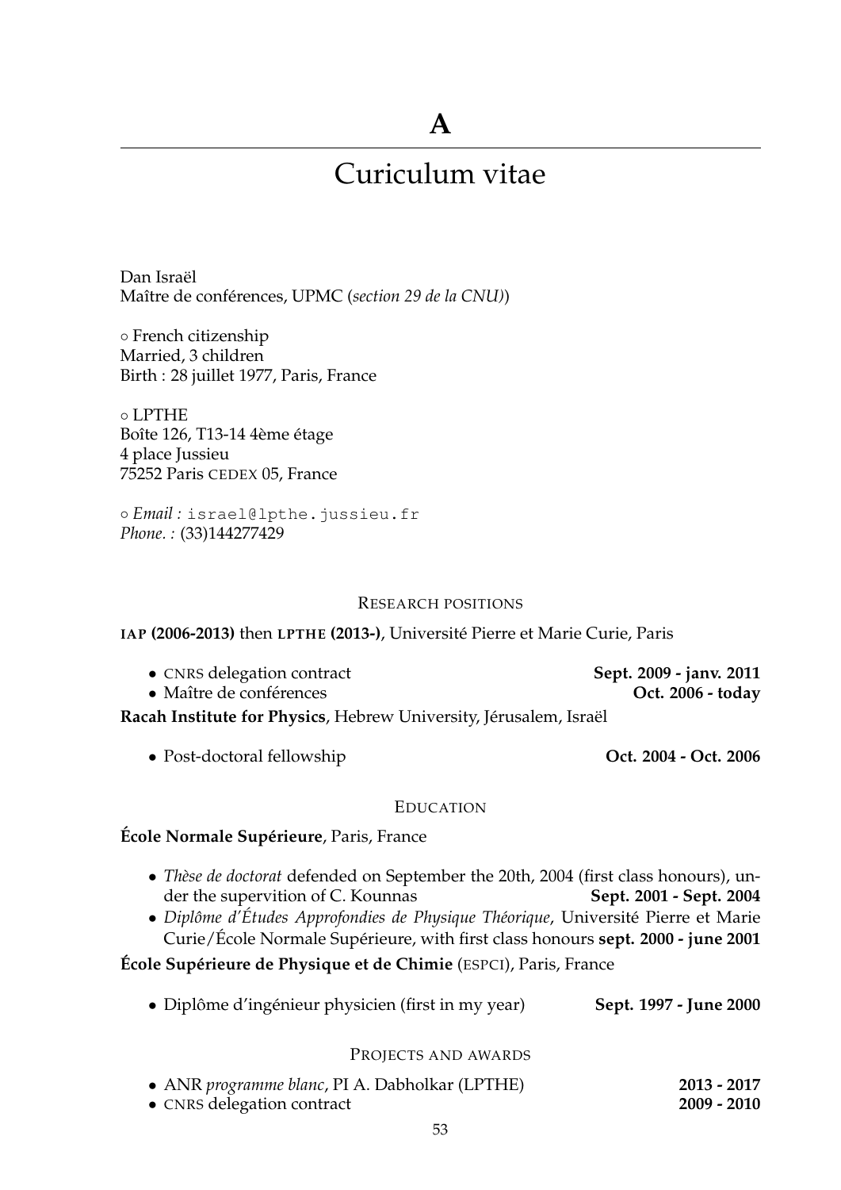# A

# Curiculum vitae

Dan Israël
Maître de conférences, UPMC (*section 29 de la CNU)*)

◦ French citizenship
Married, 3 children
Birth : 28 juillet 1977, Paris, France

◦ LPTHE
Boîte 126, T13-14 4ème étage
4 place Jussieu
75252 Paris CEDEX 05, France

◦ *Email :* `israel@lpthe.jussieu.fr`
*Phone. :* (33)144277429

## Research positions

**IAP (2006-2013)** then **LPTHE (2013-)**, Université Pierre et Marie Curie, Paris

- CNRS delegation contract **Sept. 2009 - janv. 2011**
- Maître de conférences **Oct. 2006 - today**

**Racah Institute for Physics**, Hebrew University, Jérusalem, Israël

- Post-doctoral fellowship **Oct. 2004 - Oct. 2006**

## Education

**École Normale Supérieure**, Paris, France

- *Thèse de doctorat* defended on September the 20th, 2004 (first class honours), under the supervition of C. Kounnas **Sept. 2001 - Sept. 2004**
- *Diplôme d'Études Approfondies de Physique Théorique*, Université Pierre et Marie Curie/École Normale Supérieure, with first class honours **sept. 2000 - june 2001**

**École Supérieure de Physique et de Chimie** (ESPCI), Paris, France

- Diplôme d'ingénieur physicien (first in my year) **Sept. 1997 - June 2000**

## Projects and awards

- ANR *programme blanc*, PI A. Dabholkar (LPTHE) **2013 - 2017**
- CNRS delegation contract **2009 - 2010**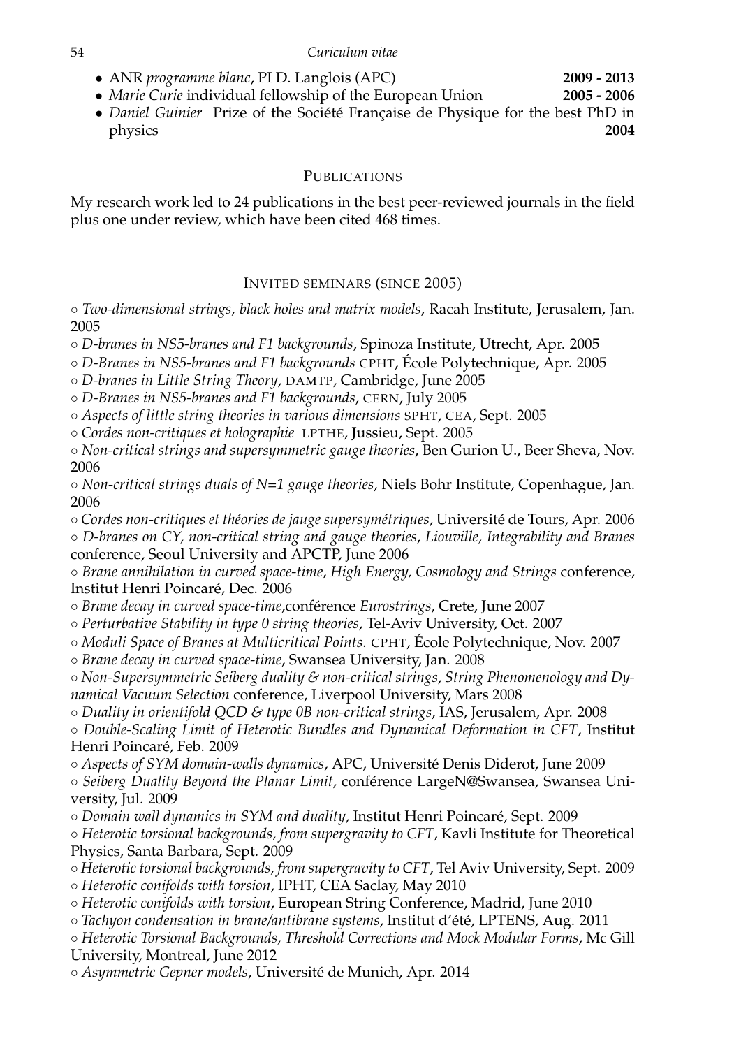- ANR *programme blanc*, PI D. Langlois (APC) **2009 - 2013**
- *Marie Curie* individual fellowship of the European Union **2005 - 2006**
- *Daniel Guinier* Prize of the Société Française de Physique for the best PhD in physics **2004**

## Publications

My research work led to 24 publications in the best peer-reviewed journals in the field plus one under review, which have been cited 468 times.

## Invited seminars (since 2005)

◦ *Two-dimensional strings, black holes and matrix models*, Racah Institute, Jerusalem, Jan. 2005
◦ *D-branes in NS5-branes and F1 backgrounds*, Spinoza Institute, Utrecht, Apr. 2005
◦ *D-Branes in NS5-branes and F1 backgrounds* CPHT, École Polytechnique, Apr. 2005
◦ *D-branes in Little String Theory*, DAMTP, Cambridge, June 2005
◦ *D-Branes in NS5-branes and F1 backgrounds*, CERN, July 2005
◦ *Aspects of little string theories in various dimensions* SPHT, CEA, Sept. 2005
◦ *Cordes non-critiques et holographie* LPTHE, Jussieu, Sept. 2005
◦ *Non-critical strings and supersymmetric gauge theories*, Ben Gurion U., Beer Sheva, Nov. 2006
◦ *Non-critical strings duals of N=1 gauge theories*, Niels Bohr Institute, Copenhague, Jan. 2006
◦ *Cordes non-critiques et théories de jauge supersymétriques*, Université de Tours, Apr. 2006
◦ *D-branes on CY, non-critical string and gauge theories*, *Liouville, Integrability and Branes* conference, Seoul University and APCTP, June 2006
◦ *Brane annihilation in curved space-time*, *High Energy, Cosmology and Strings* conference, Institut Henri Poincaré, Dec. 2006
◦ *Brane decay in curved space-time*,conférence *Eurostrings*, Crete, June 2007
◦ *Perturbative Stability in type 0 string theories*, Tel-Aviv University, Oct. 2007
◦ *Moduli Space of Branes at Multicritical Points*. CPHT, École Polytechnique, Nov. 2007
◦ *Brane decay in curved space-time*, Swansea University, Jan. 2008
◦ *Non-Supersymmetric Seiberg duality & non-critical strings*, *String Phenomenology and Dynamical Vacuum Selection* conference, Liverpool University, Mars 2008
◦ *Duality in orientifold QCD & type 0B non-critical strings*, IAS, Jerusalem, Apr. 2008
◦ *Double-Scaling Limit of Heterotic Bundles and Dynamical Deformation in CFT*, Institut Henri Poincaré, Feb. 2009
◦ *Aspects of SYM domain-walls dynamics*, APC, Université Denis Diderot, June 2009
◦ *Seiberg Duality Beyond the Planar Limit*, conférence LargeN@Swansea, Swansea University, Jul. 2009
◦ *Domain wall dynamics in SYM and duality*, Institut Henri Poincaré, Sept. 2009
◦ *Heterotic torsional backgrounds, from supergravity to CFT*, Kavli Institute for Theoretical Physics, Santa Barbara, Sept. 2009
◦ *Heterotic torsional backgrounds, from supergravity to CFT*, Tel Aviv University, Sept. 2009
◦ *Heterotic conifolds with torsion*, IPHT, CEA Saclay, May 2010
◦ *Heterotic conifolds with torsion*, European String Conference, Madrid, June 2010
◦ *Tachyon condensation in brane/antibrane systems*, Institut d'été, LPTENS, Aug. 2011
◦ *Heterotic Torsional Backgrounds, Threshold Corrections and Mock Modular Forms*, Mc Gill University, Montreal, June 2012
◦ *Asymmetric Gepner models*, Université de Munich, Apr. 2014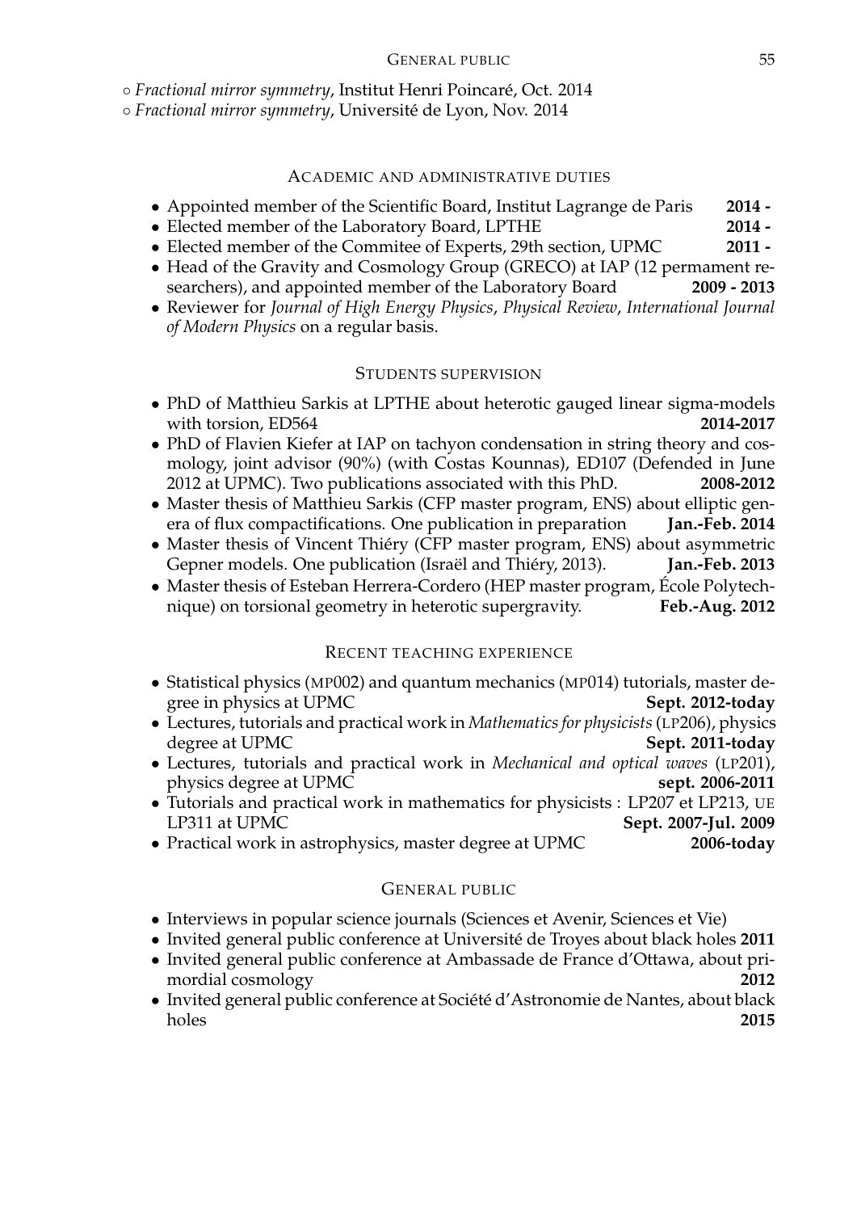◦ *Fractional mirror symmetry*, Institut Henri Poincaré, Oct. 2014
◦ *Fractional mirror symmetry*, Université de Lyon, Nov. 2014

## Academic and administrative duties

- Appointed member of the Scientific Board, Institut Lagrange de Paris **2014 -**
- Elected member of the Laboratory Board, LPTHE **2014 -**
- Elected member of the Commitee of Experts, 29th section, UPMC **2011 -**
- Head of the Gravity and Cosmology Group (GRECO) at IAP (12 permament researchers), and appointed member of the Laboratory Board **2009 - 2013**
- Reviewer for *Journal of High Energy Physics*, *Physical Review*, *International Journal of Modern Physics* on a regular basis.

## Students supervision

- PhD of Matthieu Sarkis at LPTHE about heterotic gauged linear sigma-models with torsion, ED564 **2014-2017**
- PhD of Flavien Kiefer at IAP on tachyon condensation in string theory and cosmology, joint advisor (90%) (with Costas Kounnas), ED107 (Defended in June 2012 at UPMC). Two publications associated with this PhD. **2008-2012**
- Master thesis of Matthieu Sarkis (CFP master program, ENS) about elliptic genera of flux compactifications. One publication in preparation **Jan.-Feb. 2014**
- Master thesis of Vincent Thiéry (CFP master program, ENS) about asymmetric Gepner models. One publication (Israël and Thiéry, 2013). **Jan.-Feb. 2013**
- Master thesis of Esteban Herrera-Cordero (HEP master program, École Polytechnique) on torsional geometry in heterotic supergravity. **Feb.-Aug. 2012**

## Recent teaching experience

- Statistical physics (MP002) and quantum mechanics (MP014) tutorials, master degree in physics at UPMC **Sept. 2012-today**
- Lectures, tutorials and practical work in *Mathematics for physicists* (LP206), physics degree at UPMC **Sept. 2011-today**
- Lectures, tutorials and practical work in *Mechanical and optical waves* (LP201), physics degree at UPMC **sept. 2006-2011**
- Tutorials and practical work in mathematics for physicists : LP207 et LP213, UE LP311 at UPMC **Sept. 2007-Jul. 2009**
- Practical work in astrophysics, master degree at UPMC **2006-today**

## General public

- Interviews in popular science journals (Sciences et Avenir, Sciences et Vie)
- Invited general public conference at Université de Troyes about black holes **2011**
- Invited general public conference at Ambassade de France d'Ottawa, about primordial cosmology **2012**
- Invited general public conference at Société d'Astronomie de Nantes, about black holes **2015**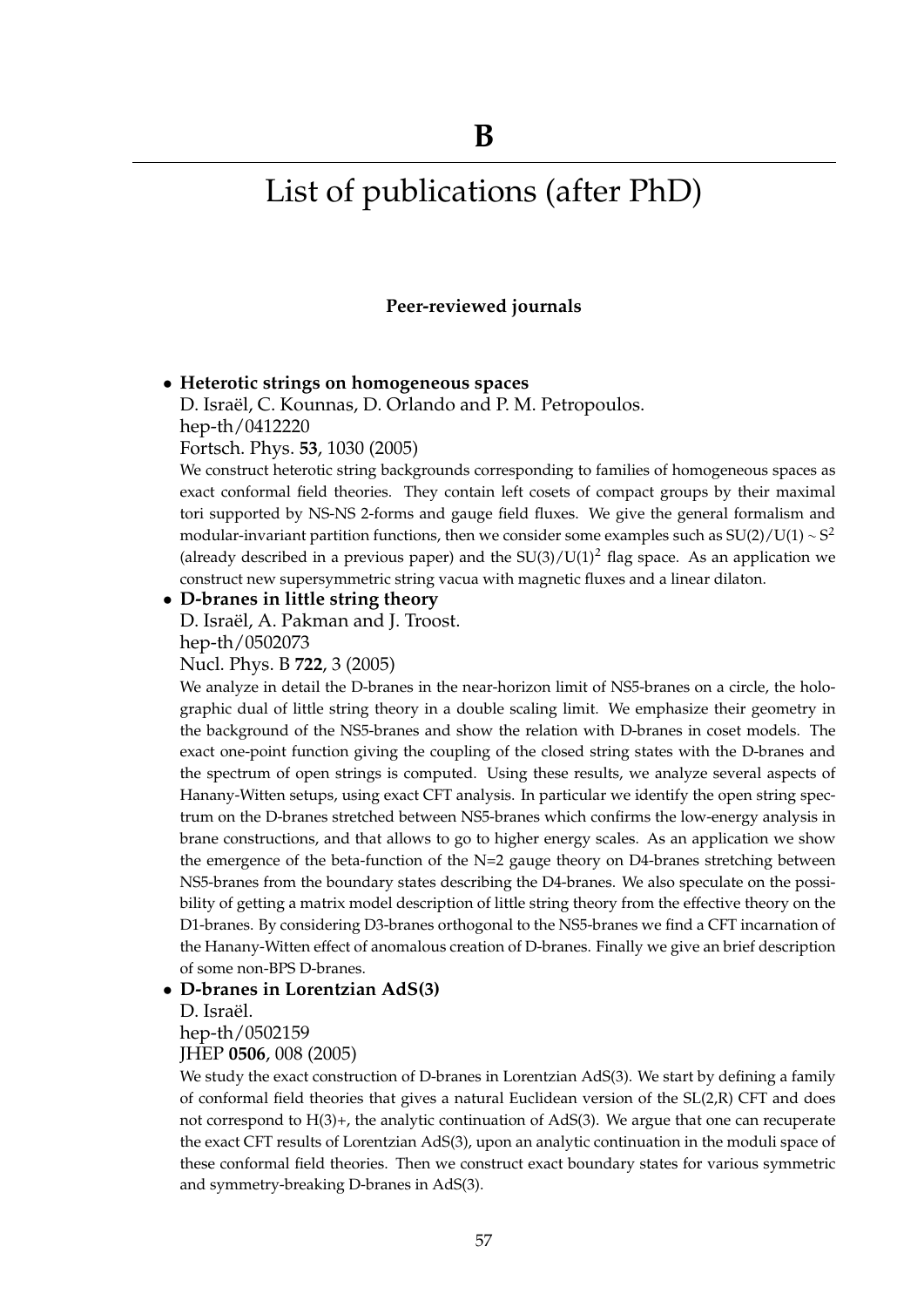# B

# List of publications (after PhD)

### Peer-reviewed journals

- **Heterotic strings on homogeneous spaces**
  D. Israël, C. Kounnas, D. Orlando and P. M. Petropoulos.
  hep-th/0412220
  Fortsch. Phys. **53**, 1030 (2005)
  We construct heterotic string backgrounds corresponding to families of homogeneous spaces as exact conformal field theories. They contain left cosets of compact groups by their maximal tori supported by NS-NS 2-forms and gauge field fluxes. We give the general formalism and modular-invariant partition functions, then we consider some examples such as $SU(2)/U(1) \sim S^2$ (already described in a previous paper) and the $SU(3)/U(1)^2$ flag space. As an application we construct new supersymmetric string vacua with magnetic fluxes and a linear dilaton.

- **D-branes in little string theory**
  D. Israël, A. Pakman and J. Troost.
  hep-th/0502073
  Nucl. Phys. B **722**, 3 (2005)
  We analyze in detail the D-branes in the near-horizon limit of NS5-branes on a circle, the holographic dual of little string theory in a double scaling limit. We emphasize their geometry in the background of the NS5-branes and show the relation with D-branes in coset models. The exact one-point function giving the coupling of the closed string states with the D-branes and the spectrum of open strings is computed. Using these results, we analyze several aspects of Hanany-Witten setups, using exact CFT analysis. In particular we identify the open string spectrum on the D-branes stretched between NS5-branes which confirms the low-energy analysis in brane constructions, and that allows to go to higher energy scales. As an application we show the emergence of the beta-function of the N=2 gauge theory on D4-branes stretching between NS5-branes from the boundary states describing the D4-branes. We also speculate on the possibility of getting a matrix model description of little string theory from the effective theory on the D1-branes. By considering D3-branes orthogonal to the NS5-branes we find a CFT incarnation of the Hanany-Witten effect of anomalous creation of D-branes. Finally we give an brief description of some non-BPS D-branes.

- **D-branes in Lorentzian AdS(3)**
  D. Israël.
  hep-th/0502159
  JHEP **0506**, 008 (2005)
  We study the exact construction of D-branes in Lorentzian AdS(3). We start by defining a family of conformal field theories that gives a natural Euclidean version of the SL(2,R) CFT and does not correspond to H(3)+, the analytic continuation of AdS(3). We argue that one can recuperate the exact CFT results of Lorentzian AdS(3), upon an analytic continuation in the moduli space of these conformal field theories. Then we construct exact boundary states for various symmetric and symmetry-breaking D-branes in AdS(3).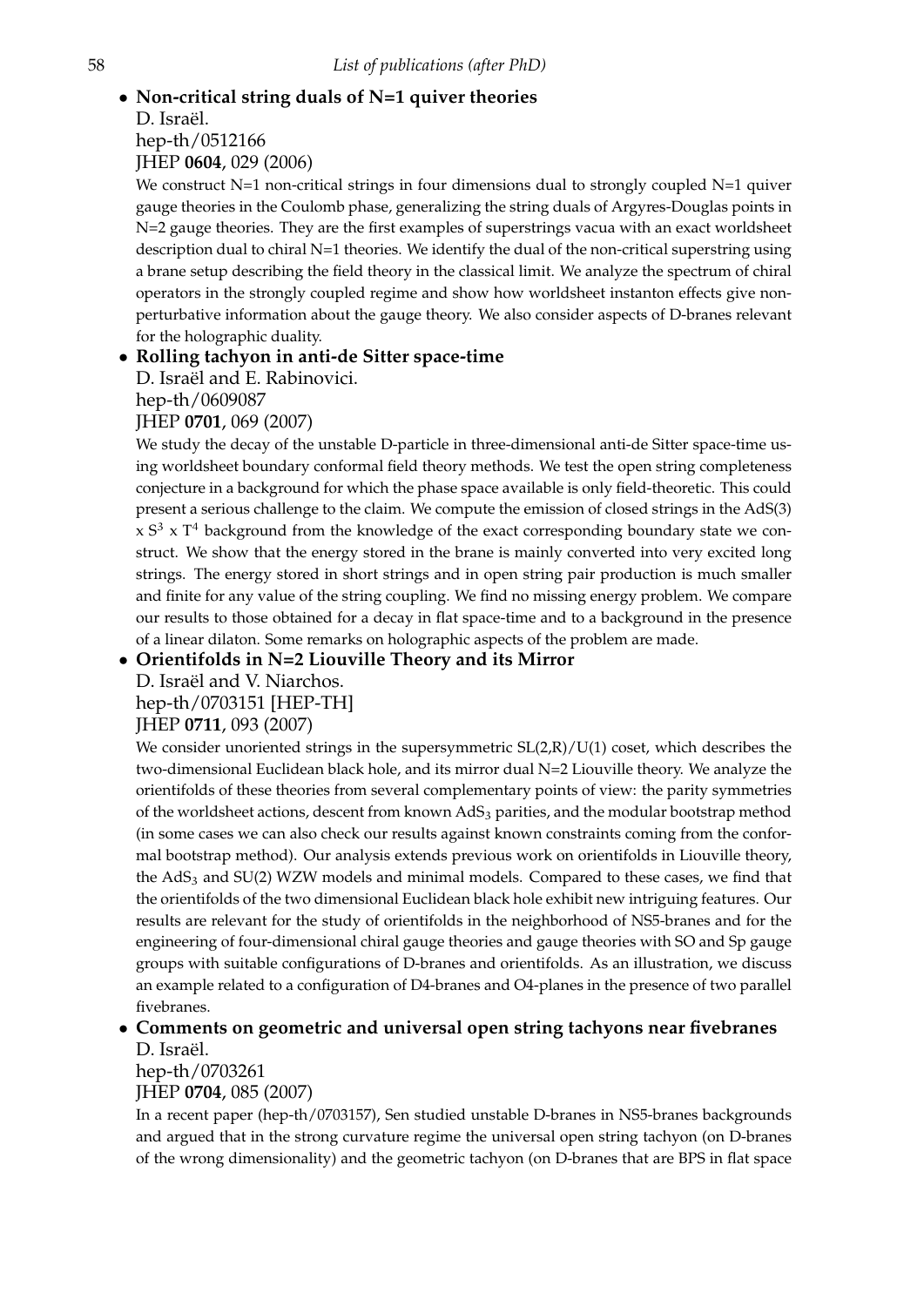- **Non-critical string duals of N=1 quiver theories**
  D. Israël.
  hep-th/0512166
  JHEP **0604**, 029 (2006)
  We construct N=1 non-critical strings in four dimensions dual to strongly coupled N=1 quiver gauge theories in the Coulomb phase, generalizing the string duals of Argyres-Douglas points in N=2 gauge theories. They are the first examples of superstrings vacua with an exact worldsheet description dual to chiral N=1 theories. We identify the dual of the non-critical superstring using a brane setup describing the field theory in the classical limit. We analyze the spectrum of chiral operators in the strongly coupled regime and show how worldsheet instanton effects give non-perturbative information about the gauge theory. We also consider aspects of D-branes relevant for the holographic duality.

- **Rolling tachyon in anti-de Sitter space-time**
  D. Israël and E. Rabinovici.
  hep-th/0609087
  JHEP **0701**, 069 (2007)
  We study the decay of the unstable D-particle in three-dimensional anti-de Sitter space-time using worldsheet boundary conformal field theory methods. We test the open string completeness conjecture in a background for which the phase space available is only field-theoretic. This could present a serious challenge to the claim. We compute the emission of closed strings in the AdS(3) x $S^3$ x $T^4$ background from the knowledge of the exact corresponding boundary state we construct. We show that the energy stored in the brane is mainly converted into very excited long strings. The energy stored in short strings and in open string pair production is much smaller and finite for any value of the string coupling. We find no missing energy problem. We compare our results to those obtained for a decay in flat space-time and to a background in the presence of a linear dilaton. Some remarks on holographic aspects of the problem are made.

- **Orientifolds in N=2 Liouville Theory and its Mirror**
  D. Israël and V. Niarchos.
  hep-th/0703151 [HEP-TH]
  JHEP **0711**, 093 (2007)
  We consider unoriented strings in the supersymmetric SL(2,R)/U(1) coset, which describes the two-dimensional Euclidean black hole, and its mirror dual N=2 Liouville theory. We analyze the orientifolds of these theories from several complementary points of view: the parity symmetries of the worldsheet actions, descent from known $AdS_3$ parities, and the modular bootstrap method (in some cases we can also check our results against known constraints coming from the conformal bootstrap method). Our analysis extends previous work on orientifolds in Liouville theory, the $AdS_3$ and SU(2) WZW models and minimal models. Compared to these cases, we find that the orientifolds of the two dimensional Euclidean black hole exhibit new intriguing features. Our results are relevant for the study of orientifolds in the neighborhood of NS5-branes and for the engineering of four-dimensional chiral gauge theories and gauge theories with SO and Sp gauge groups with suitable configurations of D-branes and orientifolds. As an illustration, we discuss an example related to a configuration of D4-branes and O4-planes in the presence of two parallel fivebranes.

- **Comments on geometric and universal open string tachyons near fivebranes**
  D. Israël.
  hep-th/0703261
  JHEP **0704**, 085 (2007)
  In a recent paper (hep-th/0703157), Sen studied unstable D-branes in NS5-branes backgrounds and argued that in the strong curvature regime the universal open string tachyon (on D-branes of the wrong dimensionality) and the geometric tachyon (on D-branes that are BPS in flat space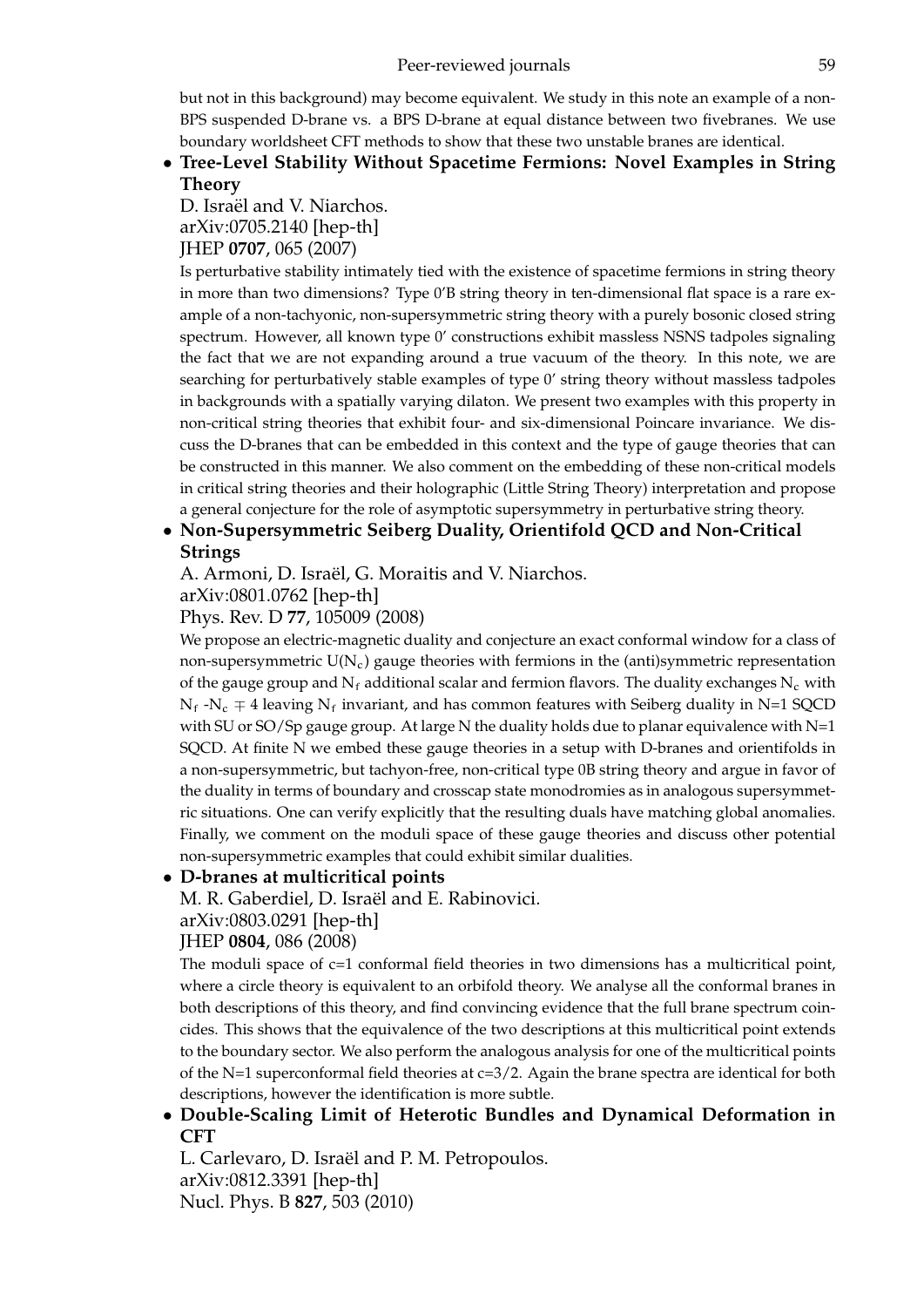but not in this background) may become equivalent. We study in this note an example of a non-BPS suspended D-brane vs. a BPS D-brane at equal distance between two fivebranes. We use boundary worldsheet CFT methods to show that these two unstable branes are identical.

- **Tree-Level Stability Without Spacetime Fermions: Novel Examples in String Theory**

  D. Israël and V. Niarchos.
  arXiv:0705.2140 [hep-th]
  JHEP **0707**, 065 (2007)

  Is perturbative stability intimately tied with the existence of spacetime fermions in string theory in more than two dimensions? Type 0′B string theory in ten-dimensional flat space is a rare example of a non-tachyonic, non-supersymmetric string theory with a purely bosonic closed string spectrum. However, all known type 0′ constructions exhibit massless NSNS tadpoles signaling the fact that we are not expanding around a true vacuum of the theory. In this note, we are searching for perturbatively stable examples of type 0′ string theory without massless tadpoles in backgrounds with a spatially varying dilaton. We present two examples with this property in non-critical string theories that exhibit four- and six-dimensional Poincare invariance. We discuss the D-branes that can be embedded in this context and the type of gauge theories that can be constructed in this manner. We also comment on the embedding of these non-critical models in critical string theories and their holographic (Little String Theory) interpretation and propose a general conjecture for the role of asymptotic supersymmetry in perturbative string theory.

- **Non-Supersymmetric Seiberg Duality, Orientifold QCD and Non-Critical Strings**

  A. Armoni, D. Israël, G. Moraitis and V. Niarchos.
  arXiv:0801.0762 [hep-th]
  Phys. Rev. D **77**, 105009 (2008)

  We propose an electric-magnetic duality and conjecture an exact conformal window for a class of non-supersymmetric $U(N_c)$ gauge theories with fermions in the (anti)symmetric representation of the gauge group and $N_f$ additional scalar and fermion flavors. The duality exchanges $N_c$ with $N_f$ -$N_c \mp 4$ leaving $N_f$ invariant, and has common features with Seiberg duality in N=1 SQCD with SU or SO/Sp gauge group. At large N the duality holds due to planar equivalence with N=1 SQCD. At finite N we embed these gauge theories in a setup with D-branes and orientifolds in a non-supersymmetric, but tachyon-free, non-critical type 0B string theory and argue in favor of the duality in terms of boundary and crosscap state monodromies as in analogous supersymmetric situations. One can verify explicitly that the resulting duals have matching global anomalies. Finally, we comment on the moduli space of these gauge theories and discuss other potential non-supersymmetric examples that could exhibit similar dualities.

- **D-branes at multicritical points**

  M. R. Gaberdiel, D. Israël and E. Rabinovici.
  arXiv:0803.0291 [hep-th]
  JHEP **0804**, 086 (2008)

  The moduli space of c=1 conformal field theories in two dimensions has a multicritical point, where a circle theory is equivalent to an orbifold theory. We analyse all the conformal branes in both descriptions of this theory, and find convincing evidence that the full brane spectrum coincides. This shows that the equivalence of the two descriptions at this multicritical point extends to the boundary sector. We also perform the analogous analysis for one of the multicritical points of the N=1 superconformal field theories at c=3/2. Again the brane spectra are identical for both descriptions, however the identification is more subtle.

- **Double-Scaling Limit of Heterotic Bundles and Dynamical Deformation in CFT**

  L. Carlevaro, D. Israël and P. M. Petropoulos.
  arXiv:0812.3391 [hep-th]
  Nucl. Phys. B **827**, 503 (2010)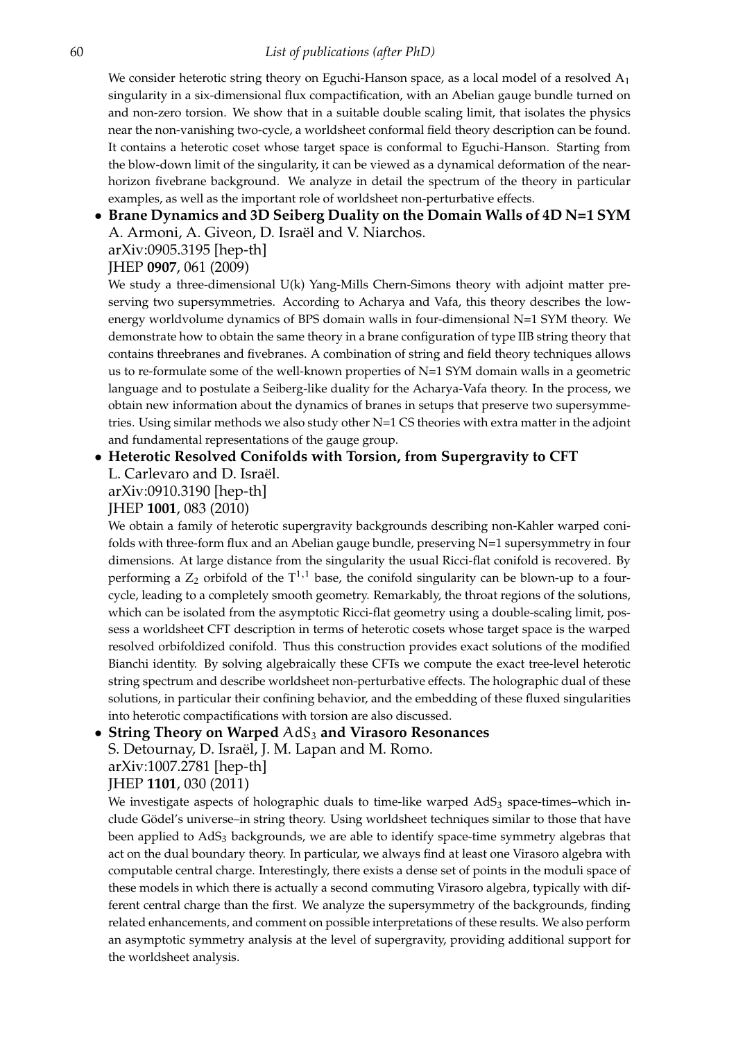We consider heterotic string theory on Eguchi-Hanson space, as a local model of a resolved $A_1$ singularity in a six-dimensional flux compactification, with an Abelian gauge bundle turned on and non-zero torsion. We show that in a suitable double scaling limit, that isolates the physics near the non-vanishing two-cycle, a worldsheet conformal field theory description can be found. It contains a heterotic coset whose target space is conformal to Eguchi-Hanson. Starting from the blow-down limit of the singularity, it can be viewed as a dynamical deformation of the near-horizon fivebrane background. We analyze in detail the spectrum of the theory in particular examples, as well as the important role of worldsheet non-perturbative effects.

- **Brane Dynamics and 3D Seiberg Duality on the Domain Walls of 4D N=1 SYM**
  A. Armoni, A. Giveon, D. Israël and V. Niarchos.
  arXiv:0905.3195 [hep-th]
  JHEP **0907**, 061 (2009)
  We study a three-dimensional U(k) Yang-Mills Chern-Simons theory with adjoint matter preserving two supersymmetries. According to Acharya and Vafa, this theory describes the low-energy worldvolume dynamics of BPS domain walls in four-dimensional N=1 SYM theory. We demonstrate how to obtain the same theory in a brane configuration of type IIB string theory that contains threebranes and fivebranes. A combination of string and field theory techniques allows us to re-formulate some of the well-known properties of N=1 SYM domain walls in a geometric language and to postulate a Seiberg-like duality for the Acharya-Vafa theory. In the process, we obtain new information about the dynamics of branes in setups that preserve two supersymmetries. Using similar methods we also study other N=1 CS theories with extra matter in the adjoint and fundamental representations of the gauge group.

- **Heterotic Resolved Conifolds with Torsion, from Supergravity to CFT**
  L. Carlevaro and D. Israël.
  arXiv:0910.3190 [hep-th]
  JHEP **1001**, 083 (2010)
  We obtain a family of heterotic supergravity backgrounds describing non-Kahler warped conifolds with three-form flux and an Abelian gauge bundle, preserving N=1 supersymmetry in four dimensions. At large distance from the singularity the usual Ricci-flat conifold is recovered. By performing a $Z_2$ orbifold of the $T^{1,1}$ base, the conifold singularity can be blown-up to a four-cycle, leading to a completely smooth geometry. Remarkably, the throat regions of the solutions, which can be isolated from the asymptotic Ricci-flat geometry using a double-scaling limit, possess a worldsheet CFT description in terms of heterotic cosets whose target space is the warped resolved orbifoldized conifold. Thus this construction provides exact solutions of the modified Bianchi identity. By solving algebraically these CFTs we compute the exact tree-level heterotic string spectrum and describe worldsheet non-perturbative effects. The holographic dual of these solutions, in particular their confining behavior, and the embedding of these fluxed singularities into heterotic compactifications with torsion are also discussed.

- **String Theory on Warped $AdS_3$ and Virasoro Resonances**
  S. Detournay, D. Israël, J. M. Lapan and M. Romo.
  arXiv:1007.2781 [hep-th]
  JHEP **1101**, 030 (2011)
  We investigate aspects of holographic duals to time-like warped $AdS_3$ space-times–which include Gödel's universe–in string theory. Using worldsheet techniques similar to those that have been applied to $AdS_3$ backgrounds, we are able to identify space-time symmetry algebras that act on the dual boundary theory. In particular, we always find at least one Virasoro algebra with computable central charge. Interestingly, there exists a dense set of points in the moduli space of these models in which there is actually a second commuting Virasoro algebra, typically with different central charge than the first. We analyze the supersymmetry of the backgrounds, finding related enhancements, and comment on possible interpretations of these results. We also perform an asymptotic symmetry analysis at the level of supergravity, providing additional support for the worldsheet analysis.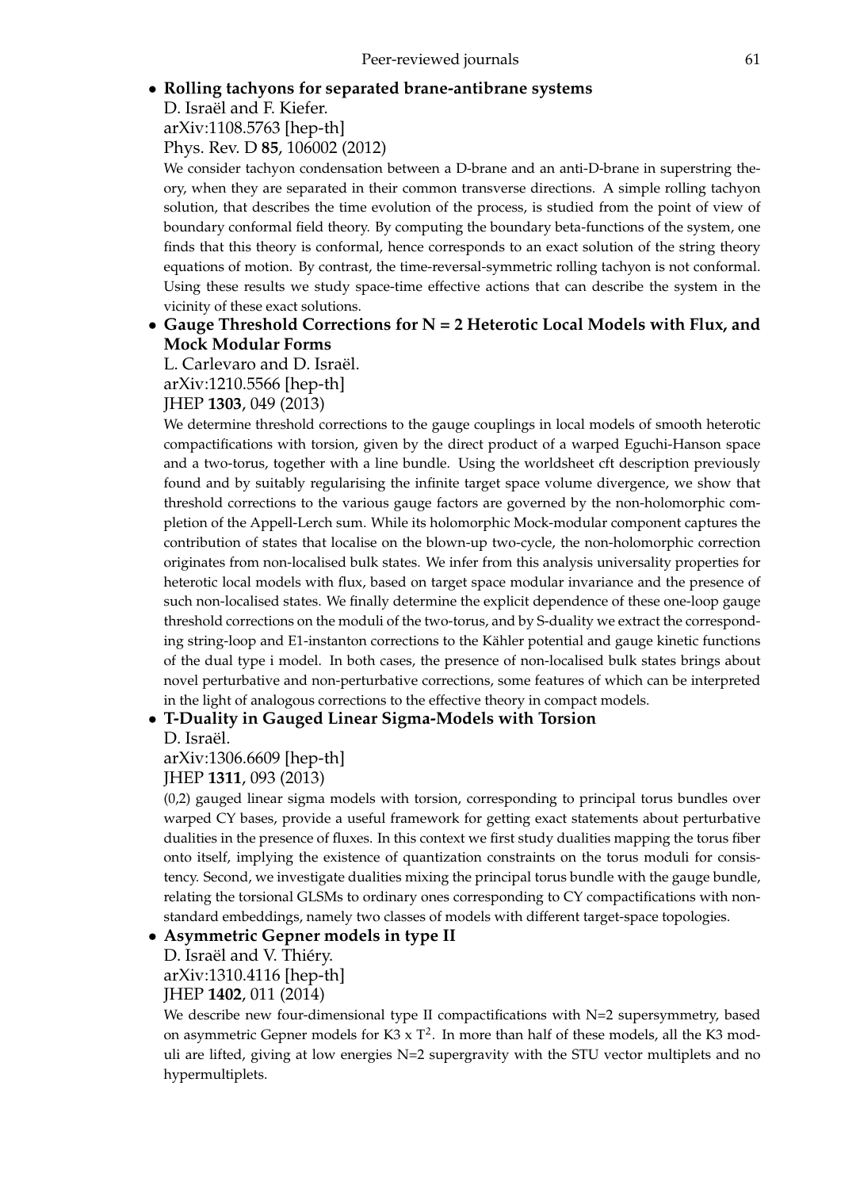- **Rolling tachyons for separated brane-antibrane systems**
  D. Israël and F. Kiefer.
  arXiv:1108.5763 [hep-th]
  Phys. Rev. D **85**, 106002 (2012)
  We consider tachyon condensation between a D-brane and an anti-D-brane in superstring theory, when they are separated in their common transverse directions. A simple rolling tachyon solution, that describes the time evolution of the process, is studied from the point of view of boundary conformal field theory. By computing the boundary beta-functions of the system, one finds that this theory is conformal, hence corresponds to an exact solution of the string theory equations of motion. By contrast, the time-reversal-symmetric rolling tachyon is not conformal. Using these results we study space-time effective actions that can describe the system in the vicinity of these exact solutions.

- **Gauge Threshold Corrections for N = 2 Heterotic Local Models with Flux, and Mock Modular Forms**
  L. Carlevaro and D. Israël.
  arXiv:1210.5566 [hep-th]
  JHEP **1303**, 049 (2013)
  We determine threshold corrections to the gauge couplings in local models of smooth heterotic compactifications with torsion, given by the direct product of a warped Eguchi-Hanson space and a two-torus, together with a line bundle. Using the worldsheet cft description previously found and by suitably regularising the infinite target space volume divergence, we show that threshold corrections to the various gauge factors are governed by the non-holomorphic completion of the Appell-Lerch sum. While its holomorphic Mock-modular component captures the contribution of states that localise on the blown-up two-cycle, the non-holomorphic correction originates from non-localised bulk states. We infer from this analysis universality properties for heterotic local models with flux, based on target space modular invariance and the presence of such non-localised states. We finally determine the explicit dependence of these one-loop gauge threshold corrections on the moduli of the two-torus, and by S-duality we extract the corresponding string-loop and E1-instanton corrections to the Kähler potential and gauge kinetic functions of the dual type i model. In both cases, the presence of non-localised bulk states brings about novel perturbative and non-perturbative corrections, some features of which can be interpreted in the light of analogous corrections to the effective theory in compact models.

- **T-Duality in Gauged Linear Sigma-Models with Torsion**
  D. Israël.
  arXiv:1306.6609 [hep-th]
  JHEP **1311**, 093 (2013)
  (0,2) gauged linear sigma models with torsion, corresponding to principal torus bundles over warped CY bases, provide a useful framework for getting exact statements about perturbative dualities in the presence of fluxes. In this context we first study dualities mapping the torus fiber onto itself, implying the existence of quantization constraints on the torus moduli for consistency. Second, we investigate dualities mixing the principal torus bundle with the gauge bundle, relating the torsional GLSMs to ordinary ones corresponding to CY compactifications with non-standard embeddings, namely two classes of models with different target-space topologies.

- **Asymmetric Gepner models in type II**
  D. Israël and V. Thiéry.
  arXiv:1310.4116 [hep-th]
  JHEP **1402**, 011 (2014)
  We describe new four-dimensional type II compactifications with N=2 supersymmetry, based on asymmetric Gepner models for K3 x $T^2$. In more than half of these models, all the K3 moduli are lifted, giving at low energies N=2 supergravity with the STU vector multiplets and no hypermultiplets.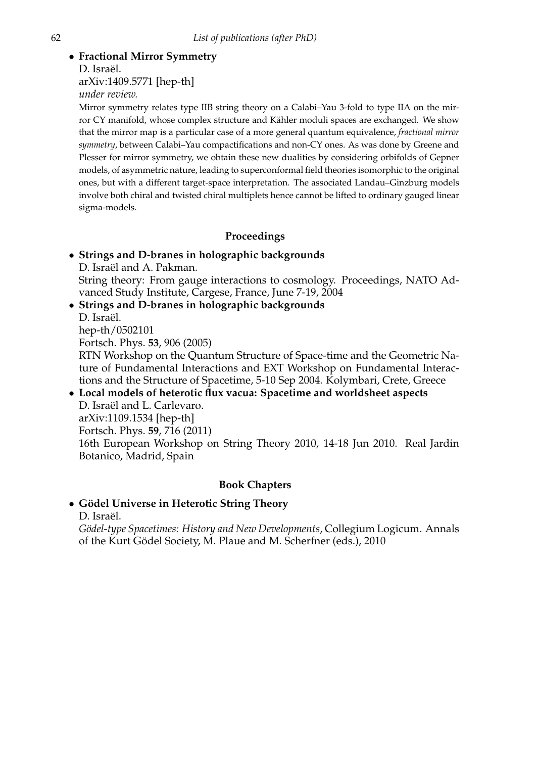- **Fractional Mirror Symmetry**
  D. Israël.
  arXiv:1409.5771 [hep-th]
  *under review.*
  Mirror symmetry relates type IIB string theory on a Calabi–Yau 3-fold to type IIA on the mirror CY manifold, whose complex structure and Kähler moduli spaces are exchanged. We show that the mirror map is a particular case of a more general quantum equivalence, *fractional mirror symmetry*, between Calabi–Yau compactifications and non-CY ones. As was done by Greene and Plesser for mirror symmetry, we obtain these new dualities by considering orbifolds of Gepner models, of asymmetric nature, leading to superconformal field theories isomorphic to the original ones, but with a different target-space interpretation. The associated Landau–Ginzburg models involve both chiral and twisted chiral multiplets hence cannot be lifted to ordinary gauged linear sigma-models.

### Proceedings

- **Strings and D-branes in holographic backgrounds**
  D. Israël and A. Pakman.
  String theory: From gauge interactions to cosmology. Proceedings, NATO Advanced Study Institute, Cargese, France, June 7-19, 2004
- **Strings and D-branes in holographic backgrounds**
  D. Israël.
  hep-th/0502101
  Fortsch. Phys. **53**, 906 (2005)
  RTN Workshop on the Quantum Structure of Space-time and the Geometric Nature of Fundamental Interactions and EXT Workshop on Fundamental Interactions and the Structure of Spacetime, 5-10 Sep 2004. Kolymbari, Crete, Greece
- **Local models of heterotic flux vacua: Spacetime and worldsheet aspects**
  D. Israël and L. Carlevaro.
  arXiv:1109.1534 [hep-th]
  Fortsch. Phys. **59**, 716 (2011)
  16th European Workshop on String Theory 2010, 14-18 Jun 2010. Real Jardin Botanico, Madrid, Spain

### Book Chapters

- **Gödel Universe in Heterotic String Theory**
  D. Israël.
  *Gödel-type Spacetimes: History and New Developments*, Collegium Logicum. Annals of the Kurt Gödel Society, M. Plaue and M. Scherfner (eds.), 2010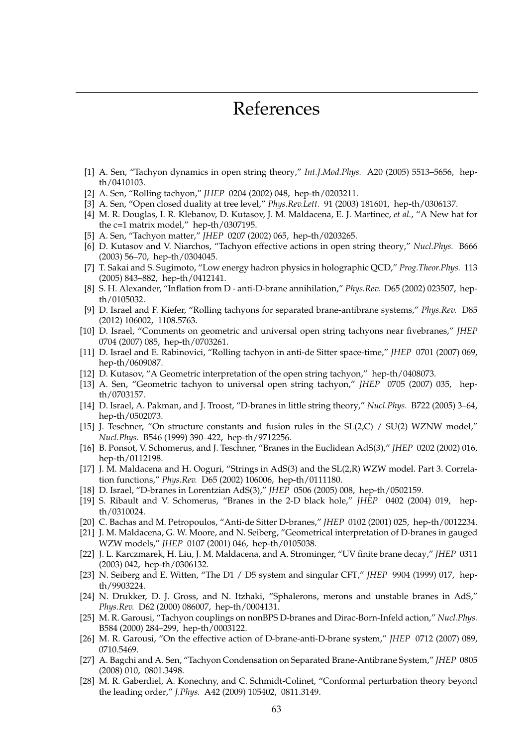# References

[1] A. Sen, "Tachyon dynamics in open string theory," *Int.J.Mod.Phys.* A20 (2005) 5513–5656, hep-th/0410103.

[2] A. Sen, "Rolling tachyon," *JHEP* 0204 (2002) 048, hep-th/0203211.

[3] A. Sen, "Open closed duality at tree level," *Phys.Rev.Lett.* 91 (2003) 181601, hep-th/0306137.

[4] M. R. Douglas, I. R. Klebanov, D. Kutasov, J. M. Maldacena, E. J. Martinec, *et al.*, "A New hat for the c=1 matrix model," hep-th/0307195.

[5] A. Sen, "Tachyon matter," *JHEP* 0207 (2002) 065, hep-th/0203265.

[6] D. Kutasov and V. Niarchos, "Tachyon effective actions in open string theory," *Nucl.Phys.* B666 (2003) 56–70, hep-th/0304045.

[7] T. Sakai and S. Sugimoto, "Low energy hadron physics in holographic QCD," *Prog.Theor.Phys.* 113 (2005) 843–882, hep-th/0412141.

[8] S. H. Alexander, "Inflation from D - anti-D-brane annihilation," *Phys.Rev.* D65 (2002) 023507, hep-th/0105032.

[9] D. Israel and F. Kiefer, "Rolling tachyons for separated brane-antibrane systems," *Phys.Rev.* D85 (2012) 106002, 1108.5763.

[10] D. Israel, "Comments on geometric and universal open string tachyons near fivebranes," *JHEP* 0704 (2007) 085, hep-th/0703261.

[11] D. Israel and E. Rabinovici, "Rolling tachyon in anti-de Sitter space-time," *JHEP* 0701 (2007) 069, hep-th/0609087.

[12] D. Kutasov, "A Geometric interpretation of the open string tachyon," hep-th/0408073.

[13] A. Sen, "Geometric tachyon to universal open string tachyon," *JHEP* 0705 (2007) 035, hep-th/0703157.

[14] D. Israel, A. Pakman, and J. Troost, "D-branes in little string theory," *Nucl.Phys.* B722 (2005) 3–64, hep-th/0502073.

[15] J. Teschner, "On structure constants and fusion rules in the SL(2,C) / SU(2) WZNW model," *Nucl.Phys.* B546 (1999) 390–422, hep-th/9712256.

[16] B. Ponsot, V. Schomerus, and J. Teschner, "Branes in the Euclidean AdS(3)," *JHEP* 0202 (2002) 016, hep-th/0112198.

[17] J. M. Maldacena and H. Ooguri, "Strings in AdS(3) and the SL(2,R) WZW model. Part 3. Correlation functions," *Phys.Rev.* D65 (2002) 106006, hep-th/0111180.

[18] D. Israel, "D-branes in Lorentzian AdS(3)," *JHEP* 0506 (2005) 008, hep-th/0502159.

[19] S. Ribault and V. Schomerus, "Branes in the 2-D black hole," *JHEP* 0402 (2004) 019, hep-th/0310024.

[20] C. Bachas and M. Petropoulos, "Anti-de Sitter D-branes," *JHEP* 0102 (2001) 025, hep-th/0012234.

[21] J. M. Maldacena, G. W. Moore, and N. Seiberg, "Geometrical interpretation of D-branes in gauged WZW models," *JHEP* 0107 (2001) 046, hep-th/0105038.

[22] J. L. Karczmarek, H. Liu, J. M. Maldacena, and A. Strominger, "UV finite brane decay," *JHEP* 0311 (2003) 042, hep-th/0306132.

[23] N. Seiberg and E. Witten, "The D1 / D5 system and singular CFT," *JHEP* 9904 (1999) 017, hep-th/9903224.

[24] N. Drukker, D. J. Gross, and N. Itzhaki, "Sphalerons, merons and unstable branes in AdS," *Phys.Rev.* D62 (2000) 086007, hep-th/0004131.

[25] M. R. Garousi, "Tachyon couplings on nonBPS D-branes and Dirac-Born-Infeld action," *Nucl.Phys.* B584 (2000) 284–299, hep-th/0003122.

[26] M. R. Garousi, "On the effective action of D-brane-anti-D-brane system," *JHEP* 0712 (2007) 089, 0710.5469.

[27] A. Bagchi and A. Sen, "Tachyon Condensation on Separated Brane-Antibrane System," *JHEP* 0805 (2008) 010, 0801.3498.

[28] M. R. Gaberdiel, A. Konechny, and C. Schmidt-Colinet, "Conformal perturbation theory beyond the leading order," *J.Phys.* A42 (2009) 105402, 0811.3149.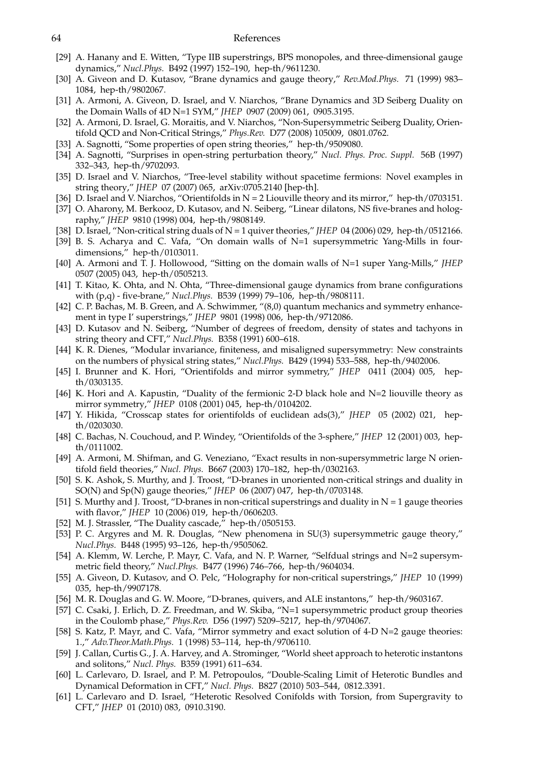[29] A. Hanany and E. Witten, "Type IIB superstrings, BPS monopoles, and three-dimensional gauge dynamics," *Nucl.Phys.* B492 (1997) 152–190, hep-th/9611230.

[30] A. Giveon and D. Kutasov, "Brane dynamics and gauge theory," *Rev.Mod.Phys.* 71 (1999) 983–1084, hep-th/9802067.

[31] A. Armoni, A. Giveon, D. Israel, and V. Niarchos, "Brane Dynamics and 3D Seiberg Duality on the Domain Walls of 4D N=1 SYM," *JHEP* 0907 (2009) 061, 0905.3195.

[32] A. Armoni, D. Israel, G. Moraitis, and V. Niarchos, "Non-Supersymmetric Seiberg Duality, Orientifold QCD and Non-Critical Strings," *Phys.Rev.* D77 (2008) 105009, 0801.0762.

[33] A. Sagnotti, "Some properties of open string theories," hep-th/9509080.

[34] A. Sagnotti, "Surprises in open-string perturbation theory," *Nucl. Phys. Proc. Suppl.* 56B (1997) 332–343, hep-th/9702093.

[35] D. Israel and V. Niarchos, "Tree-level stability without spacetime fermions: Novel examples in string theory," *JHEP* 07 (2007) 065, arXiv:0705.2140 [hep-th].

[36] D. Israel and V. Niarchos, "Orientifolds in N = 2 Liouville theory and its mirror," hep-th/0703151.

[37] O. Aharony, M. Berkooz, D. Kutasov, and N. Seiberg, "Linear dilatons, NS five-branes and holography," *JHEP* 9810 (1998) 004, hep-th/9808149.

[38] D. Israel, "Non-critical string duals of N = 1 quiver theories," *JHEP* 04 (2006) 029, hep-th/0512166.

[39] B. S. Acharya and C. Vafa, "On domain walls of N=1 supersymmetric Yang-Mills in four-dimensions," hep-th/0103011.

[40] A. Armoni and T. J. Hollowood, "Sitting on the domain walls of N=1 super Yang-Mills," *JHEP* 0507 (2005) 043, hep-th/0505213.

[41] T. Kitao, K. Ohta, and N. Ohta, "Three-dimensional gauge dynamics from brane configurations with (p,q) - five-brane," *Nucl.Phys.* B539 (1999) 79–106, hep-th/9808111.

[42] C. P. Bachas, M. B. Green, and A. Schwimmer, "(8,0) quantum mechanics and symmetry enhancement in type I′ superstrings," *JHEP* 9801 (1998) 006, hep-th/9712086.

[43] D. Kutasov and N. Seiberg, "Number of degrees of freedom, density of states and tachyons in string theory and CFT," *Nucl.Phys.* B358 (1991) 600–618.

[44] K. R. Dienes, "Modular invariance, finiteness, and misaligned supersymmetry: New constraints on the numbers of physical string states," *Nucl.Phys.* B429 (1994) 533–588, hep-th/9402006.

[45] I. Brunner and K. Hori, "Orientifolds and mirror symmetry," *JHEP* 0411 (2004) 005, hep-th/0303135.

[46] K. Hori and A. Kapustin, "Duality of the fermionic 2-D black hole and N=2 liouville theory as mirror symmetry," *JHEP* 0108 (2001) 045, hep-th/0104202.

[47] Y. Hikida, "Crosscap states for orientifolds of euclidean ads(3)," *JHEP* 05 (2002) 021, hep-th/0203030.

[48] C. Bachas, N. Couchoud, and P. Windey, "Orientifolds of the 3-sphere," *JHEP* 12 (2001) 003, hep-th/0111002.

[49] A. Armoni, M. Shifman, and G. Veneziano, "Exact results in non-supersymmetric large N orientifold field theories," *Nucl. Phys.* B667 (2003) 170–182, hep-th/0302163.

[50] S. K. Ashok, S. Murthy, and J. Troost, "D-branes in unoriented non-critical strings and duality in SO(N) and Sp(N) gauge theories," *JHEP* 06 (2007) 047, hep-th/0703148.

[51] S. Murthy and J. Troost, "D-branes in non-critical superstrings and duality in N = 1 gauge theories with flavor," *JHEP* 10 (2006) 019, hep-th/0606203.

[52] M. J. Strassler, "The Duality cascade," hep-th/0505153.

[53] P. C. Argyres and M. R. Douglas, "New phenomena in SU(3) supersymmetric gauge theory," *Nucl.Phys.* B448 (1995) 93–126, hep-th/9505062.

[54] A. Klemm, W. Lerche, P. Mayr, C. Vafa, and N. P. Warner, "Selfdual strings and N=2 supersymmetric field theory," *Nucl.Phys.* B477 (1996) 746–766, hep-th/9604034.

[55] A. Giveon, D. Kutasov, and O. Pelc, "Holography for non-critical superstrings," *JHEP* 10 (1999) 035, hep-th/9907178.

[56] M. R. Douglas and G. W. Moore, "D-branes, quivers, and ALE instantons," hep-th/9603167.

[57] C. Csaki, J. Erlich, D. Z. Freedman, and W. Skiba, "N=1 supersymmetric product group theories in the Coulomb phase," *Phys.Rev.* D56 (1997) 5209–5217, hep-th/9704067.

[58] S. Katz, P. Mayr, and C. Vafa, "Mirror symmetry and exact solution of 4-D N=2 gauge theories: 1.," *Adv.Theor.Math.Phys.* 1 (1998) 53–114, hep-th/9706110.

[59] J. Callan, Curtis G., J. A. Harvey, and A. Strominger, "World sheet approach to heterotic instantons and solitons," *Nucl. Phys.* B359 (1991) 611–634.

[60] L. Carlevaro, D. Israel, and P. M. Petropoulos, "Double-Scaling Limit of Heterotic Bundles and Dynamical Deformation in CFT," *Nucl. Phys.* B827 (2010) 503–544, 0812.3391.

[61] L. Carlevaro and D. Israel, "Heterotic Resolved Conifolds with Torsion, from Supergravity to CFT," *JHEP* 01 (2010) 083, 0910.3190.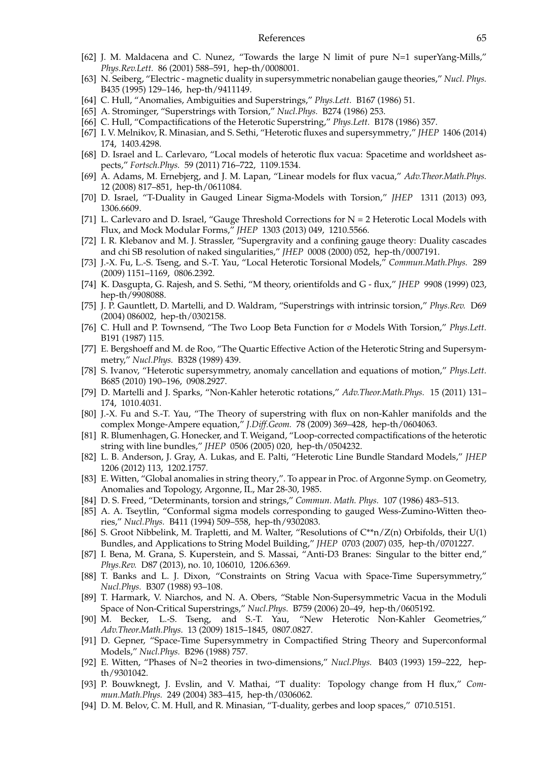[62] J. M. Maldacena and C. Nunez, "Towards the large N limit of pure N=1 superYang-Mills," *Phys.Rev.Lett.* 86 (2001) 588–591, hep-th/0008001.

[63] N. Seiberg, "Electric - magnetic duality in supersymmetric nonabelian gauge theories," *Nucl. Phys.* B435 (1995) 129–146, hep-th/9411149.

[64] C. Hull, "Anomalies, Ambiguities and Superstrings," *Phys.Lett.* B167 (1986) 51.

[65] A. Strominger, "Superstrings with Torsion," *Nucl.Phys.* B274 (1986) 253.

[66] C. Hull, "Compactifications of the Heterotic Superstring," *Phys.Lett.* B178 (1986) 357.

[67] I. V. Melnikov, R. Minasian, and S. Sethi, "Heterotic fluxes and supersymmetry," *JHEP* 1406 (2014) 174, 1403.4298.

[68] D. Israel and L. Carlevaro, "Local models of heterotic flux vacua: Spacetime and worldsheet aspects," *Fortsch.Phys.* 59 (2011) 716–722, 1109.1534.

[69] A. Adams, M. Ernebjerg, and J. M. Lapan, "Linear models for flux vacua," *Adv.Theor.Math.Phys.* 12 (2008) 817–851, hep-th/0611084.

[70] D. Israel, "T-Duality in Gauged Linear Sigma-Models with Torsion," *JHEP* 1311 (2013) 093, 1306.6609.

[71] L. Carlevaro and D. Israel, "Gauge Threshold Corrections for N = 2 Heterotic Local Models with Flux, and Mock Modular Forms," *JHEP* 1303 (2013) 049, 1210.5566.

[72] I. R. Klebanov and M. J. Strassler, "Supergravity and a confining gauge theory: Duality cascades and chi SB resolution of naked singularities," *JHEP* 0008 (2000) 052, hep-th/0007191.

[73] J.-X. Fu, L.-S. Tseng, and S.-T. Yau, "Local Heterotic Torsional Models," *Commun.Math.Phys.* 289 (2009) 1151–1169, 0806.2392.

[74] K. Dasgupta, G. Rajesh, and S. Sethi, "M theory, orientifolds and G - flux," *JHEP* 9908 (1999) 023, hep-th/9908088.

[75] J. P. Gauntlett, D. Martelli, and D. Waldram, "Superstrings with intrinsic torsion," *Phys.Rev.* D69 (2004) 086002, hep-th/0302158.

[76] C. Hull and P. Townsend, "The Two Loop Beta Function for σ Models With Torsion," *Phys.Lett.* B191 (1987) 115.

[77] E. Bergshoeff and M. de Roo, "The Quartic Effective Action of the Heterotic String and Supersymmetry," *Nucl.Phys.* B328 (1989) 439.

[78] S. Ivanov, "Heterotic supersymmetry, anomaly cancellation and equations of motion," *Phys.Lett.* B685 (2010) 190–196, 0908.2927.

[79] D. Martelli and J. Sparks, "Non-Kahler heterotic rotations," *Adv.Theor.Math.Phys.* 15 (2011) 131–174, 1010.4031.

[80] J.-X. Fu and S.-T. Yau, "The Theory of superstring with flux on non-Kahler manifolds and the complex Monge-Ampere equation," *J.Diff.Geom.* 78 (2009) 369–428, hep-th/0604063.

[81] R. Blumenhagen, G. Honecker, and T. Weigand, "Loop-corrected compactifications of the heterotic string with line bundles," *JHEP* 0506 (2005) 020, hep-th/0504232.

[82] L. B. Anderson, J. Gray, A. Lukas, and E. Palti, "Heterotic Line Bundle Standard Models," *JHEP* 1206 (2012) 113, 1202.1757.

[83] E. Witten, "Global anomalies in string theory,". To appear in Proc. of Argonne Symp. on Geometry, Anomalies and Topology, Argonne, IL, Mar 28-30, 1985.

[84] D. S. Freed, "Determinants, torsion and strings," *Commun. Math. Phys.* 107 (1986) 483–513.

[85] A. A. Tseytlin, "Conformal sigma models corresponding to gauged Wess-Zumino-Witten theories," *Nucl.Phys.* B411 (1994) 509–558, hep-th/9302083.

[86] S. Groot Nibbelink, M. Trapletti, and M. Walter, "Resolutions of C**n/Z(n) Orbifolds, their U(1) Bundles, and Applications to String Model Building," *JHEP* 0703 (2007) 035, hep-th/0701227.

[87] I. Bena, M. Grana, S. Kuperstein, and S. Massai, "Anti-D3 Branes: Singular to the bitter end," *Phys.Rev.* D87 (2013), no. 10, 106010, 1206.6369.

[88] T. Banks and L. J. Dixon, "Constraints on String Vacua with Space-Time Supersymmetry," *Nucl.Phys.* B307 (1988) 93–108.

[89] T. Harmark, V. Niarchos, and N. A. Obers, "Stable Non-Supersymmetric Vacua in the Moduli Space of Non-Critical Superstrings," *Nucl.Phys.* B759 (2006) 20–49, hep-th/0605192.

[90] M. Becker, L.-S. Tseng, and S.-T. Yau, "New Heterotic Non-Kahler Geometries," *Adv.Theor.Math.Phys.* 13 (2009) 1815–1845, 0807.0827.

[91] D. Gepner, "Space-Time Supersymmetry in Compactified String Theory and Superconformal Models," *Nucl.Phys.* B296 (1988) 757.

[92] E. Witten, "Phases of N=2 theories in two-dimensions," *Nucl.Phys.* B403 (1993) 159–222, hep-th/9301042.

[93] P. Bouwknegt, J. Evslin, and V. Mathai, "T duality: Topology change from H flux," *Commun.Math.Phys.* 249 (2004) 383–415, hep-th/0306062.

[94] D. M. Belov, C. M. Hull, and R. Minasian, "T-duality, gerbes and loop spaces," 0710.5151.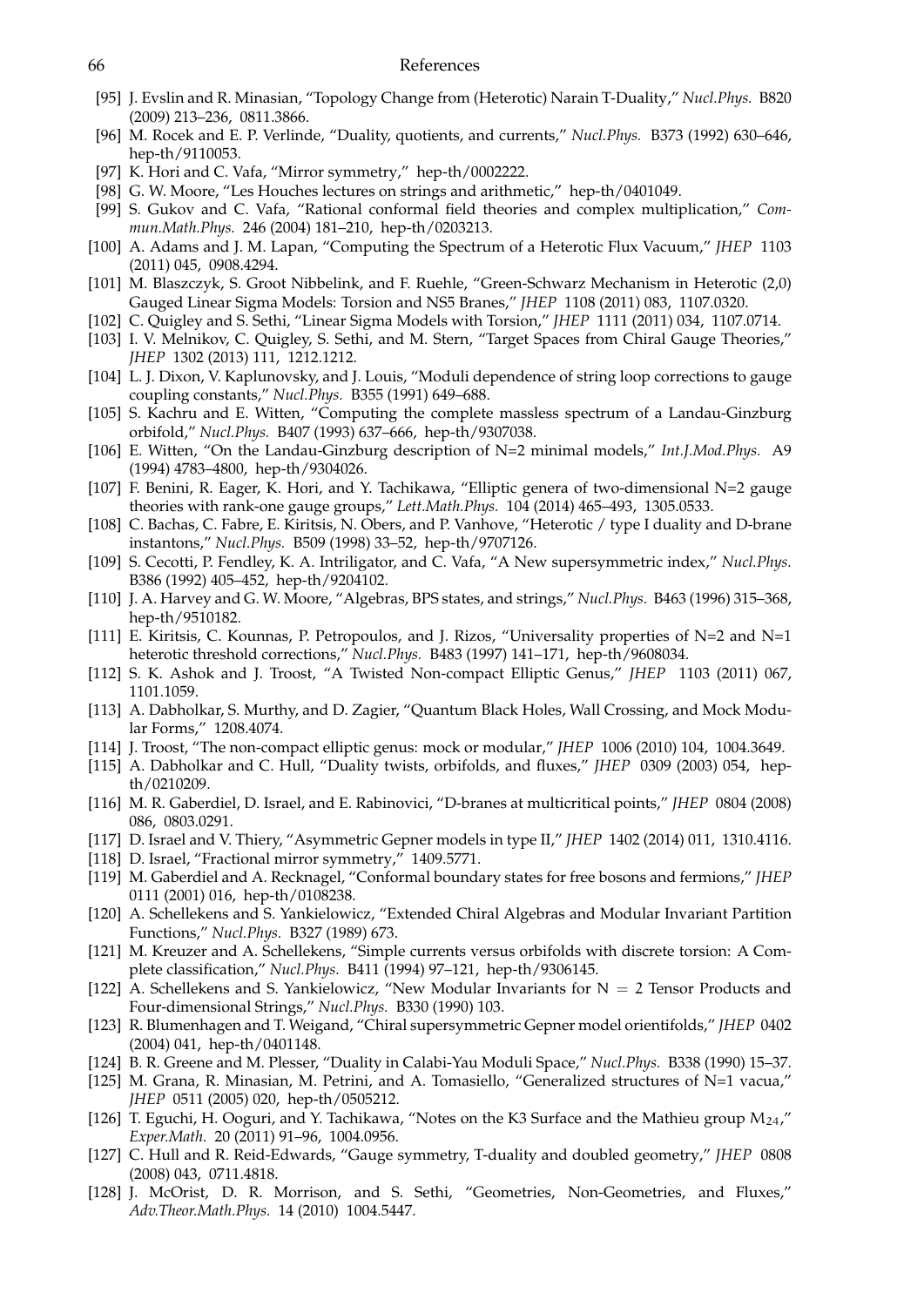[95] J. Evslin and R. Minasian, "Topology Change from (Heterotic) Narain T-Duality," *Nucl.Phys.* B820 (2009) 213–236, 0811.3866.

[96] M. Rocek and E. P. Verlinde, "Duality, quotients, and currents," *Nucl.Phys.* B373 (1992) 630–646, hep-th/9110053.

[97] K. Hori and C. Vafa, "Mirror symmetry," hep-th/0002222.

[98] G. W. Moore, "Les Houches lectures on strings and arithmetic," hep-th/0401049.

[99] S. Gukov and C. Vafa, "Rational conformal field theories and complex multiplication," *Commun.Math.Phys.* 246 (2004) 181–210, hep-th/0203213.

[100] A. Adams and J. M. Lapan, "Computing the Spectrum of a Heterotic Flux Vacuum," *JHEP* 1103 (2011) 045, 0908.4294.

[101] M. Blaszczyk, S. Groot Nibbelink, and F. Ruehle, "Green-Schwarz Mechanism in Heterotic (2,0) Gauged Linear Sigma Models: Torsion and NS5 Branes," *JHEP* 1108 (2011) 083, 1107.0320.

[102] C. Quigley and S. Sethi, "Linear Sigma Models with Torsion," *JHEP* 1111 (2011) 034, 1107.0714.

[103] I. V. Melnikov, C. Quigley, S. Sethi, and M. Stern, "Target Spaces from Chiral Gauge Theories," *JHEP* 1302 (2013) 111, 1212.1212.

[104] L. J. Dixon, V. Kaplunovsky, and J. Louis, "Moduli dependence of string loop corrections to gauge coupling constants," *Nucl.Phys.* B355 (1991) 649–688.

[105] S. Kachru and E. Witten, "Computing the complete massless spectrum of a Landau-Ginzburg orbifold," *Nucl.Phys.* B407 (1993) 637–666, hep-th/9307038.

[106] E. Witten, "On the Landau-Ginzburg description of N=2 minimal models," *Int.J.Mod.Phys.* A9 (1994) 4783–4800, hep-th/9304026.

[107] F. Benini, R. Eager, K. Hori, and Y. Tachikawa, "Elliptic genera of two-dimensional N=2 gauge theories with rank-one gauge groups," *Lett.Math.Phys.* 104 (2014) 465–493, 1305.0533.

[108] C. Bachas, C. Fabre, E. Kiritsis, N. Obers, and P. Vanhove, "Heterotic / type I duality and D-brane instantons," *Nucl.Phys.* B509 (1998) 33–52, hep-th/9707126.

[109] S. Cecotti, P. Fendley, K. A. Intriligator, and C. Vafa, "A New supersymmetric index," *Nucl.Phys.* B386 (1992) 405–452, hep-th/9204102.

[110] J. A. Harvey and G. W. Moore, "Algebras, BPS states, and strings," *Nucl.Phys.* B463 (1996) 315–368, hep-th/9510182.

[111] E. Kiritsis, C. Kounnas, P. Petropoulos, and J. Rizos, "Universality properties of N=2 and N=1 heterotic threshold corrections," *Nucl.Phys.* B483 (1997) 141–171, hep-th/9608034.

[112] S. K. Ashok and J. Troost, "A Twisted Non-compact Elliptic Genus," *JHEP* 1103 (2011) 067, 1101.1059.

[113] A. Dabholkar, S. Murthy, and D. Zagier, "Quantum Black Holes, Wall Crossing, and Mock Modular Forms," 1208.4074.

[114] J. Troost, "The non-compact elliptic genus: mock or modular," *JHEP* 1006 (2010) 104, 1004.3649.

[115] A. Dabholkar and C. Hull, "Duality twists, orbifolds, and fluxes," *JHEP* 0309 (2003) 054, hep-th/0210209.

[116] M. R. Gaberdiel, D. Israel, and E. Rabinovici, "D-branes at multicritical points," *JHEP* 0804 (2008) 086, 0803.0291.

[117] D. Israel and V. Thiery, "Asymmetric Gepner models in type II," *JHEP* 1402 (2014) 011, 1310.4116.

[118] D. Israel, "Fractional mirror symmetry," 1409.5771.

[119] M. Gaberdiel and A. Recknagel, "Conformal boundary states for free bosons and fermions," *JHEP* 0111 (2001) 016, hep-th/0108238.

[120] A. Schellekens and S. Yankielowicz, "Extended Chiral Algebras and Modular Invariant Partition Functions," *Nucl.Phys.* B327 (1989) 673.

[121] M. Kreuzer and A. Schellekens, "Simple currents versus orbifolds with discrete torsion: A Complete classification," *Nucl.Phys.* B411 (1994) 97–121, hep-th/9306145.

[122] A. Schellekens and S. Yankielowicz, "New Modular Invariants for $N = 2$ Tensor Products and Four-dimensional Strings," *Nucl.Phys.* B330 (1990) 103.

[123] R. Blumenhagen and T. Weigand, "Chiral supersymmetric Gepner model orientifolds," *JHEP* 0402 (2004) 041, hep-th/0401148.

[124] B. R. Greene and M. Plesser, "Duality in Calabi-Yau Moduli Space," *Nucl.Phys.* B338 (1990) 15–37.

[125] M. Grana, R. Minasian, M. Petrini, and A. Tomasiello, "Generalized structures of N=1 vacua," *JHEP* 0511 (2005) 020, hep-th/0505212.

[126] T. Eguchi, H. Ooguri, and Y. Tachikawa, "Notes on the K3 Surface and the Mathieu group $M_{24}$," *Exper.Math.* 20 (2011) 91–96, 1004.0956.

[127] C. Hull and R. Reid-Edwards, "Gauge symmetry, T-duality and doubled geometry," *JHEP* 0808 (2008) 043, 0711.4818.

[128] J. McOrist, D. R. Morrison, and S. Sethi, "Geometries, Non-Geometries, and Fluxes," *Adv.Theor.Math.Phys.* 14 (2010) 1004.5447.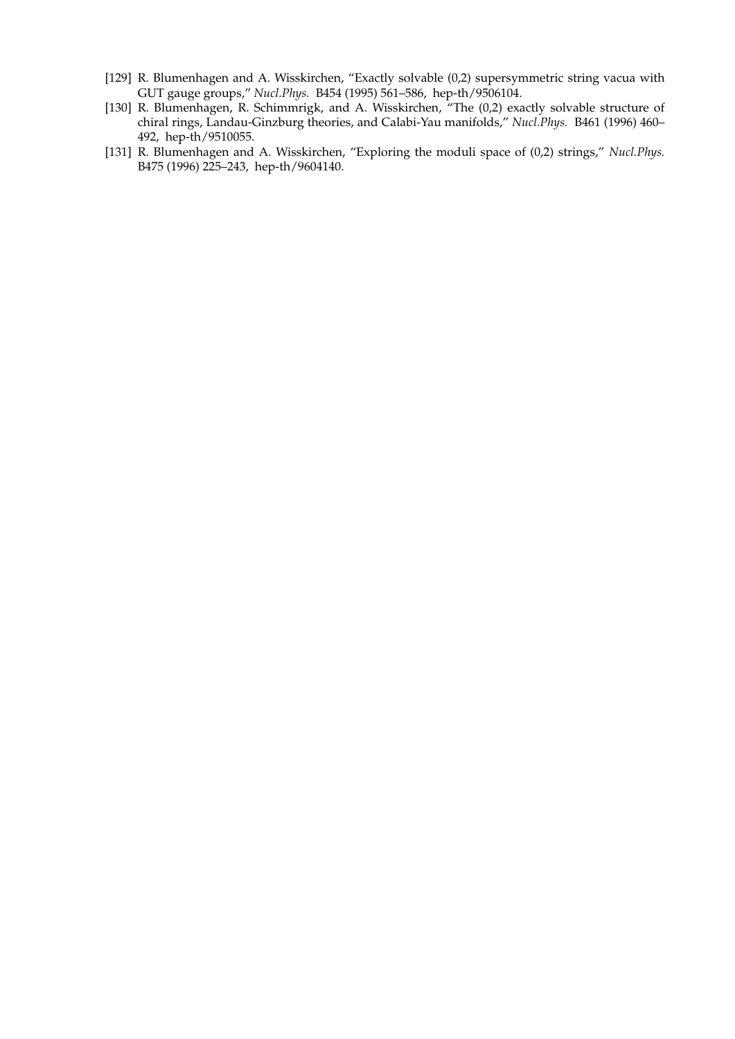[129] R. Blumenhagen and A. Wisskirchen, "Exactly solvable (0,2) supersymmetric string vacua with GUT gauge groups," *Nucl.Phys.* B454 (1995) 561–586, hep-th/9506104.

[130] R. Blumenhagen, R. Schimmrigk, and A. Wisskirchen, "The (0,2) exactly solvable structure of chiral rings, Landau-Ginzburg theories, and Calabi-Yau manifolds," *Nucl.Phys.* B461 (1996) 460–492, hep-th/9510055.

[131] R. Blumenhagen and A. Wisskirchen, "Exploring the moduli space of (0,2) strings," *Nucl.Phys.* B475 (1996) 225–243, hep-th/9604140.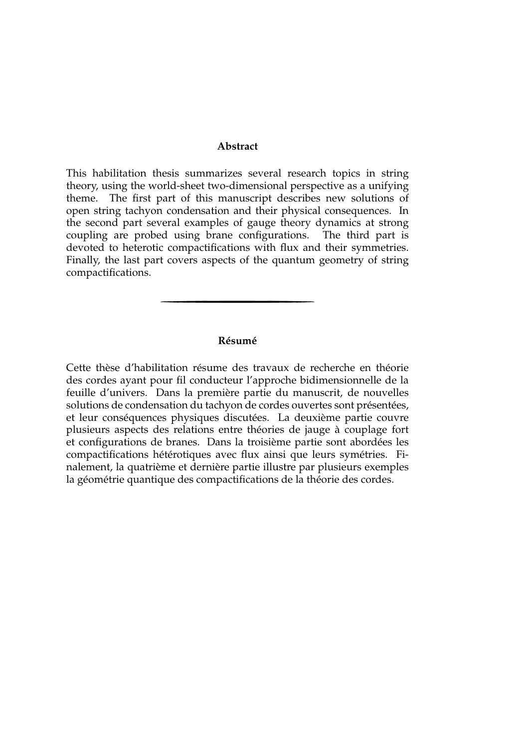## Abstract

This habilitation thesis summarizes several research topics in string theory, using the world-sheet two-dimensional perspective as a unifying theme. The first part of this manuscript describes new solutions of open string tachyon condensation and their physical consequences. In the second part several examples of gauge theory dynamics at strong coupling are probed using brane configurations. The third part is devoted to heterotic compactifications with flux and their symmetries. Finally, the last part covers aspects of the quantum geometry of string compactifications.

---

## Résumé

Cette thèse d'habilitation résume des travaux de recherche en théorie des cordes ayant pour fil conducteur l'approche bidimensionnelle de la feuille d'univers. Dans la première partie du manuscrit, de nouvelles solutions de condensation du tachyon de cordes ouvertes sont présentées, et leur conséquences physiques discutées. La deuxième partie couvre plusieurs aspects des relations entre théories de jauge à couplage fort et configurations de branes. Dans la troisième partie sont abordées les compactifications hétérotiques avec flux ainsi que leurs symétries. Finalement, la quatrième et dernière partie illustre par plusieurs exemples la géométrie quantique des compactifications de la théorie des cordes.